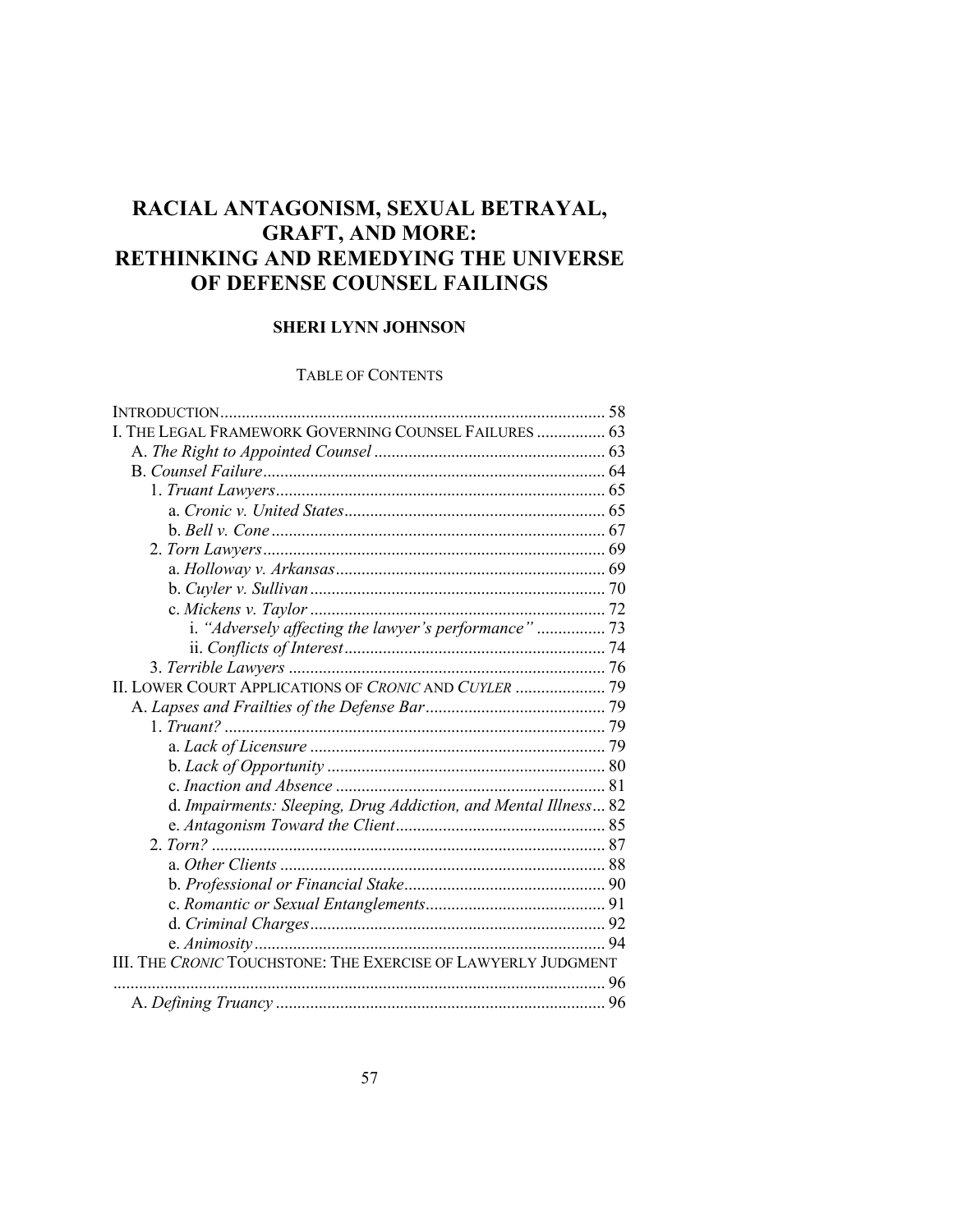# RACIAL ANTAGONISM, SEXUAL BETRAYAL, GRAFT, AND MORE: RETHINKING AND REMEDYING THE UNIVERSE OF DEFENSE COUNSEL FAILINGS

**SHERI LYNN JOHNSON**

TABLE OF CONTENTS

INTRODUCTION ........ 58
I. THE LEGAL FRAMEWORK GOVERNING COUNSEL FAILURES ........ 63
- A. *The Right to Appointed Counsel* ........ 63
- B. *Counsel Failure* ........ 64
  - 1. *Truant Lawyers* ........ 65
    - a. *Cronic v. United States* ........ 65
    - b. *Bell v. Cone* ........ 67
  - 2. *Torn Lawyers* ........ 69
    - a. *Holloway v. Arkansas* ........ 69
    - b. *Cuyler v. Sullivan* ........ 70
    - c. *Mickens v. Taylor* ........ 72
      - i. *"Adversely affecting the lawyer's performance"* ........ 73
      - ii. *Conflicts of Interest* ........ 74
  - 3. *Terrible Lawyers* ........ 76

II. LOWER COURT APPLICATIONS OF *CRONIC* AND *CUYLER* ........ 79
- A. *Lapses and Frailties of the Defense Bar* ........ 79
  - 1. *Truant?* ........ 79
    - a. *Lack of Licensure* ........ 79
    - b. *Lack of Opportunity* ........ 80
    - c. *Inaction and Absence* ........ 81
    - d. *Impairments: Sleeping, Drug Addiction, and Mental Illness* ... 82
    - e. *Antagonism Toward the Client* ........ 85
  - 2. *Torn?* ........ 87
    - a. *Other Clients* ........ 88
    - b. *Professional or Financial Stake* ........ 90
    - c. *Romantic or Sexual Entanglements* ........ 91
    - d. *Criminal Charges* ........ 92
    - e. *Animosity* ........ 94

III. THE *CRONIC* TOUCHSTONE: THE EXERCISE OF LAWYERLY JUDGMENT ........ 96
- A. *Defining Truancy* ........ 96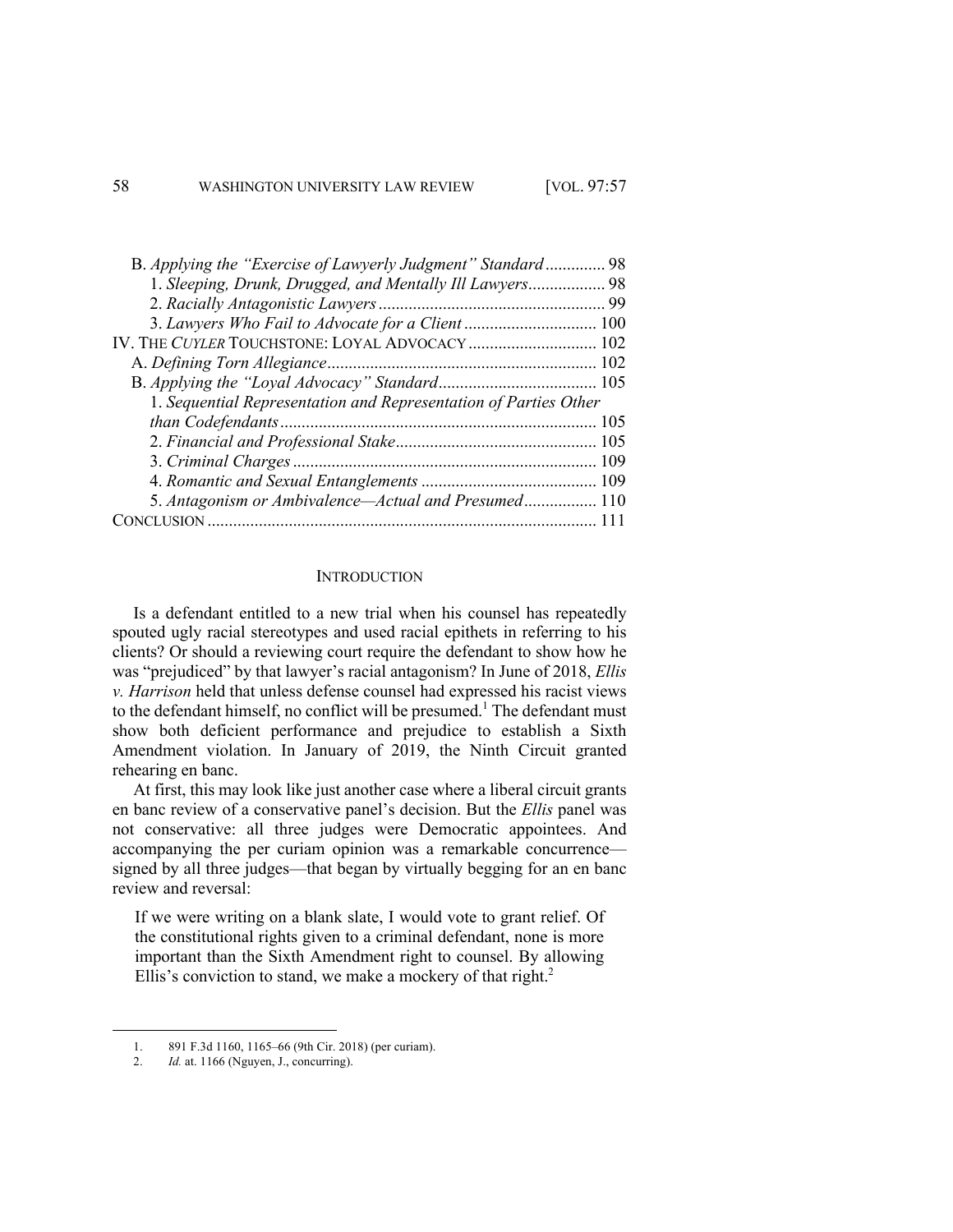B. *Applying the "Exercise of Lawyerly Judgment" Standard* ............. 98
1. *Sleeping, Drunk, Drugged, and Mentally Ill Lawyers*.................. 98
2. *Racially Antagonistic Lawyers* .................................................... 99
3. *Lawyers Who Fail to Advocate for a Client* ............................... 100
IV. THE *CUYLER* TOUCHSTONE: LOYAL ADVOCACY .............................. 102
A. *Defining Torn Allegiance*............................................................... 102
B. *Applying the "Loyal Advocacy" Standard*..................................... 105
1. *Sequential Representation and Representation of Parties Other than Codefendants*.......................................................................... 105
2. *Financial and Professional Stake*............................................... 105
3. *Criminal Charges* ...................................................................... 109
4. *Romantic and Sexual Entanglements* ......................................... 109
5. *Antagonism or Ambivalence—Actual and Presumed*................. 110
CONCLUSION ........................................................................................... 111

## INTRODUCTION

Is a defendant entitled to a new trial when his counsel has repeatedly spouted ugly racial stereotypes and used racial epithets in referring to his clients? Or should a reviewing court require the defendant to show how he was "prejudiced" by that lawyer's racial antagonism? In June of 2018, *Ellis v. Harrison* held that unless defense counsel had expressed his racist views to the defendant himself, no conflict will be presumed.[1] The defendant must show both deficient performance and prejudice to establish a Sixth Amendment violation. In January of 2019, the Ninth Circuit granted rehearing en banc.

At first, this may look like just another case where a liberal circuit grants en banc review of a conservative panel's decision. But the *Ellis* panel was not conservative: all three judges were Democratic appointees. And accompanying the per curiam opinion was a remarkable concurrence—signed by all three judges—that began by virtually begging for an en banc review and reversal:

> If we were writing on a blank slate, I would vote to grant relief. Of the constitutional rights given to a criminal defendant, none is more important than the Sixth Amendment right to counsel. By allowing Ellis's conviction to stand, we make a mockery of that right.[2]

---

1. 891 F.3d 1160, 1165–66 (9th Cir. 2018) (per curiam).
2. *Id.* at. 1166 (Nguyen, J., concurring).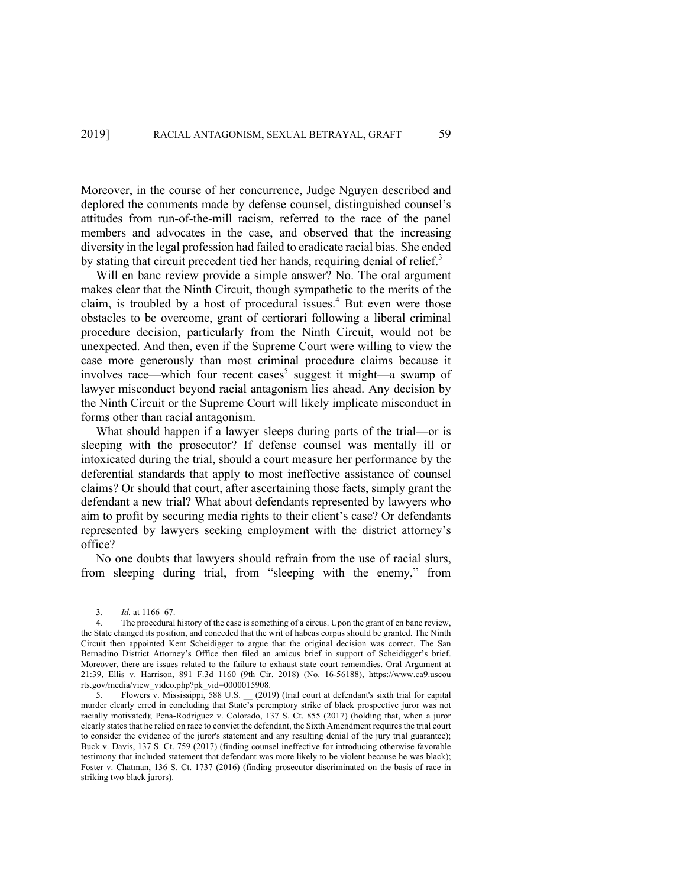Moreover, in the course of her concurrence, Judge Nguyen described and deplored the comments made by defense counsel, distinguished counsel's attitudes from run-of-the-mill racism, referred to the race of the panel members and advocates in the case, and observed that the increasing diversity in the legal profession had failed to eradicate racial bias. She ended by stating that circuit precedent tied her hands, requiring denial of relief.[3]

Will en banc review provide a simple answer? No. The oral argument makes clear that the Ninth Circuit, though sympathetic to the merits of the claim, is troubled by a host of procedural issues.[4] But even were those obstacles to be overcome, grant of certiorari following a liberal criminal procedure decision, particularly from the Ninth Circuit, would not be unexpected. And then, even if the Supreme Court were willing to view the case more generously than most criminal procedure claims because it involves race—which four recent cases[5] suggest it might—a swamp of lawyer misconduct beyond racial antagonism lies ahead. Any decision by the Ninth Circuit or the Supreme Court will likely implicate misconduct in forms other than racial antagonism.

What should happen if a lawyer sleeps during parts of the trial—or is sleeping with the prosecutor? If defense counsel was mentally ill or intoxicated during the trial, should a court measure her performance by the deferential standards that apply to most ineffective assistance of counsel claims? Or should that court, after ascertaining those facts, simply grant the defendant a new trial? What about defendants represented by lawyers who aim to profit by securing media rights to their client's case? Or defendants represented by lawyers seeking employment with the district attorney's office?

No one doubts that lawyers should refrain from the use of racial slurs, from sleeping during trial, from "sleeping with the enemy," from

---

3. *Id.* at 1166–67.

4. The procedural history of the case is something of a circus. Upon the grant of en banc review, the State changed its position, and conceded that the writ of habeas corpus should be granted. The Ninth Circuit then appointed Kent Scheidigger to argue that the original decision was correct. The San Bernadino District Attorney's Office then filed an amicus brief in support of Scheidigger's brief. Moreover, there are issues related to the failure to exhaust state court rememdies. Oral Argument at 21:39, Ellis v. Harrison, 891 F.3d 1160 (9th Cir. 2018) (No. 16-56188), https://www.ca9.uscourts.gov/media/view_video.php?pk_vid=0000015908.

5. Flowers v. Mississippi, 588 U.S. __ (2019) (trial court at defendant's sixth trial for capital murder clearly erred in concluding that State's peremptory strike of black prospective juror was not racially motivated); Pena-Rodriguez v. Colorado, 137 S. Ct. 855 (2017) (holding that, when a juror clearly states that he relied on race to convict the defendant, the Sixth Amendment requires the trial court to consider the evidence of the juror's statement and any resulting denial of the jury trial guarantee); Buck v. Davis, 137 S. Ct. 759 (2017) (finding counsel ineffective for introducing otherwise favorable testimony that included statement that defendant was more likely to be violent because he was black); Foster v. Chatman, 136 S. Ct. 1737 (2016) (finding prosecutor discriminated on the basis of race in striking two black jurors).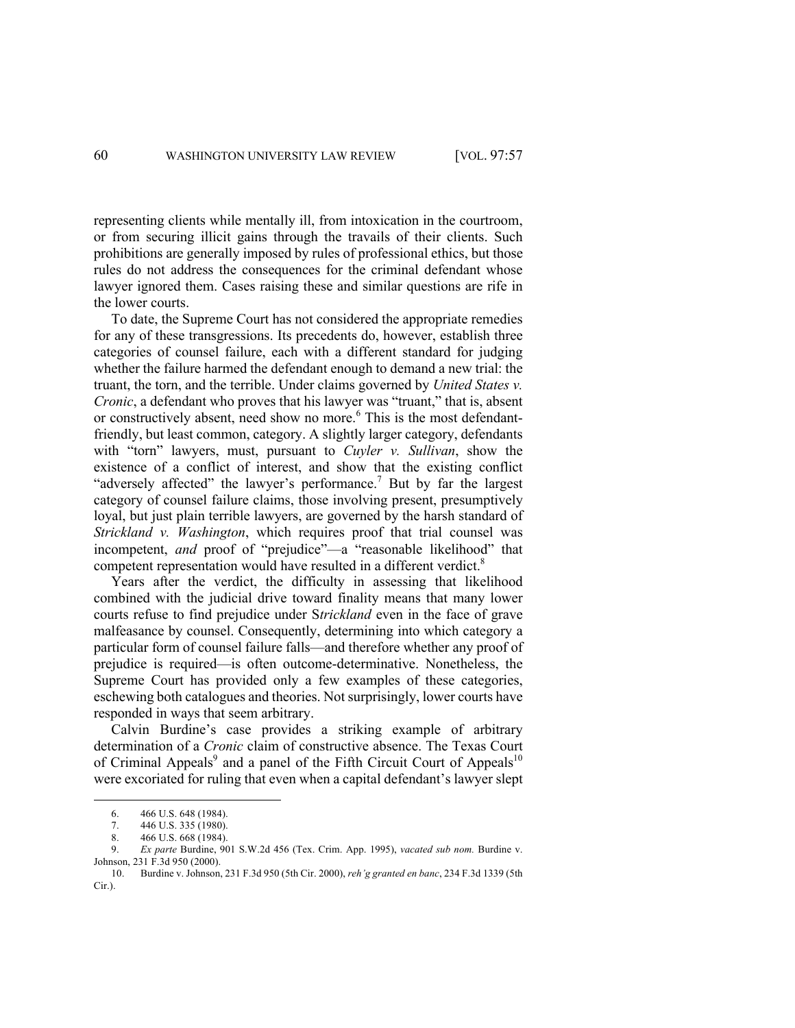representing clients while mentally ill, from intoxication in the courtroom, or from securing illicit gains through the travails of their clients. Such prohibitions are generally imposed by rules of professional ethics, but those rules do not address the consequences for the criminal defendant whose lawyer ignored them. Cases raising these and similar questions are rife in the lower courts.

To date, the Supreme Court has not considered the appropriate remedies for any of these transgressions. Its precedents do, however, establish three categories of counsel failure, each with a different standard for judging whether the failure harmed the defendant enough to demand a new trial: the truant, the torn, and the terrible. Under claims governed by *United States v. Cronic*, a defendant who proves that his lawyer was "truant," that is, absent or constructively absent, need show no more.[6] This is the most defendant-friendly, but least common, category. A slightly larger category, defendants with "torn" lawyers, must, pursuant to *Cuyler v. Sullivan*, show the existence of a conflict of interest, and show that the existing conflict "adversely affected" the lawyer's performance.[7] But by far the largest category of counsel failure claims, those involving present, presumptively loyal, but just plain terrible lawyers, are governed by the harsh standard of *Strickland v. Washington*, which requires proof that trial counsel was incompetent, *and* proof of "prejudice"—a "reasonable likelihood" that competent representation would have resulted in a different verdict.[8]

Years after the verdict, the difficulty in assessing that likelihood combined with the judicial drive toward finality means that many lower courts refuse to find prejudice under S*trickland* even in the face of grave malfeasance by counsel. Consequently, determining into which category a particular form of counsel failure falls—and therefore whether any proof of prejudice is required—is often outcome-determinative. Nonetheless, the Supreme Court has provided only a few examples of these categories, eschewing both catalogues and theories. Not surprisingly, lower courts have responded in ways that seem arbitrary.

Calvin Burdine's case provides a striking example of arbitrary determination of a *Cronic* claim of constructive absence. The Texas Court of Criminal Appeals[9] and a panel of the Fifth Circuit Court of Appeals[10] were excoriated for ruling that even when a capital defendant's lawyer slept

---

6. 466 U.S. 648 (1984).
7. 446 U.S. 335 (1980).
8. 466 U.S. 668 (1984).
9. *Ex parte* Burdine, 901 S.W.2d 456 (Tex. Crim. App. 1995), *vacated sub nom.* Burdine v. Johnson, 231 F.3d 950 (2000).
10. Burdine v. Johnson, 231 F.3d 950 (5th Cir. 2000), *reh'g granted en banc*, 234 F.3d 1339 (5th Cir.).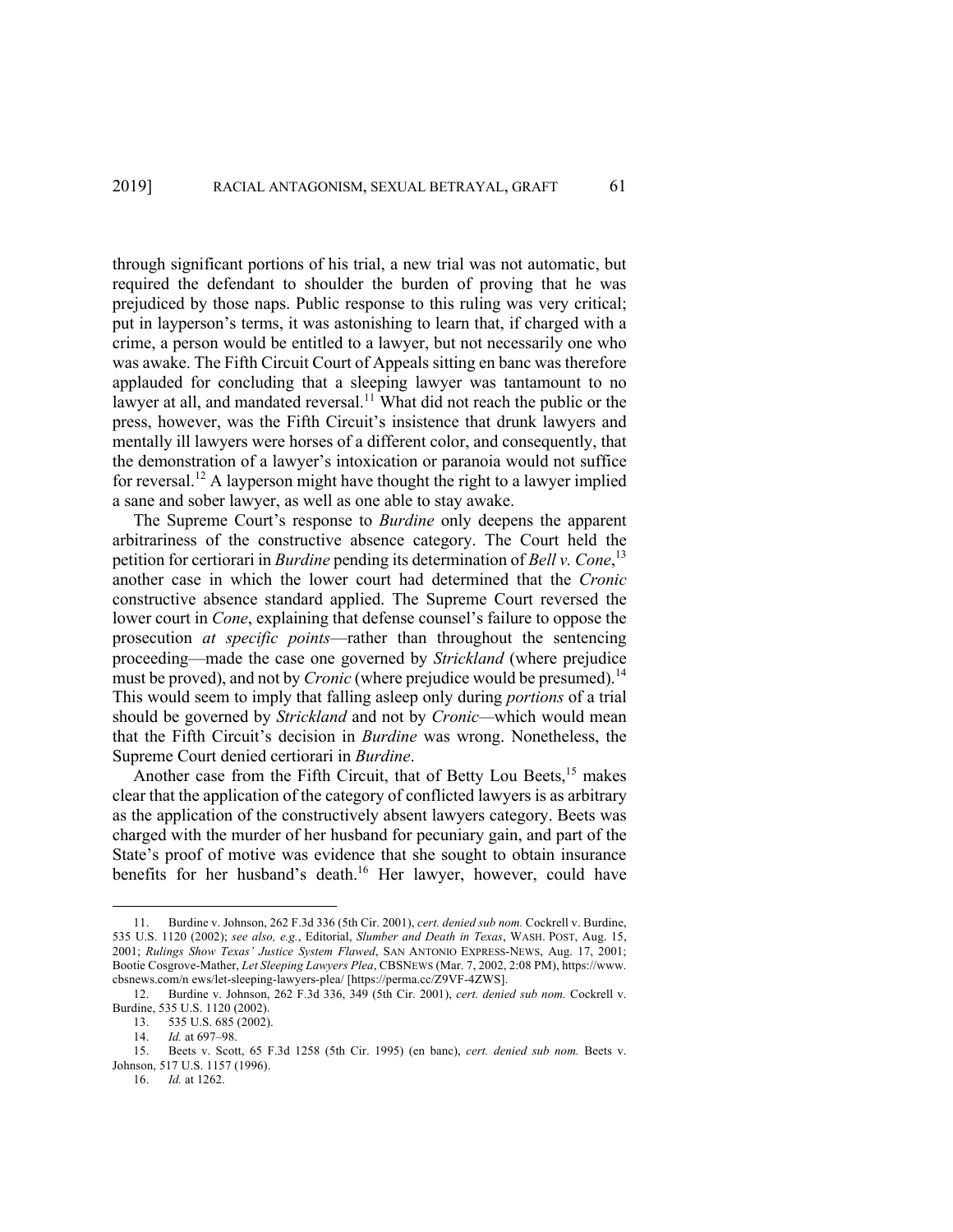through significant portions of his trial, a new trial was not automatic, but required the defendant to shoulder the burden of proving that he was prejudiced by those naps. Public response to this ruling was very critical; put in layperson's terms, it was astonishing to learn that, if charged with a crime, a person would be entitled to a lawyer, but not necessarily one who was awake. The Fifth Circuit Court of Appeals sitting en banc was therefore applauded for concluding that a sleeping lawyer was tantamount to no lawyer at all, and mandated reversal.[11] What did not reach the public or the press, however, was the Fifth Circuit's insistence that drunk lawyers and mentally ill lawyers were horses of a different color, and consequently, that the demonstration of a lawyer's intoxication or paranoia would not suffice for reversal.[12] A layperson might have thought the right to a lawyer implied a sane and sober lawyer, as well as one able to stay awake.

The Supreme Court's response to *Burdine* only deepens the apparent arbitrariness of the constructive absence category. The Court held the petition for certiorari in *Burdine* pending its determination of *Bell v. Cone*,[13] another case in which the lower court had determined that the *Cronic* constructive absence standard applied. The Supreme Court reversed the lower court in *Cone*, explaining that defense counsel's failure to oppose the prosecution *at specific points*—rather than throughout the sentencing proceeding—made the case one governed by *Strickland* (where prejudice must be proved), and not by *Cronic* (where prejudice would be presumed).[14] This would seem to imply that falling asleep only during *portions* of a trial should be governed by *Strickland* and not by *Cronic*—which would mean that the Fifth Circuit's decision in *Burdine* was wrong. Nonetheless, the Supreme Court denied certiorari in *Burdine*.

Another case from the Fifth Circuit, that of Betty Lou Beets,[15] makes clear that the application of the category of conflicted lawyers is as arbitrary as the application of the constructively absent lawyers category. Beets was charged with the murder of her husband for pecuniary gain, and part of the State's proof of motive was evidence that she sought to obtain insurance benefits for her husband's death.[16] Her lawyer, however, could have

---

11. Burdine v. Johnson, 262 F.3d 336 (5th Cir. 2001), *cert. denied sub nom.* Cockrell v. Burdine, 535 U.S. 1120 (2002); *see also, e.g.*, Editorial, *Slumber and Death in Texas*, WASH. POST, Aug. 15, 2001; *Rulings Show Texas' Justice System Flawed*, SAN ANTONIO EXPRESS-NEWS, Aug. 17, 2001; Bootie Cosgrove-Mather, *Let Sleeping Lawyers Plea*, CBSNEWS (Mar. 7, 2002, 2:08 PM), https://www.cbsnews.com/n ews/let-sleeping-lawyers-plea/ [https://perma.cc/Z9VF-4ZWS].

12. Burdine v. Johnson, 262 F.3d 336, 349 (5th Cir. 2001), *cert. denied sub nom.* Cockrell v. Burdine, 535 U.S. 1120 (2002).

13. 535 U.S. 685 (2002).

14. *Id.* at 697–98.

15. Beets v. Scott, 65 F.3d 1258 (5th Cir. 1995) (en banc), *cert. denied sub nom.* Beets v. Johnson, 517 U.S. 1157 (1996).

16. *Id.* at 1262.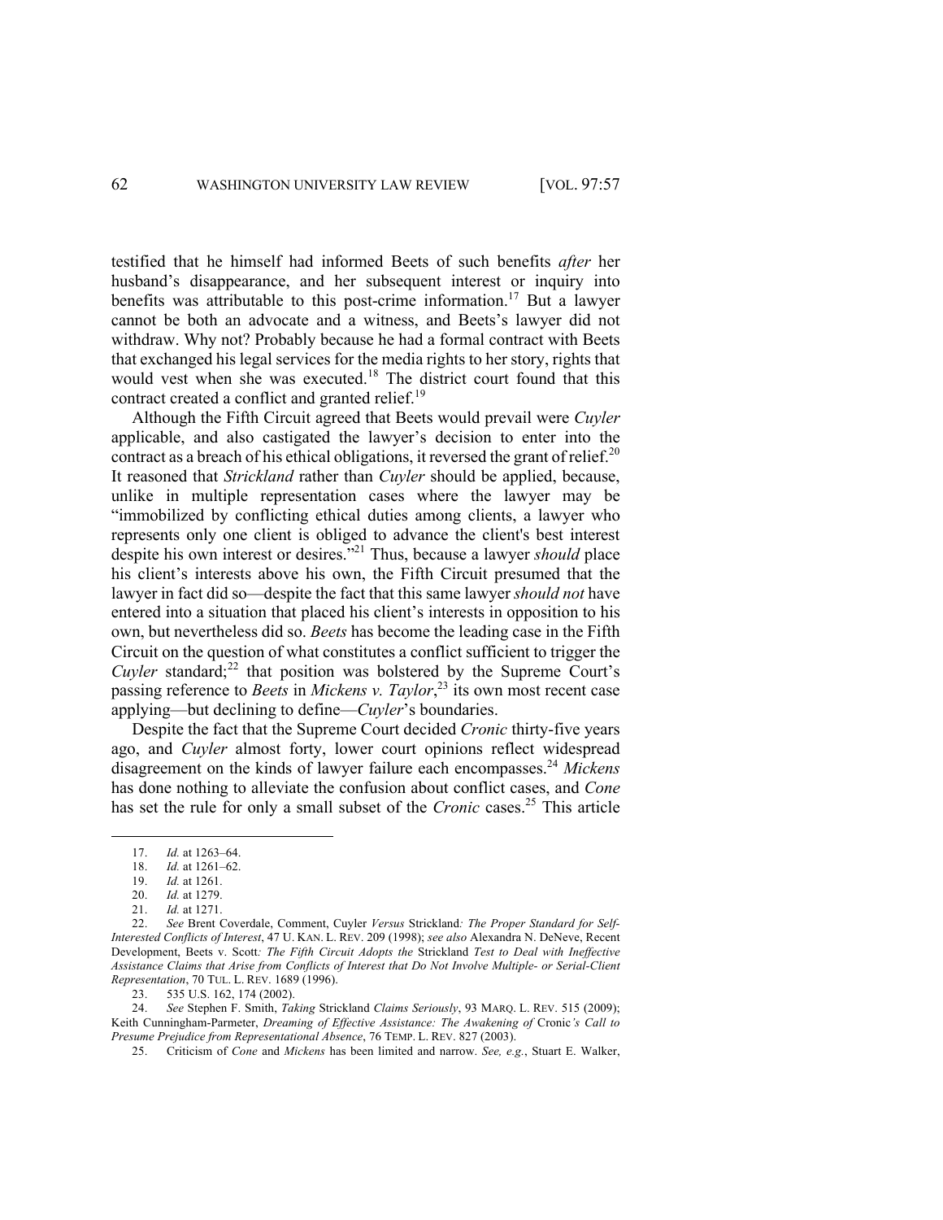testified that he himself had informed Beets of such benefits *after* her husband's disappearance, and her subsequent interest or inquiry into benefits was attributable to this post-crime information.[17] But a lawyer cannot be both an advocate and a witness, and Beets's lawyer did not withdraw. Why not? Probably because he had a formal contract with Beets that exchanged his legal services for the media rights to her story, rights that would vest when she was executed.[18] The district court found that this contract created a conflict and granted relief.[19]

Although the Fifth Circuit agreed that Beets would prevail were *Cuyler* applicable, and also castigated the lawyer's decision to enter into the contract as a breach of his ethical obligations, it reversed the grant of relief.[20] It reasoned that *Strickland* rather than *Cuyler* should be applied, because, unlike in multiple representation cases where the lawyer may be "immobilized by conflicting ethical duties among clients, a lawyer who represents only one client is obliged to advance the client's best interest despite his own interest or desires."[21] Thus, because a lawyer *should* place his client's interests above his own, the Fifth Circuit presumed that the lawyer in fact did so—despite the fact that this same lawyer *should not* have entered into a situation that placed his client's interests in opposition to his own, but nevertheless did so. *Beets* has become the leading case in the Fifth Circuit on the question of what constitutes a conflict sufficient to trigger the *Cuyler* standard;[22] that position was bolstered by the Supreme Court's passing reference to *Beets* in *Mickens v. Taylor*,[23] its own most recent case applying—but declining to define—*Cuyler*'s boundaries.

Despite the fact that the Supreme Court decided *Cronic* thirty-five years ago, and *Cuyler* almost forty, lower court opinions reflect widespread disagreement on the kinds of lawyer failure each encompasses.[24] *Mickens* has done nothing to alleviate the confusion about conflict cases, and *Cone* has set the rule for only a small subset of the *Cronic* cases.[25] This article

---

17. *Id.* at 1263–64.

18. *Id.* at 1261–62.

19. *Id.* at 1261.

20. *Id.* at 1279.

21. *Id.* at 1271.

22. *See* Brent Coverdale, Comment, Cuyler *Versus* Strickland*: The Proper Standard for Self-Interested Conflicts of Interest*, 47 U. KAN. L. REV. 209 (1998); *see also* Alexandra N. DeNeve, Recent Development, Beets v. Scott*: The Fifth Circuit Adopts the* Strickland *Test to Deal with Ineffective Assistance Claims that Arise from Conflicts of Interest that Do Not Involve Multiple- or Serial-Client Representation*, 70 TUL. L. REV. 1689 (1996).

23. 535 U.S. 162, 174 (2002).

24. *See* Stephen F. Smith, *Taking* Strickland *Claims Seriously*, 93 MARQ. L. REV. 515 (2009); Keith Cunningham-Parmeter, *Dreaming of Effective Assistance: The Awakening of* Cronic*'s Call to Presume Prejudice from Representational Absence*, 76 TEMP. L. REV. 827 (2003).

25. Criticism of *Cone* and *Mickens* has been limited and narrow. *See, e.g.*, Stuart E. Walker,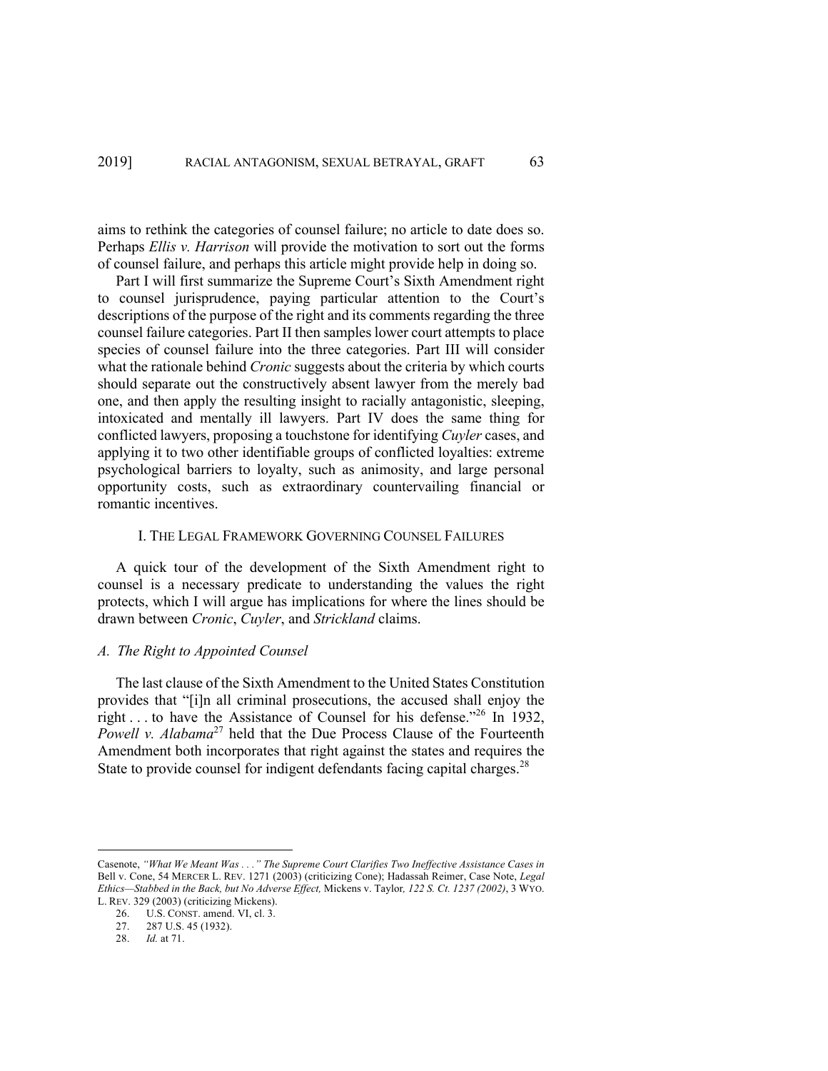aims to rethink the categories of counsel failure; no article to date does so. Perhaps *Ellis v. Harrison* will provide the motivation to sort out the forms of counsel failure, and perhaps this article might provide help in doing so.

Part I will first summarize the Supreme Court's Sixth Amendment right to counsel jurisprudence, paying particular attention to the Court's descriptions of the purpose of the right and its comments regarding the three counsel failure categories. Part II then samples lower court attempts to place species of counsel failure into the three categories. Part III will consider what the rationale behind *Cronic* suggests about the criteria by which courts should separate out the constructively absent lawyer from the merely bad one, and then apply the resulting insight to racially antagonistic, sleeping, intoxicated and mentally ill lawyers. Part IV does the same thing for conflicted lawyers, proposing a touchstone for identifying *Cuyler* cases, and applying it to two other identifiable groups of conflicted loyalties: extreme psychological barriers to loyalty, such as animosity, and large personal opportunity costs, such as extraordinary countervailing financial or romantic incentives.

## I. THE LEGAL FRAMEWORK GOVERNING COUNSEL FAILURES

A quick tour of the development of the Sixth Amendment right to counsel is a necessary predicate to understanding the values the right protects, which I will argue has implications for where the lines should be drawn between *Cronic*, *Cuyler*, and *Strickland* claims.

### *A. The Right to Appointed Counsel*

The last clause of the Sixth Amendment to the United States Constitution provides that "[i]n all criminal prosecutions, the accused shall enjoy the right . . . to have the Assistance of Counsel for his defense."[26] In 1932, *Powell v. Alabama*[27] held that the Due Process Clause of the Fourteenth Amendment both incorporates that right against the states and requires the State to provide counsel for indigent defendants facing capital charges.[28]

---

Casenote, *"What We Meant Was . . ." The Supreme Court Clarifies Two Ineffective Assistance Cases in* Bell v. Cone, 54 MERCER L. REV. 1271 (2003) (criticizing Cone); Hadassah Reimer, Case Note, *Legal Ethics—Stabbed in the Back, but No Adverse Effect,* Mickens v. Taylor*, 122 S. Ct. 1237 (2002)*, 3 WYO. L. REV. 329 (2003) (criticizing Mickens).

26. U.S. CONST. amend. VI, cl. 3.

27. 287 U.S. 45 (1932).

28. *Id.* at 71.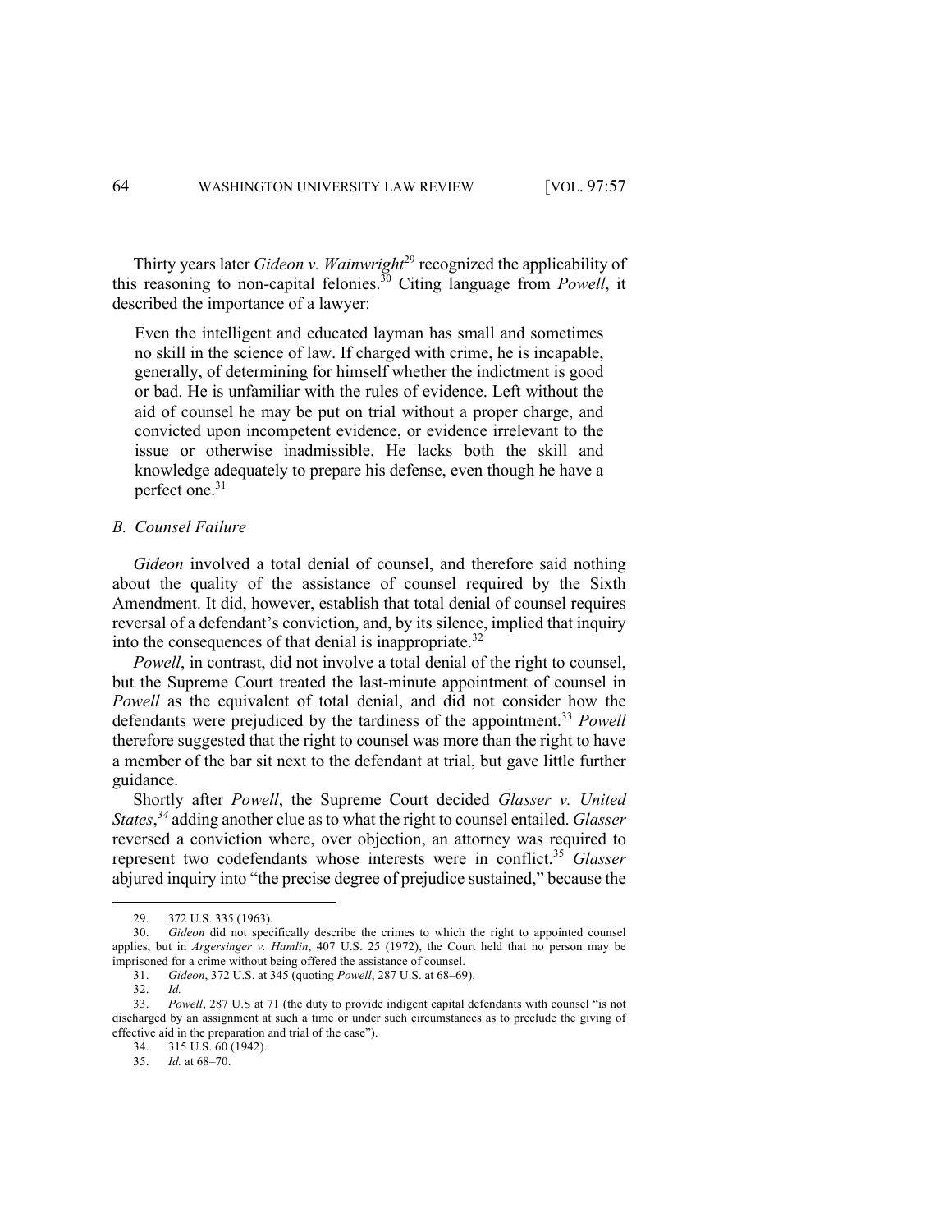Thirty years later *Gideon v. Wainwright*[29] recognized the applicability of this reasoning to non-capital felonies.[30] Citing language from *Powell*, it described the importance of a lawyer:

> Even the intelligent and educated layman has small and sometimes no skill in the science of law. If charged with crime, he is incapable, generally, of determining for himself whether the indictment is good or bad. He is unfamiliar with the rules of evidence. Left without the aid of counsel he may be put on trial without a proper charge, and convicted upon incompetent evidence, or evidence irrelevant to the issue or otherwise inadmissible. He lacks both the skill and knowledge adequately to prepare his defense, even though he have a perfect one.[31]

### *B. Counsel Failure*

*Gideon* involved a total denial of counsel, and therefore said nothing about the quality of the assistance of counsel required by the Sixth Amendment. It did, however, establish that total denial of counsel requires reversal of a defendant's conviction, and, by its silence, implied that inquiry into the consequences of that denial is inappropriate.[32]

*Powell*, in contrast, did not involve a total denial of the right to counsel, but the Supreme Court treated the last-minute appointment of counsel in *Powell* as the equivalent of total denial, and did not consider how the defendants were prejudiced by the tardiness of the appointment.[33] *Powell* therefore suggested that the right to counsel was more than the right to have a member of the bar sit next to the defendant at trial, but gave little further guidance.

Shortly after *Powell*, the Supreme Court decided *Glasser v. United States*,[34] adding another clue as to what the right to counsel entailed. *Glasser* reversed a conviction where, over objection, an attorney was required to represent two codefendants whose interests were in conflict.[35] *Glasser* abjured inquiry into "the precise degree of prejudice sustained," because the

---

29. 372 U.S. 335 (1963).

30. *Gideon* did not specifically describe the crimes to which the right to appointed counsel applies, but in *Argersinger v. Hamlin*, 407 U.S. 25 (1972), the Court held that no person may be imprisoned for a crime without being offered the assistance of counsel.

31. *Gideon*, 372 U.S. at 345 (quoting *Powell*, 287 U.S. at 68–69).

32. *Id.*

33. *Powell*, 287 U.S at 71 (the duty to provide indigent capital defendants with counsel "is not discharged by an assignment at such a time or under such circumstances as to preclude the giving of effective aid in the preparation and trial of the case").

34. 315 U.S. 60 (1942).

35. *Id.* at 68–70.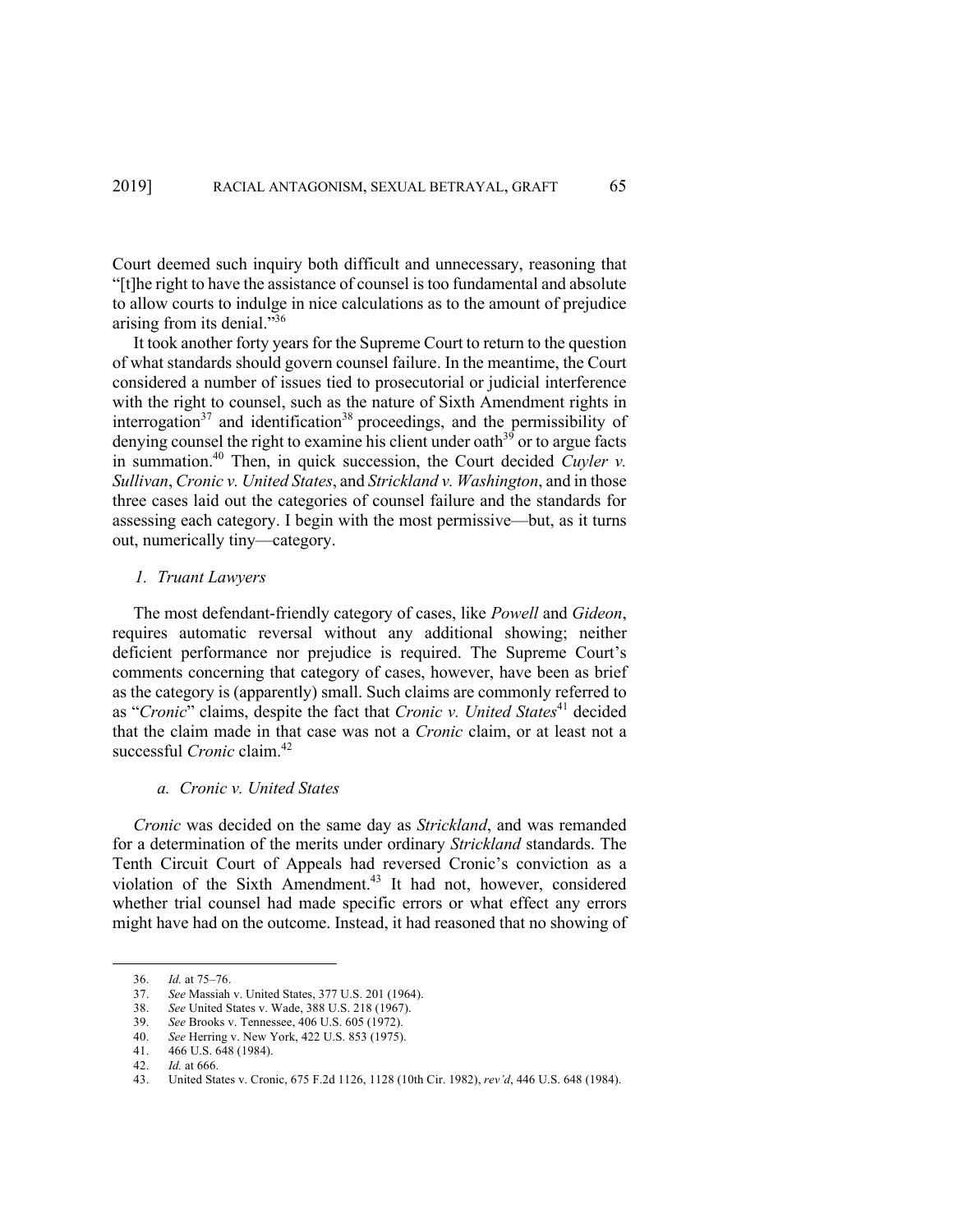Court deemed such inquiry both difficult and unnecessary, reasoning that "[t]he right to have the assistance of counsel is too fundamental and absolute to allow courts to indulge in nice calculations as to the amount of prejudice arising from its denial."[36]

It took another forty years for the Supreme Court to return to the question of what standards should govern counsel failure. In the meantime, the Court considered a number of issues tied to prosecutorial or judicial interference with the right to counsel, such as the nature of Sixth Amendment rights in interrogation[37] and identification[38] proceedings, and the permissibility of denying counsel the right to examine his client under oath[39] or to argue facts in summation.[40] Then, in quick succession, the Court decided *Cuyler v. Sullivan*, *Cronic v. United States*, and *Strickland v. Washington*, and in those three cases laid out the categories of counsel failure and the standards for assessing each category. I begin with the most permissive—but, as it turns out, numerically tiny—category.

### *1. Truant Lawyers*

The most defendant-friendly category of cases, like *Powell* and *Gideon*, requires automatic reversal without any additional showing; neither deficient performance nor prejudice is required. The Supreme Court's comments concerning that category of cases, however, have been as brief as the category is (apparently) small. Such claims are commonly referred to as "*Cronic*" claims, despite the fact that *Cronic v. United States*[41] decided that the claim made in that case was not a *Cronic* claim, or at least not a successful *Cronic* claim.[42]

#### *a. Cronic v. United States*

*Cronic* was decided on the same day as *Strickland*, and was remanded for a determination of the merits under ordinary *Strickland* standards. The Tenth Circuit Court of Appeals had reversed Cronic's conviction as a violation of the Sixth Amendment.[43] It had not, however, considered whether trial counsel had made specific errors or what effect any errors might have had on the outcome. Instead, it had reasoned that no showing of

---

36. *Id.* at 75–76.
37. *See* Massiah v. United States, 377 U.S. 201 (1964).
38. *See* United States v. Wade, 388 U.S. 218 (1967).
39. *See* Brooks v. Tennessee, 406 U.S. 605 (1972).
40. *See* Herring v. New York, 422 U.S. 853 (1975).
41. 466 U.S. 648 (1984).
42. *Id.* at 666.
43. United States v. Cronic, 675 F.2d 1126, 1128 (10th Cir. 1982), *rev'd*, 446 U.S. 648 (1984).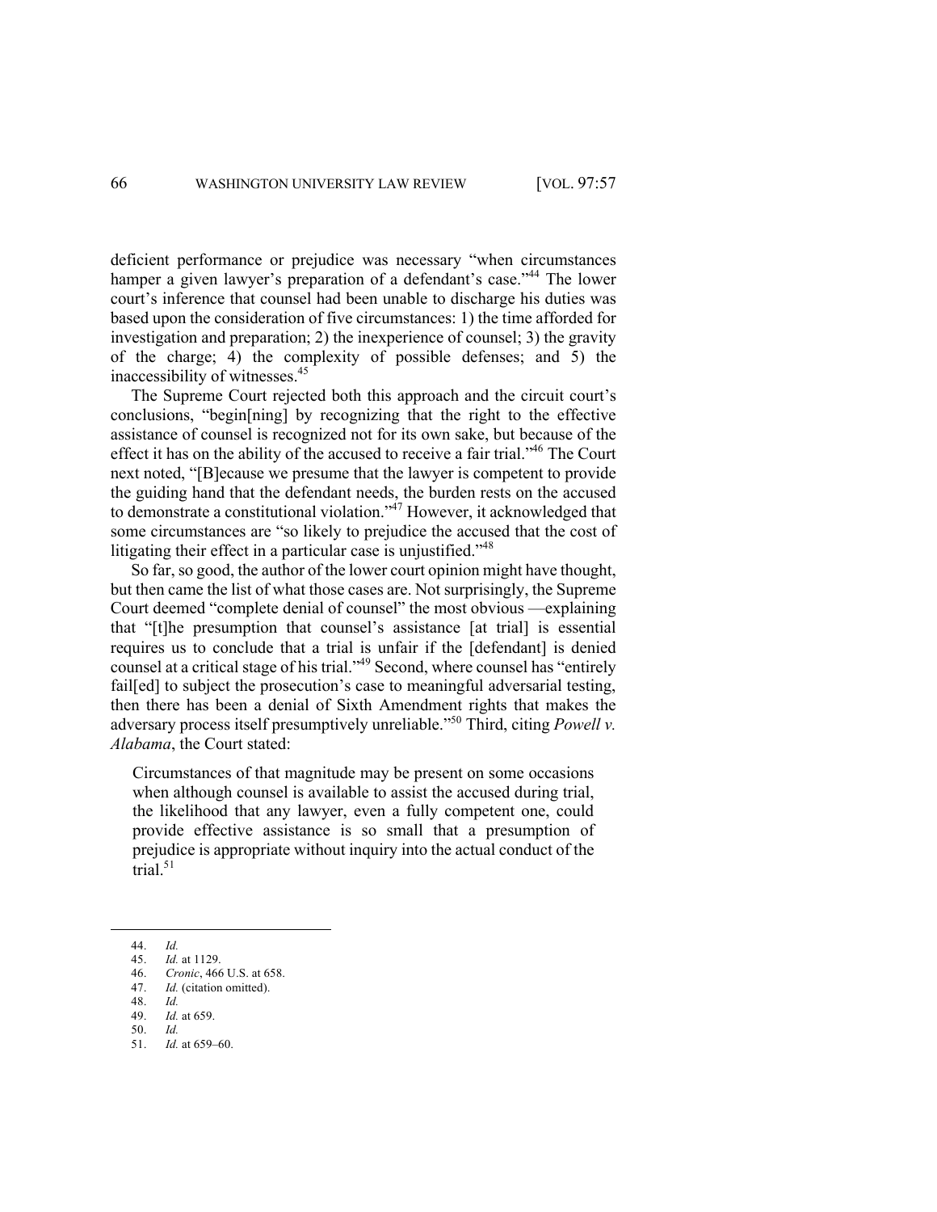deficient performance or prejudice was necessary "when circumstances hamper a given lawyer's preparation of a defendant's case."[44] The lower court's inference that counsel had been unable to discharge his duties was based upon the consideration of five circumstances: 1) the time afforded for investigation and preparation; 2) the inexperience of counsel; 3) the gravity of the charge; 4) the complexity of possible defenses; and 5) the inaccessibility of witnesses.[45]

The Supreme Court rejected both this approach and the circuit court's conclusions, "begin[ning] by recognizing that the right to the effective assistance of counsel is recognized not for its own sake, but because of the effect it has on the ability of the accused to receive a fair trial."[46] The Court next noted, "[B]ecause we presume that the lawyer is competent to provide the guiding hand that the defendant needs, the burden rests on the accused to demonstrate a constitutional violation."[47] However, it acknowledged that some circumstances are "so likely to prejudice the accused that the cost of litigating their effect in a particular case is unjustified."[48]

So far, so good, the author of the lower court opinion might have thought, but then came the list of what those cases are. Not surprisingly, the Supreme Court deemed "complete denial of counsel" the most obvious —explaining that "[t]he presumption that counsel's assistance [at trial] is essential requires us to conclude that a trial is unfair if the [defendant] is denied counsel at a critical stage of his trial."[49] Second, where counsel has "entirely fail[ed] to subject the prosecution's case to meaningful adversarial testing, then there has been a denial of Sixth Amendment rights that makes the adversary process itself presumptively unreliable."[50] Third, citing *Powell v. Alabama*, the Court stated:

> Circumstances of that magnitude may be present on some occasions when although counsel is available to assist the accused during trial, the likelihood that any lawyer, even a fully competent one, could provide effective assistance is so small that a presumption of prejudice is appropriate without inquiry into the actual conduct of the trial.[51]

---

44. *Id.*
45. *Id.* at 1129.
46. *Cronic*, 466 U.S. at 658.
47. *Id.* (citation omitted).
48. *Id.*
49. *Id.* at 659.
50. *Id.*
51. *Id.* at 659–60.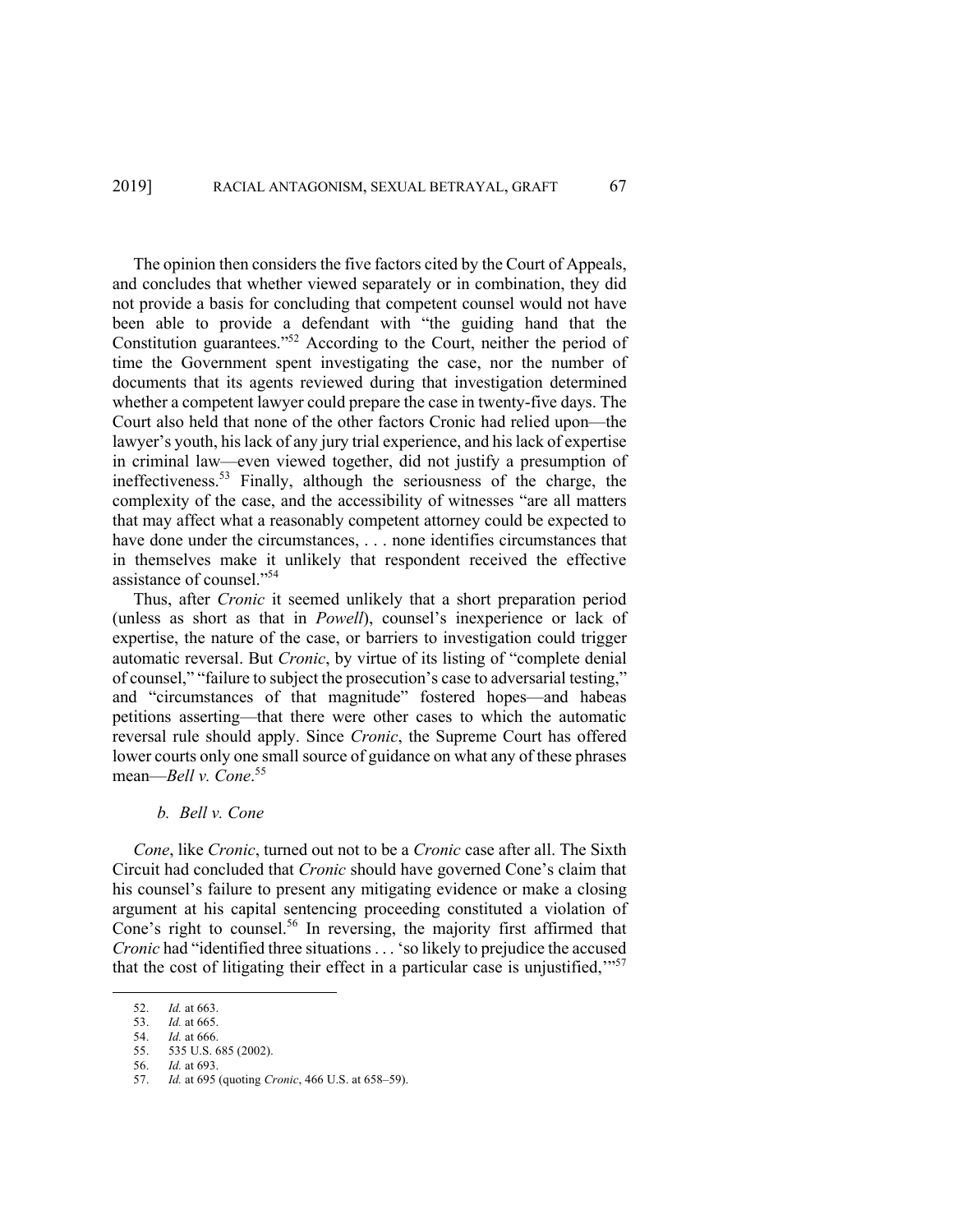The opinion then considers the five factors cited by the Court of Appeals, and concludes that whether viewed separately or in combination, they did not provide a basis for concluding that competent counsel would not have been able to provide a defendant with "the guiding hand that the Constitution guarantees."[52] According to the Court, neither the period of time the Government spent investigating the case, nor the number of documents that its agents reviewed during that investigation determined whether a competent lawyer could prepare the case in twenty-five days. The Court also held that none of the other factors Cronic had relied upon—the lawyer's youth, his lack of any jury trial experience, and his lack of expertise in criminal law—even viewed together, did not justify a presumption of ineffectiveness.[53] Finally, although the seriousness of the charge, the complexity of the case, and the accessibility of witnesses "are all matters that may affect what a reasonably competent attorney could be expected to have done under the circumstances, . . . none identifies circumstances that in themselves make it unlikely that respondent received the effective assistance of counsel."[54]

Thus, after *Cronic* it seemed unlikely that a short preparation period (unless as short as that in *Powell*), counsel's inexperience or lack of expertise, the nature of the case, or barriers to investigation could trigger automatic reversal. But *Cronic*, by virtue of its listing of "complete denial of counsel," "failure to subject the prosecution's case to adversarial testing," and "circumstances of that magnitude" fostered hopes—and habeas petitions asserting—that there were other cases to which the automatic reversal rule should apply. Since *Cronic*, the Supreme Court has offered lower courts only one small source of guidance on what any of these phrases mean—*Bell v. Cone*.[55]

#### *b. Bell v. Cone*

*Cone*, like *Cronic*, turned out not to be a *Cronic* case after all. The Sixth Circuit had concluded that *Cronic* should have governed Cone's claim that his counsel's failure to present any mitigating evidence or make a closing argument at his capital sentencing proceeding constituted a violation of Cone's right to counsel.[56] In reversing, the majority first affirmed that *Cronic* had "identified three situations . . . 'so likely to prejudice the accused that the cost of litigating their effect in a particular case is unjustified,'"[57]

---

52. *Id.* at 663.

53. *Id.* at 665.

54. *Id.* at 666.

55. 535 U.S. 685 (2002).

56. *Id.* at 693.

57. *Id.* at 695 (quoting *Cronic*, 466 U.S. at 658–59).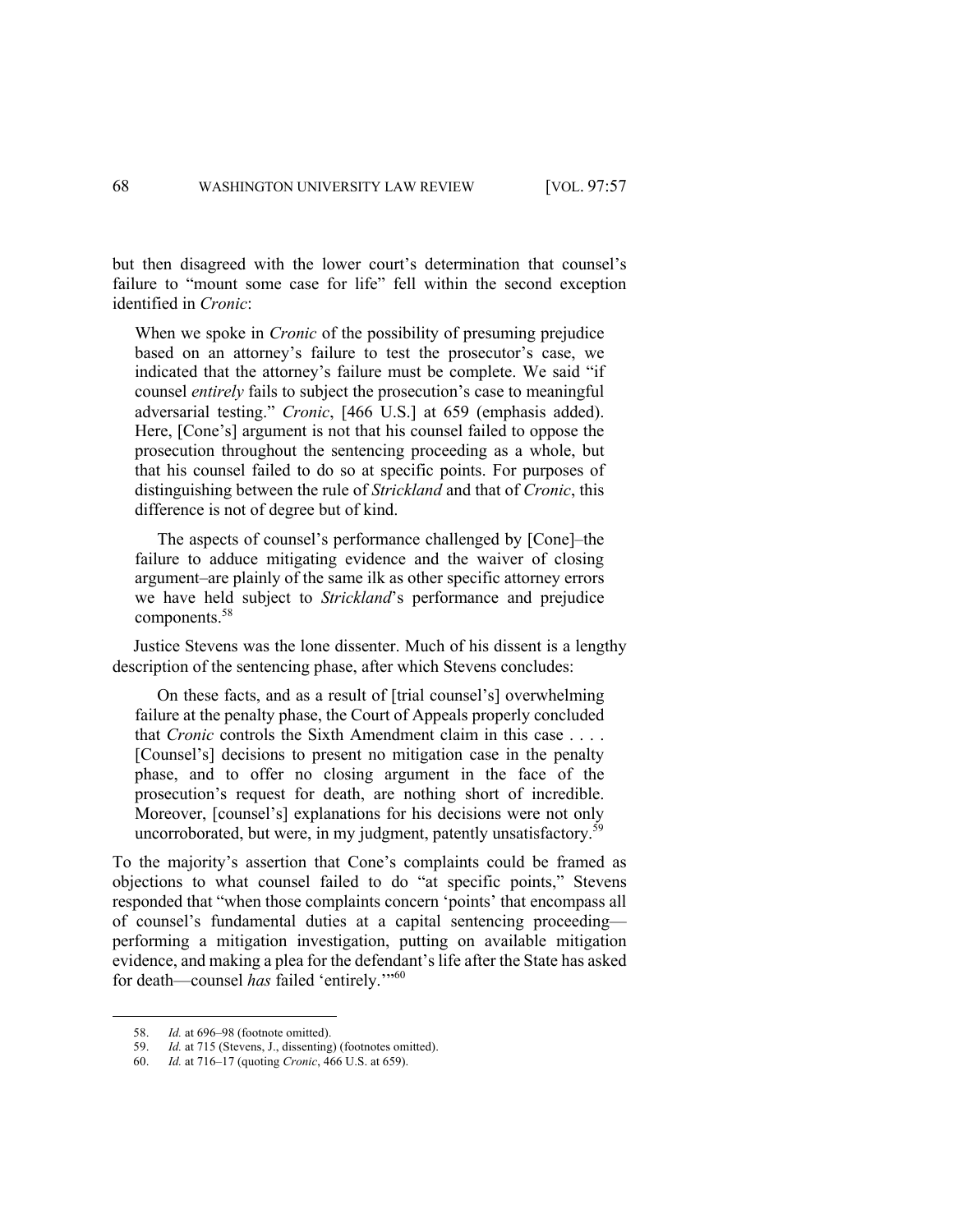but then disagreed with the lower court's determination that counsel's failure to "mount some case for life" fell within the second exception identified in *Cronic*:

> When we spoke in *Cronic* of the possibility of presuming prejudice based on an attorney's failure to test the prosecutor's case, we indicated that the attorney's failure must be complete. We said "if counsel *entirely* fails to subject the prosecution's case to meaningful adversarial testing." *Cronic*, [466 U.S.] at 659 (emphasis added). Here, [Cone's] argument is not that his counsel failed to oppose the prosecution throughout the sentencing proceeding as a whole, but that his counsel failed to do so at specific points. For purposes of distinguishing between the rule of *Strickland* and that of *Cronic*, this difference is not of degree but of kind.
>
> The aspects of counsel's performance challenged by [Cone]–the failure to adduce mitigating evidence and the waiver of closing argument–are plainly of the same ilk as other specific attorney errors we have held subject to *Strickland*'s performance and prejudice components.[58]

Justice Stevens was the lone dissenter. Much of his dissent is a lengthy description of the sentencing phase, after which Stevens concludes:

> On these facts, and as a result of [trial counsel's] overwhelming failure at the penalty phase, the Court of Appeals properly concluded that *Cronic* controls the Sixth Amendment claim in this case . . . . [Counsel's] decisions to present no mitigation case in the penalty phase, and to offer no closing argument in the face of the prosecution's request for death, are nothing short of incredible. Moreover, [counsel's] explanations for his decisions were not only uncorroborated, but were, in my judgment, patently unsatisfactory.[59]

To the majority's assertion that Cone's complaints could be framed as objections to what counsel failed to do "at specific points," Stevens responded that "when those complaints concern 'points' that encompass all of counsel's fundamental duties at a capital sentencing proceeding—performing a mitigation investigation, putting on available mitigation evidence, and making a plea for the defendant's life after the State has asked for death—counsel *has* failed 'entirely.'"[60]

---

58. *Id.* at 696–98 (footnote omitted).
59. *Id.* at 715 (Stevens, J., dissenting) (footnotes omitted).
60. *Id.* at 716–17 (quoting *Cronic*, 466 U.S. at 659).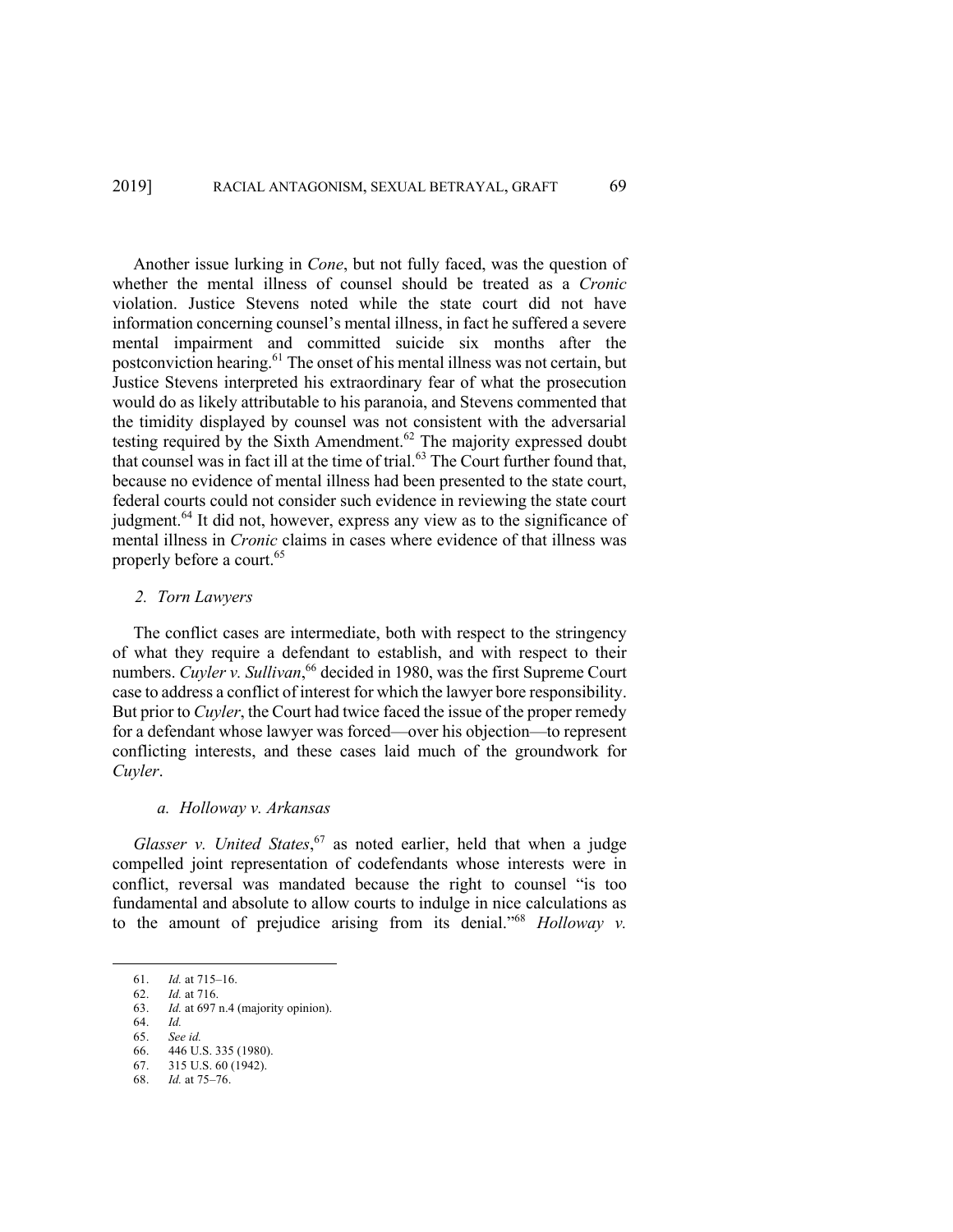Another issue lurking in *Cone*, but not fully faced, was the question of whether the mental illness of counsel should be treated as a *Cronic* violation. Justice Stevens noted while the state court did not have information concerning counsel's mental illness, in fact he suffered a severe mental impairment and committed suicide six months after the postconviction hearing.[61] The onset of his mental illness was not certain, but Justice Stevens interpreted his extraordinary fear of what the prosecution would do as likely attributable to his paranoia, and Stevens commented that the timidity displayed by counsel was not consistent with the adversarial testing required by the Sixth Amendment.[62] The majority expressed doubt that counsel was in fact ill at the time of trial.[63] The Court further found that, because no evidence of mental illness had been presented to the state court, federal courts could not consider such evidence in reviewing the state court judgment.[64] It did not, however, express any view as to the significance of mental illness in *Cronic* claims in cases where evidence of that illness was properly before a court.[65]

### 2. *Torn Lawyers*

The conflict cases are intermediate, both with respect to the stringency of what they require a defendant to establish, and with respect to their numbers. *Cuyler v. Sullivan*,[66] decided in 1980, was the first Supreme Court case to address a conflict of interest for which the lawyer bore responsibility. But prior to *Cuyler*, the Court had twice faced the issue of the proper remedy for a defendant whose lawyer was forced—over his objection—to represent conflicting interests, and these cases laid much of the groundwork for *Cuyler*.

#### a. *Holloway v. Arkansas*

*Glasser v. United States*,[67] as noted earlier, held that when a judge compelled joint representation of codefendants whose interests were in conflict, reversal was mandated because the right to counsel "is too fundamental and absolute to allow courts to indulge in nice calculations as to the amount of prejudice arising from its denial."[68] *Holloway v.*

---

61. *Id.* at 715–16.
62. *Id.* at 716.
63. *Id.* at 697 n.4 (majority opinion).
64. *Id.*
65. *See id.*
66. 446 U.S. 335 (1980).
67. 315 U.S. 60 (1942).
68. *Id.* at 75–76.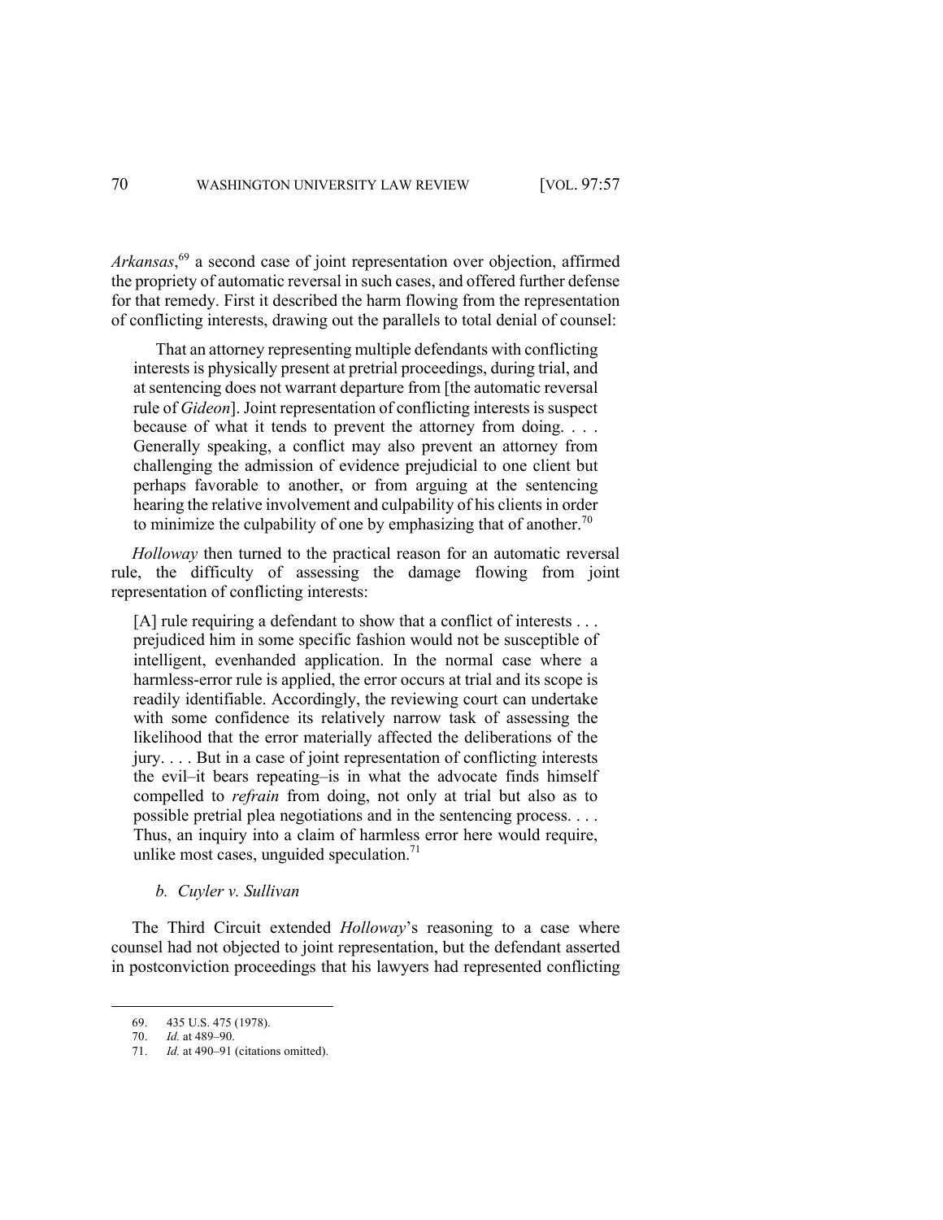*Arkansas*,[69] a second case of joint representation over objection, affirmed the propriety of automatic reversal in such cases, and offered further defense for that remedy. First it described the harm flowing from the representation of conflicting interests, drawing out the parallels to total denial of counsel:

> That an attorney representing multiple defendants with conflicting interests is physically present at pretrial proceedings, during trial, and at sentencing does not warrant departure from [the automatic reversal rule of *Gideon*]. Joint representation of conflicting interests is suspect because of what it tends to prevent the attorney from doing. . . . Generally speaking, a conflict may also prevent an attorney from challenging the admission of evidence prejudicial to one client but perhaps favorable to another, or from arguing at the sentencing hearing the relative involvement and culpability of his clients in order to minimize the culpability of one by emphasizing that of another.[70]

*Holloway* then turned to the practical reason for an automatic reversal rule, the difficulty of assessing the damage flowing from joint representation of conflicting interests:

> [A] rule requiring a defendant to show that a conflict of interests . . . prejudiced him in some specific fashion would not be susceptible of intelligent, evenhanded application. In the normal case where a harmless-error rule is applied, the error occurs at trial and its scope is readily identifiable. Accordingly, the reviewing court can undertake with some confidence its relatively narrow task of assessing the likelihood that the error materially affected the deliberations of the jury. . . . But in a case of joint representation of conflicting interests the evil–it bears repeating–is in what the advocate finds himself compelled to *refrain* from doing, not only at trial but also as to possible pretrial plea negotiations and in the sentencing process. . . . Thus, an inquiry into a claim of harmless error here would require, unlike most cases, unguided speculation.[71]

#### *b. Cuyler v. Sullivan*

The Third Circuit extended *Holloway*'s reasoning to a case where counsel had not objected to joint representation, but the defendant asserted in postconviction proceedings that his lawyers had represented conflicting

---

69. 435 U.S. 475 (1978).

70. *Id.* at 489–90.

71. *Id.* at 490–91 (citations omitted).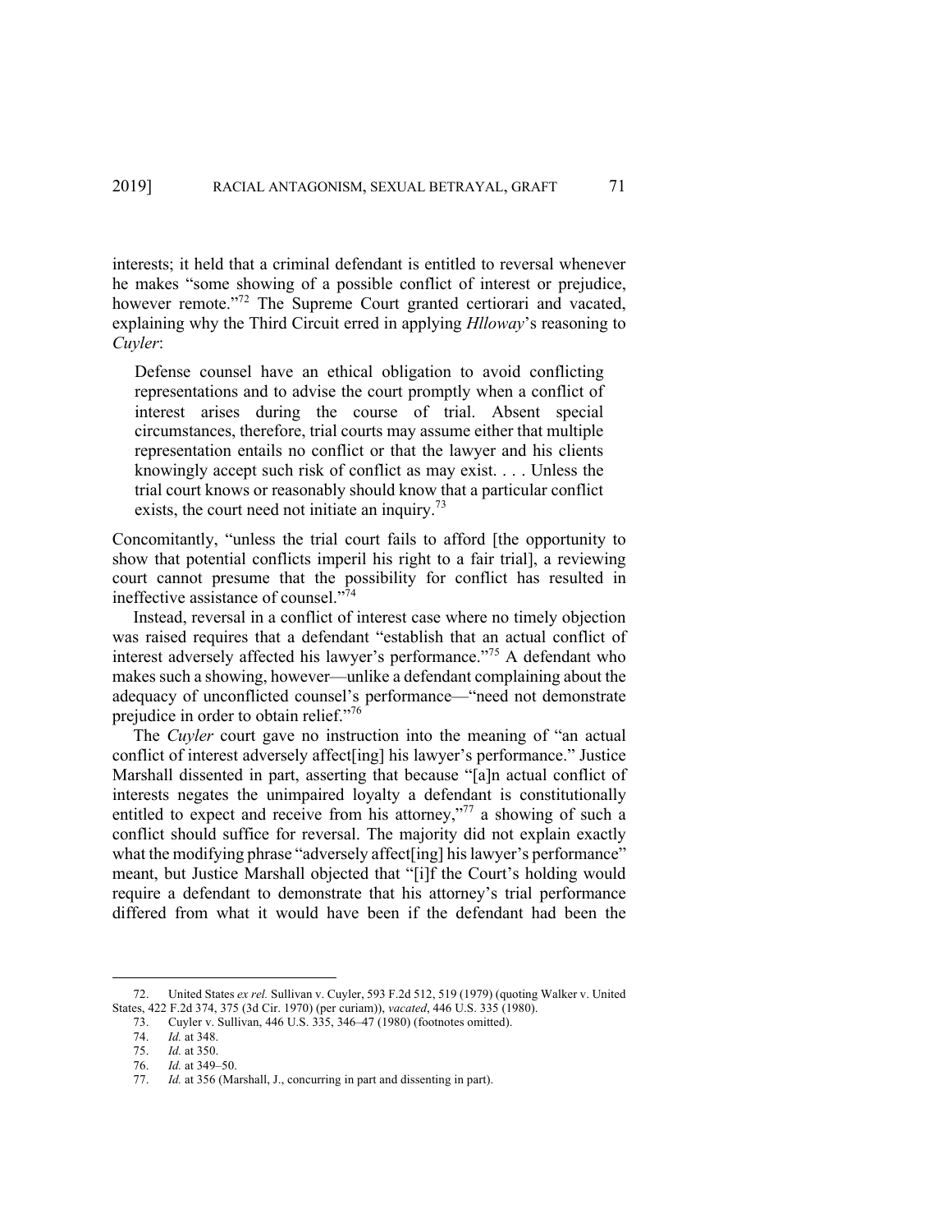interests; it held that a criminal defendant is entitled to reversal whenever he makes "some showing of a possible conflict of interest or prejudice, however remote."[72] The Supreme Court granted certiorari and vacated, explaining why the Third Circuit erred in applying *Hlloway*'s reasoning to *Cuyler*:

> Defense counsel have an ethical obligation to avoid conflicting representations and to advise the court promptly when a conflict of interest arises during the course of trial. Absent special circumstances, therefore, trial courts may assume either that multiple representation entails no conflict or that the lawyer and his clients knowingly accept such risk of conflict as may exist. . . . Unless the trial court knows or reasonably should know that a particular conflict exists, the court need not initiate an inquiry.[73]

Concomitantly, "unless the trial court fails to afford [the opportunity to show that potential conflicts imperil his right to a fair trial], a reviewing court cannot presume that the possibility for conflict has resulted in ineffective assistance of counsel."[74]

Instead, reversal in a conflict of interest case where no timely objection was raised requires that a defendant "establish that an actual conflict of interest adversely affected his lawyer's performance."[75] A defendant who makes such a showing, however—unlike a defendant complaining about the adequacy of unconflicted counsel's performance—"need not demonstrate prejudice in order to obtain relief."[76]

The *Cuyler* court gave no instruction into the meaning of "an actual conflict of interest adversely affect[ing] his lawyer's performance." Justice Marshall dissented in part, asserting that because "[a]n actual conflict of interests negates the unimpaired loyalty a defendant is constitutionally entitled to expect and receive from his attorney,"[77] a showing of such a conflict should suffice for reversal. The majority did not explain exactly what the modifying phrase "adversely affect[ing] his lawyer's performance" meant, but Justice Marshall objected that "[i]f the Court's holding would require a defendant to demonstrate that his attorney's trial performance differed from what it would have been if the defendant had been the

---

72. United States *ex rel.* Sullivan v. Cuyler, 593 F.2d 512, 519 (1979) (quoting Walker v. United States, 422 F.2d 374, 375 (3d Cir. 1970) (per curiam)), *vacated*, 446 U.S. 335 (1980).

73. Cuyler v. Sullivan, 446 U.S. 335, 346–47 (1980) (footnotes omitted).

74. *Id.* at 348.

75. *Id.* at 350.

76. *Id.* at 349–50.

77. *Id.* at 356 (Marshall, J., concurring in part and dissenting in part).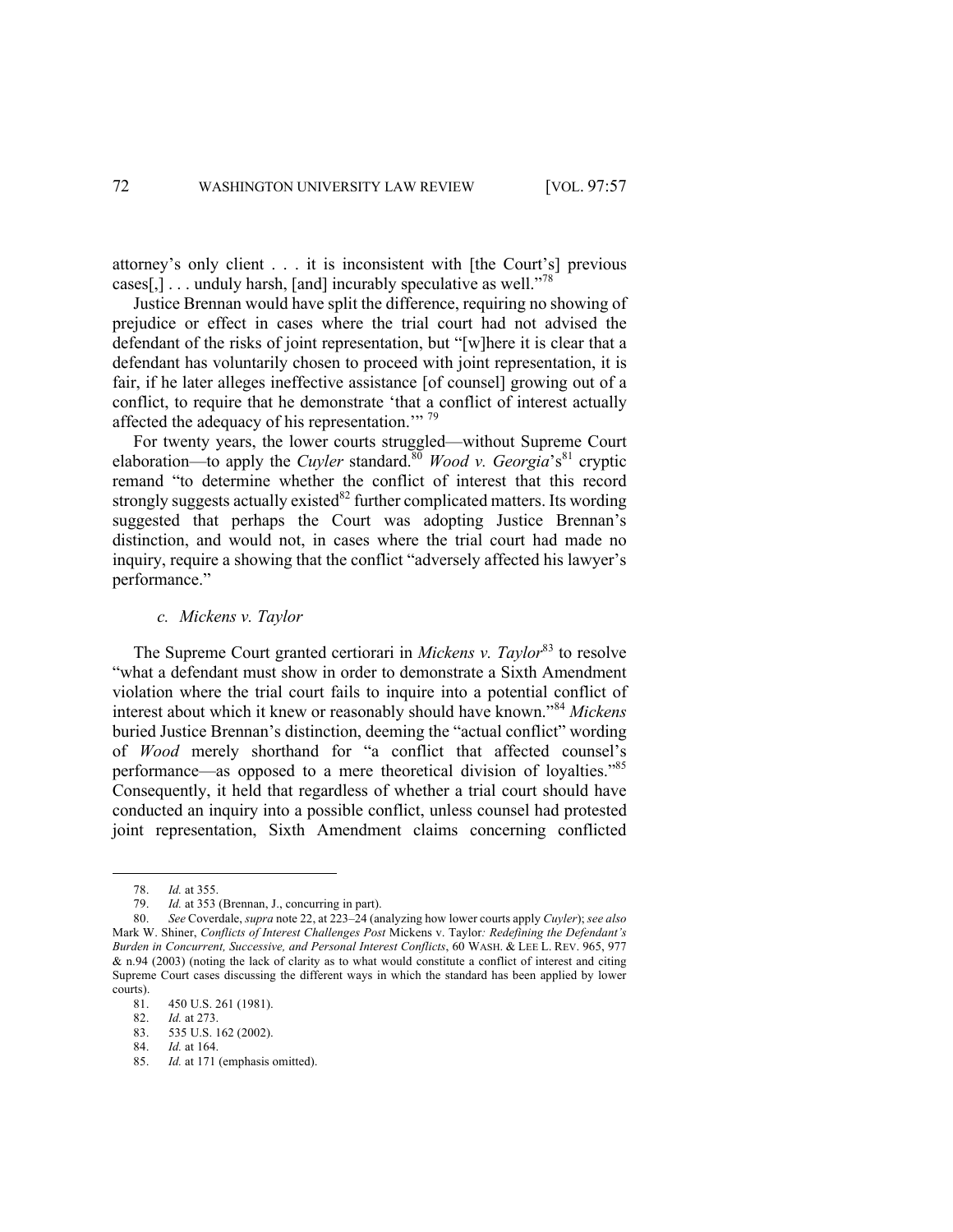attorney's only client . . . it is inconsistent with [the Court's] previous cases[,] . . . unduly harsh, [and] incurably speculative as well."[78]

Justice Brennan would have split the difference, requiring no showing of prejudice or effect in cases where the trial court had not advised the defendant of the risks of joint representation, but "[w]here it is clear that a defendant has voluntarily chosen to proceed with joint representation, it is fair, if he later alleges ineffective assistance [of counsel] growing out of a conflict, to require that he demonstrate 'that a conflict of interest actually affected the adequacy of his representation.'"[79]

For twenty years, the lower courts struggled—without Supreme Court elaboration—to apply the *Cuyler* standard.[80] *Wood v. Georgia*'s[81] cryptic remand "to determine whether the conflict of interest that this record strongly suggests actually existed[82] further complicated matters. Its wording suggested that perhaps the Court was adopting Justice Brennan's distinction, and would not, in cases where the trial court had made no inquiry, require a showing that the conflict "adversely affected his lawyer's performance."

### *c. Mickens v. Taylor*

The Supreme Court granted certiorari in *Mickens v. Taylor*[83] to resolve "what a defendant must show in order to demonstrate a Sixth Amendment violation where the trial court fails to inquire into a potential conflict of interest about which it knew or reasonably should have known."[84] *Mickens* buried Justice Brennan's distinction, deeming the "actual conflict" wording of *Wood* merely shorthand for "a conflict that affected counsel's performance—as opposed to a mere theoretical division of loyalties."[85] Consequently, it held that regardless of whether a trial court should have conducted an inquiry into a possible conflict, unless counsel had protested joint representation, Sixth Amendment claims concerning conflicted

---

78. *Id.* at 355.

79. *Id.* at 353 (Brennan, J., concurring in part).

80. *See* Coverdale, *supra* note 22, at 223–24 (analyzing how lower courts apply *Cuyler*); *see also* Mark W. Shiner, *Conflicts of Interest Challenges Post* Mickens v. Taylor*: Redefining the Defendant's Burden in Concurrent, Successive, and Personal Interest Conflicts*, 60 WASH. & LEE L. REV. 965, 977 & n.94 (2003) (noting the lack of clarity as to what would constitute a conflict of interest and citing Supreme Court cases discussing the different ways in which the standard has been applied by lower courts).

81. 450 U.S. 261 (1981).

82. *Id.* at 273.

83. 535 U.S. 162 (2002).

84. *Id.* at 164.

85. *Id.* at 171 (emphasis omitted).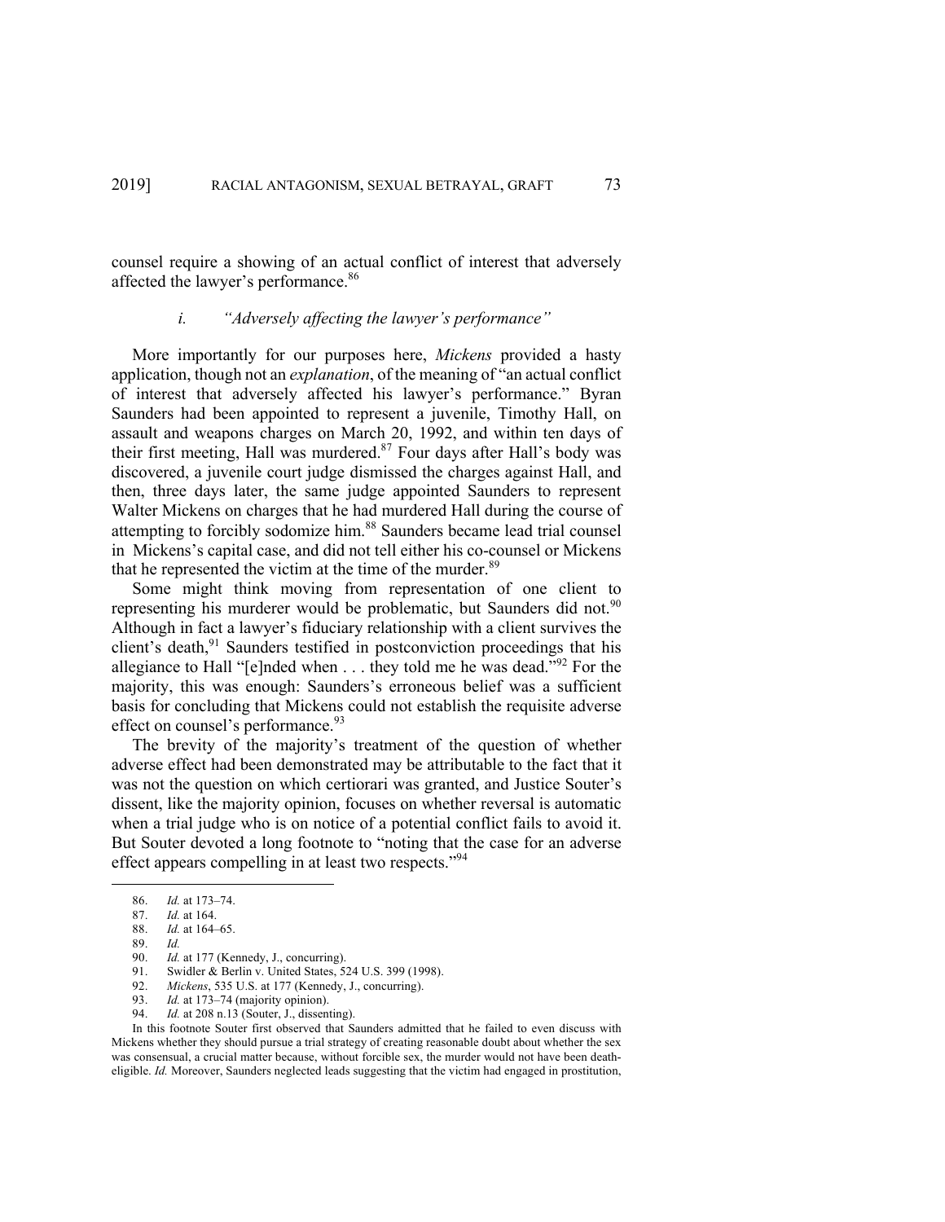counsel require a showing of an actual conflict of interest that adversely affected the lawyer's performance.[86]

### i. *"Adversely affecting the lawyer's performance"*

More importantly for our purposes here, *Mickens* provided a hasty application, though not an *explanation*, of the meaning of "an actual conflict of interest that adversely affected his lawyer's performance." Byran Saunders had been appointed to represent a juvenile, Timothy Hall, on assault and weapons charges on March 20, 1992, and within ten days of their first meeting, Hall was murdered.[87] Four days after Hall's body was discovered, a juvenile court judge dismissed the charges against Hall, and then, three days later, the same judge appointed Saunders to represent Walter Mickens on charges that he had murdered Hall during the course of attempting to forcibly sodomize him.[88] Saunders became lead trial counsel in Mickens's capital case, and did not tell either his co-counsel or Mickens that he represented the victim at the time of the murder.[89]

Some might think moving from representation of one client to representing his murderer would be problematic, but Saunders did not.[90] Although in fact a lawyer's fiduciary relationship with a client survives the client's death,[91] Saunders testified in postconviction proceedings that his allegiance to Hall "[e]nded when . . . they told me he was dead."[92] For the majority, this was enough: Saunders's erroneous belief was a sufficient basis for concluding that Mickens could not establish the requisite adverse effect on counsel's performance.[93]

The brevity of the majority's treatment of the question of whether adverse effect had been demonstrated may be attributable to the fact that it was not the question on which certiorari was granted, and Justice Souter's dissent, like the majority opinion, focuses on whether reversal is automatic when a trial judge who is on notice of a potential conflict fails to avoid it. But Souter devoted a long footnote to "noting that the case for an adverse effect appears compelling in at least two respects."[94]

---

86. *Id.* at 173–74.
87. *Id.* at 164.
88. *Id.* at 164–65.
89. *Id.*
90. *Id.* at 177 (Kennedy, J., concurring).
91. Swidler & Berlin v. United States, 524 U.S. 399 (1998).
92. *Mickens*, 535 U.S. at 177 (Kennedy, J., concurring).
93. *Id.* at 173–74 (majority opinion).
94. *Id.* at 208 n.13 (Souter, J., dissenting).

In this footnote Souter first observed that Saunders admitted that he failed to even discuss with Mickens whether they should pursue a trial strategy of creating reasonable doubt about whether the sex was consensual, a crucial matter because, without forcible sex, the murder would not have been death-eligible. *Id.* Moreover, Saunders neglected leads suggesting that the victim had engaged in prostitution,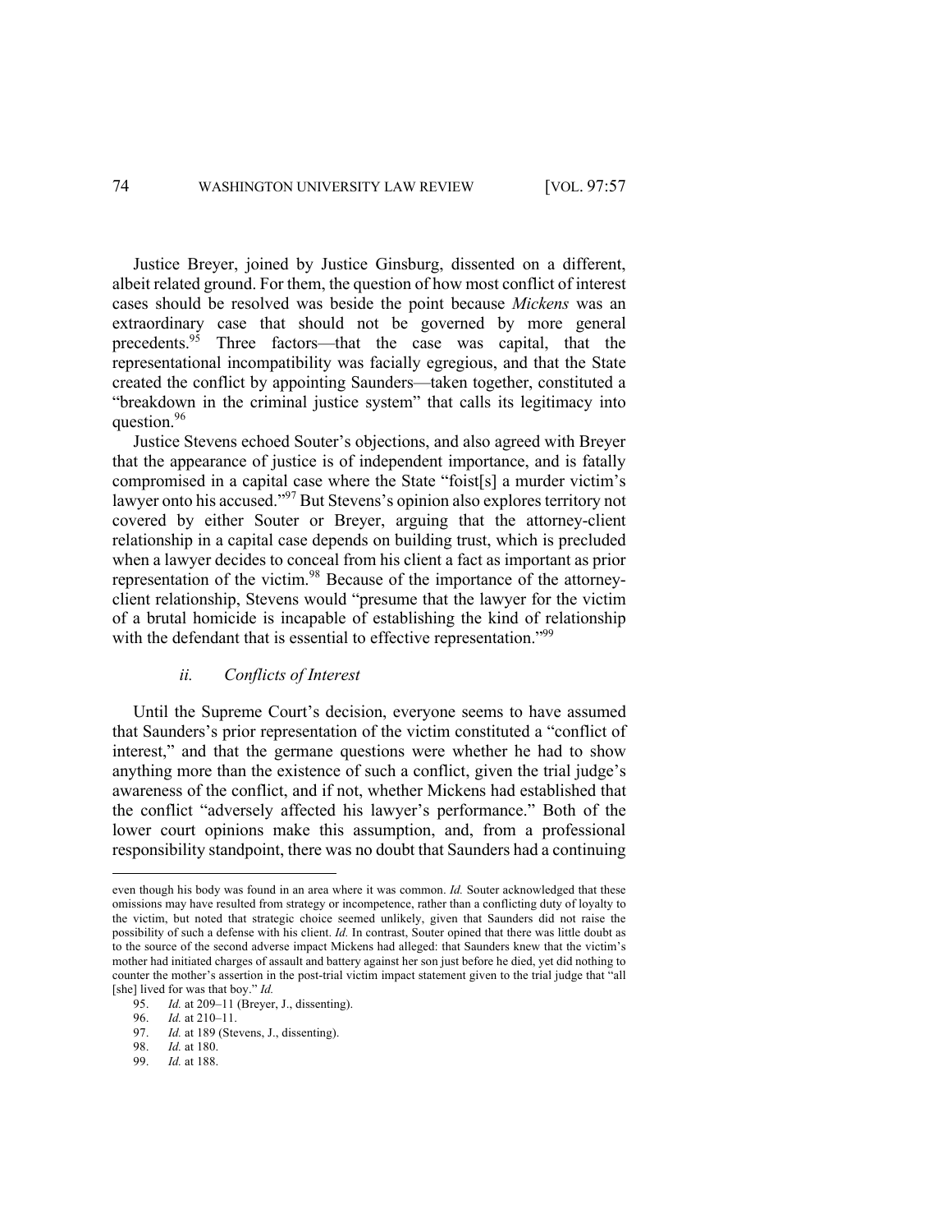Justice Breyer, joined by Justice Ginsburg, dissented on a different, albeit related ground. For them, the question of how most conflict of interest cases should be resolved was beside the point because *Mickens* was an extraordinary case that should not be governed by more general precedents.[95] Three factors—that the case was capital, that the representational incompatibility was facially egregious, and that the State created the conflict by appointing Saunders—taken together, constituted a "breakdown in the criminal justice system" that calls its legitimacy into question.[96]

Justice Stevens echoed Souter's objections, and also agreed with Breyer that the appearance of justice is of independent importance, and is fatally compromised in a capital case where the State "foist[s] a murder victim's lawyer onto his accused."[97] But Stevens's opinion also explores territory not covered by either Souter or Breyer, arguing that the attorney-client relationship in a capital case depends on building trust, which is precluded when a lawyer decides to conceal from his client a fact as important as prior representation of the victim.[98] Because of the importance of the attorney-client relationship, Stevens would "presume that the lawyer for the victim of a brutal homicide is incapable of establishing the kind of relationship with the defendant that is essential to effective representation."[99]

### *ii. Conflicts of Interest*

Until the Supreme Court's decision, everyone seems to have assumed that Saunders's prior representation of the victim constituted a "conflict of interest," and that the germane questions were whether he had to show anything more than the existence of such a conflict, given the trial judge's awareness of the conflict, and if not, whether Mickens had established that the conflict "adversely affected his lawyer's performance." Both of the lower court opinions make this assumption, and, from a professional responsibility standpoint, there was no doubt that Saunders had a continuing

---

even though his body was found in an area where it was common. *Id.* Souter acknowledged that these omissions may have resulted from strategy or incompetence, rather than a conflicting duty of loyalty to the victim, but noted that strategic choice seemed unlikely, given that Saunders did not raise the possibility of such a defense with his client. *Id.* In contrast, Souter opined that there was little doubt as to the source of the second adverse impact Mickens had alleged: that Saunders knew that the victim's mother had initiated charges of assault and battery against her son just before he died, yet did nothing to counter the mother's assertion in the post-trial victim impact statement given to the trial judge that "all [she] lived for was that boy." *Id.*

95. *Id.* at 209–11 (Breyer, J., dissenting).

96. *Id.* at 210–11.

97. *Id.* at 189 (Stevens, J., dissenting).

98. *Id.* at 180.

99. *Id.* at 188.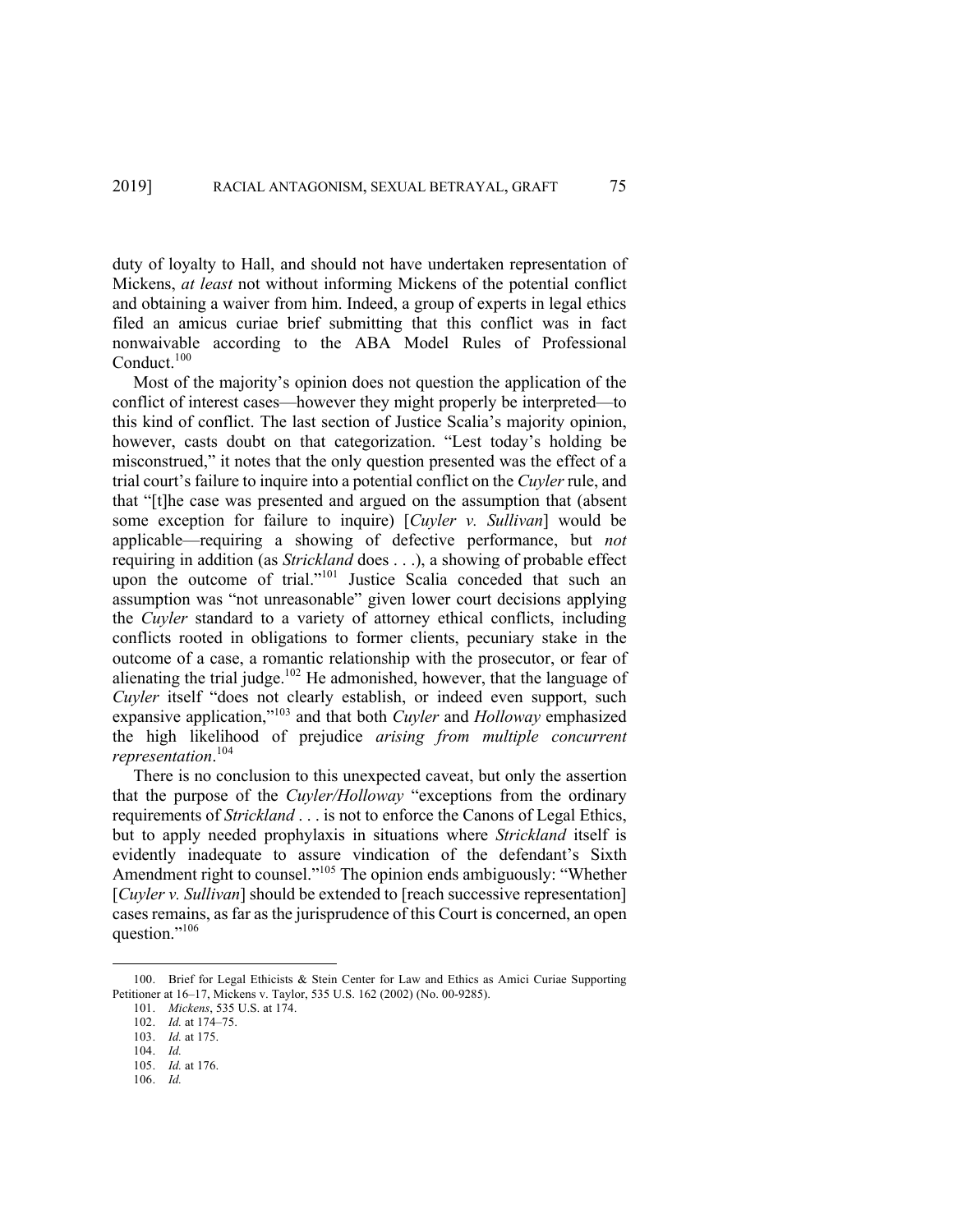duty of loyalty to Hall, and should not have undertaken representation of Mickens, *at least* not without informing Mickens of the potential conflict and obtaining a waiver from him. Indeed, a group of experts in legal ethics filed an amicus curiae brief submitting that this conflict was in fact nonwaivable according to the ABA Model Rules of Professional Conduct.[100]

Most of the majority's opinion does not question the application of the conflict of interest cases—however they might properly be interpreted—to this kind of conflict. The last section of Justice Scalia's majority opinion, however, casts doubt on that categorization. "Lest today's holding be misconstrued," it notes that the only question presented was the effect of a trial court's failure to inquire into a potential conflict on the *Cuyler* rule, and that "[t]he case was presented and argued on the assumption that (absent some exception for failure to inquire) [*Cuyler v. Sullivan*] would be applicable—requiring a showing of defective performance, but *not* requiring in addition (as *Strickland* does . . .), a showing of probable effect upon the outcome of trial."[101] Justice Scalia conceded that such an assumption was "not unreasonable" given lower court decisions applying the *Cuyler* standard to a variety of attorney ethical conflicts, including conflicts rooted in obligations to former clients, pecuniary stake in the outcome of a case, a romantic relationship with the prosecutor, or fear of alienating the trial judge.[102] He admonished, however, that the language of *Cuyler* itself "does not clearly establish, or indeed even support, such expansive application,"[103] and that both *Cuyler* and *Holloway* emphasized the high likelihood of prejudice *arising from multiple concurrent representation*.[104]

There is no conclusion to this unexpected caveat, but only the assertion that the purpose of the *Cuyler/Holloway* "exceptions from the ordinary requirements of *Strickland* . . . is not to enforce the Canons of Legal Ethics, but to apply needed prophylaxis in situations where *Strickland* itself is evidently inadequate to assure vindication of the defendant's Sixth Amendment right to counsel."[105] The opinion ends ambiguously: "Whether [*Cuyler v. Sullivan*] should be extended to [reach successive representation] cases remains, as far as the jurisprudence of this Court is concerned, an open question."[106]

---

100. Brief for Legal Ethicists & Stein Center for Law and Ethics as Amici Curiae Supporting Petitioner at 16–17, Mickens v. Taylor, 535 U.S. 162 (2002) (No. 00-9285).

101. *Mickens*, 535 U.S. at 174.

102. *Id.* at 174–75.

103. *Id.* at 175.

104. *Id.*

105. *Id.* at 176.

106. *Id.*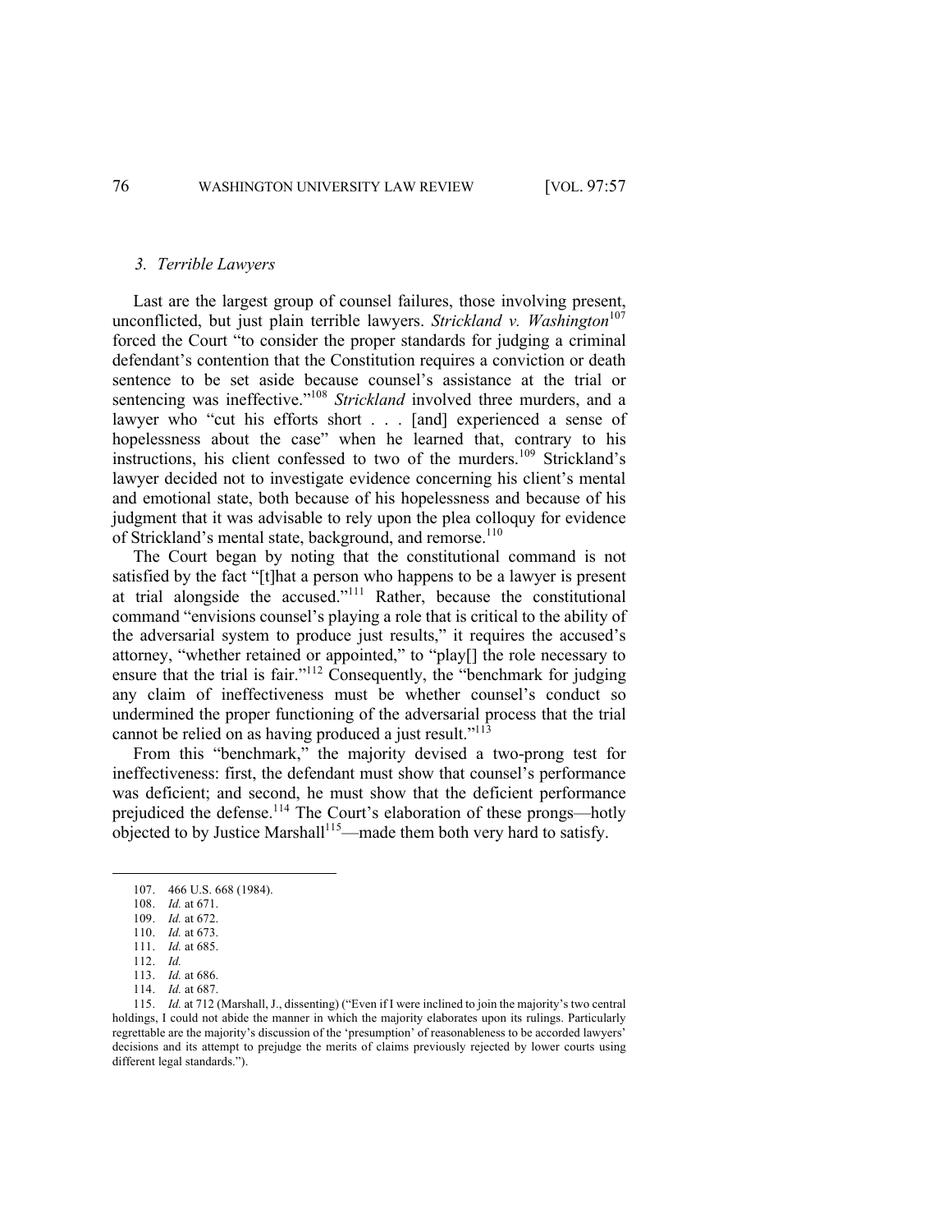### 3. *Terrible Lawyers*

Last are the largest group of counsel failures, those involving present, unconflicted, but just plain terrible lawyers. *Strickland v. Washington*[107] forced the Court "to consider the proper standards for judging a criminal defendant's contention that the Constitution requires a conviction or death sentence to be set aside because counsel's assistance at the trial or sentencing was ineffective."[108] *Strickland* involved three murders, and a lawyer who "cut his efforts short . . . [and] experienced a sense of hopelessness about the case" when he learned that, contrary to his instructions, his client confessed to two of the murders.[109] Strickland's lawyer decided not to investigate evidence concerning his client's mental and emotional state, both because of his hopelessness and because of his judgment that it was advisable to rely upon the plea colloquy for evidence of Strickland's mental state, background, and remorse.[110]

The Court began by noting that the constitutional command is not satisfied by the fact "[t]hat a person who happens to be a lawyer is present at trial alongside the accused."[111] Rather, because the constitutional command "envisions counsel's playing a role that is critical to the ability of the adversarial system to produce just results," it requires the accused's attorney, "whether retained or appointed," to "play[] the role necessary to ensure that the trial is fair."[112] Consequently, the "benchmark for judging any claim of ineffectiveness must be whether counsel's conduct so undermined the proper functioning of the adversarial process that the trial cannot be relied on as having produced a just result."[113]

From this "benchmark," the majority devised a two-prong test for ineffectiveness: first, the defendant must show that counsel's performance was deficient; and second, he must show that the deficient performance prejudiced the defense.[114] The Court's elaboration of these prongs—hotly objected to by Justice Marshall[115]—made them both very hard to satisfy.

---

107. 466 U.S. 668 (1984).

108. *Id.* at 671.

109. *Id.* at 672.

110. *Id.* at 673.

111. *Id.* at 685.

112. *Id.*

113. *Id.* at 686.

114. *Id.* at 687.

115. *Id.* at 712 (Marshall, J., dissenting) ("Even if I were inclined to join the majority's two central holdings, I could not abide the manner in which the majority elaborates upon its rulings. Particularly regrettable are the majority's discussion of the 'presumption' of reasonableness to be accorded lawyers' decisions and its attempt to prejudge the merits of claims previously rejected by lower courts using different legal standards.").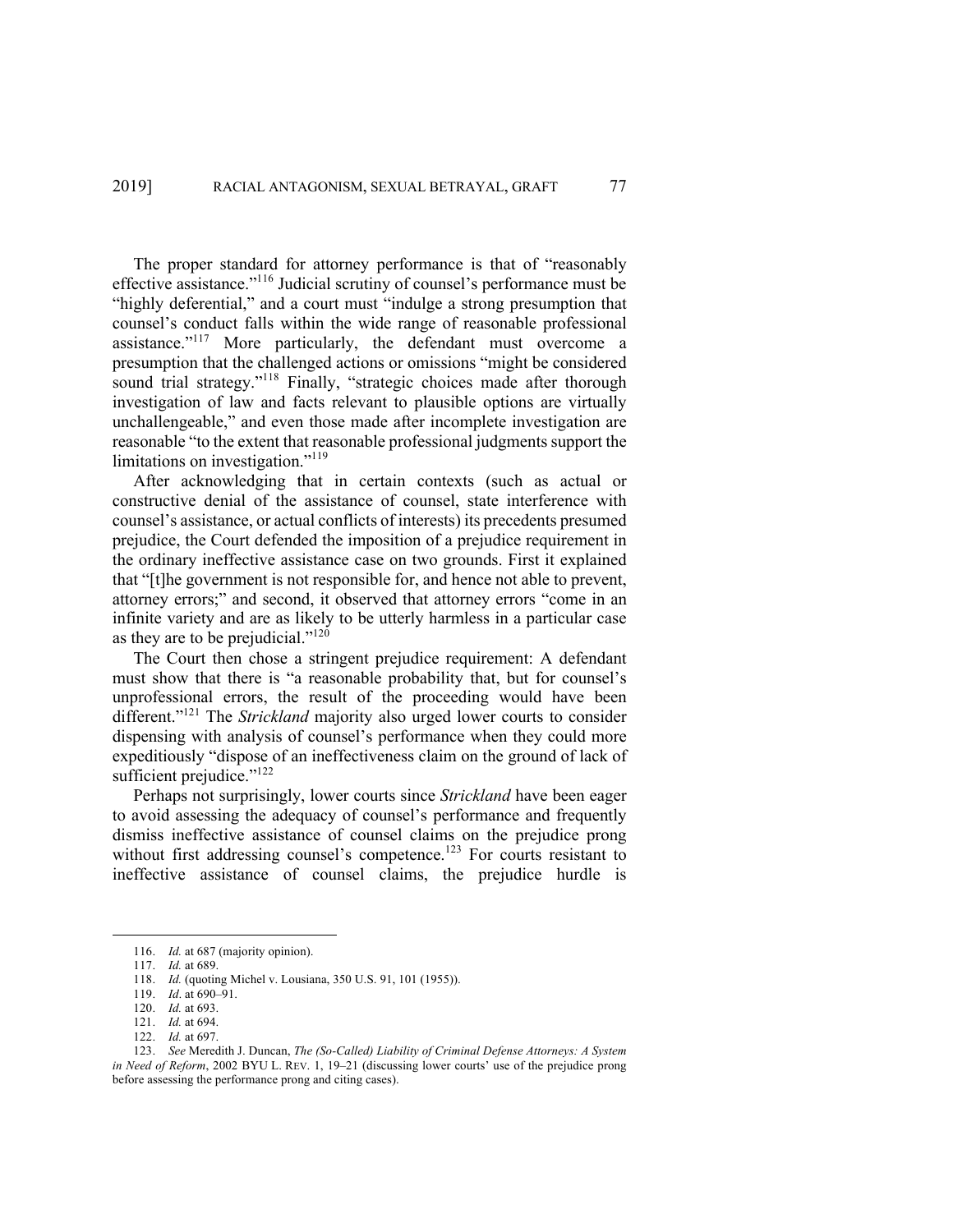The proper standard for attorney performance is that of "reasonably effective assistance."[116] Judicial scrutiny of counsel's performance must be "highly deferential," and a court must "indulge a strong presumption that counsel's conduct falls within the wide range of reasonable professional assistance."[117] More particularly, the defendant must overcome a presumption that the challenged actions or omissions "might be considered sound trial strategy."[118] Finally, "strategic choices made after thorough investigation of law and facts relevant to plausible options are virtually unchallengeable," and even those made after incomplete investigation are reasonable "to the extent that reasonable professional judgments support the limitations on investigation."[119]

After acknowledging that in certain contexts (such as actual or constructive denial of the assistance of counsel, state interference with counsel's assistance, or actual conflicts of interests) its precedents presumed prejudice, the Court defended the imposition of a prejudice requirement in the ordinary ineffective assistance case on two grounds. First it explained that "[t]he government is not responsible for, and hence not able to prevent, attorney errors;" and second, it observed that attorney errors "come in an infinite variety and are as likely to be utterly harmless in a particular case as they are to be prejudicial."[120]

The Court then chose a stringent prejudice requirement: A defendant must show that there is "a reasonable probability that, but for counsel's unprofessional errors, the result of the proceeding would have been different."[121] The *Strickland* majority also urged lower courts to consider dispensing with analysis of counsel's performance when they could more expeditiously "dispose of an ineffectiveness claim on the ground of lack of sufficient prejudice."[122]

Perhaps not surprisingly, lower courts since *Strickland* have been eager to avoid assessing the adequacy of counsel's performance and frequently dismiss ineffective assistance of counsel claims on the prejudice prong without first addressing counsel's competence.[123] For courts resistant to ineffective assistance of counsel claims, the prejudice hurdle is

---

116. *Id.* at 687 (majority opinion).

117. *Id.* at 689.

118. *Id.* (quoting Michel v. Lousiana, 350 U.S. 91, 101 (1955)).

119. *Id*. at 690–91.

120. *Id.* at 693.

121. *Id.* at 694.

122. *Id.* at 697.

123. *See* Meredith J. Duncan, *The (So-Called) Liability of Criminal Defense Attorneys: A System in Need of Reform*, 2002 BYU L. REV. 1, 19–21 (discussing lower courts' use of the prejudice prong before assessing the performance prong and citing cases).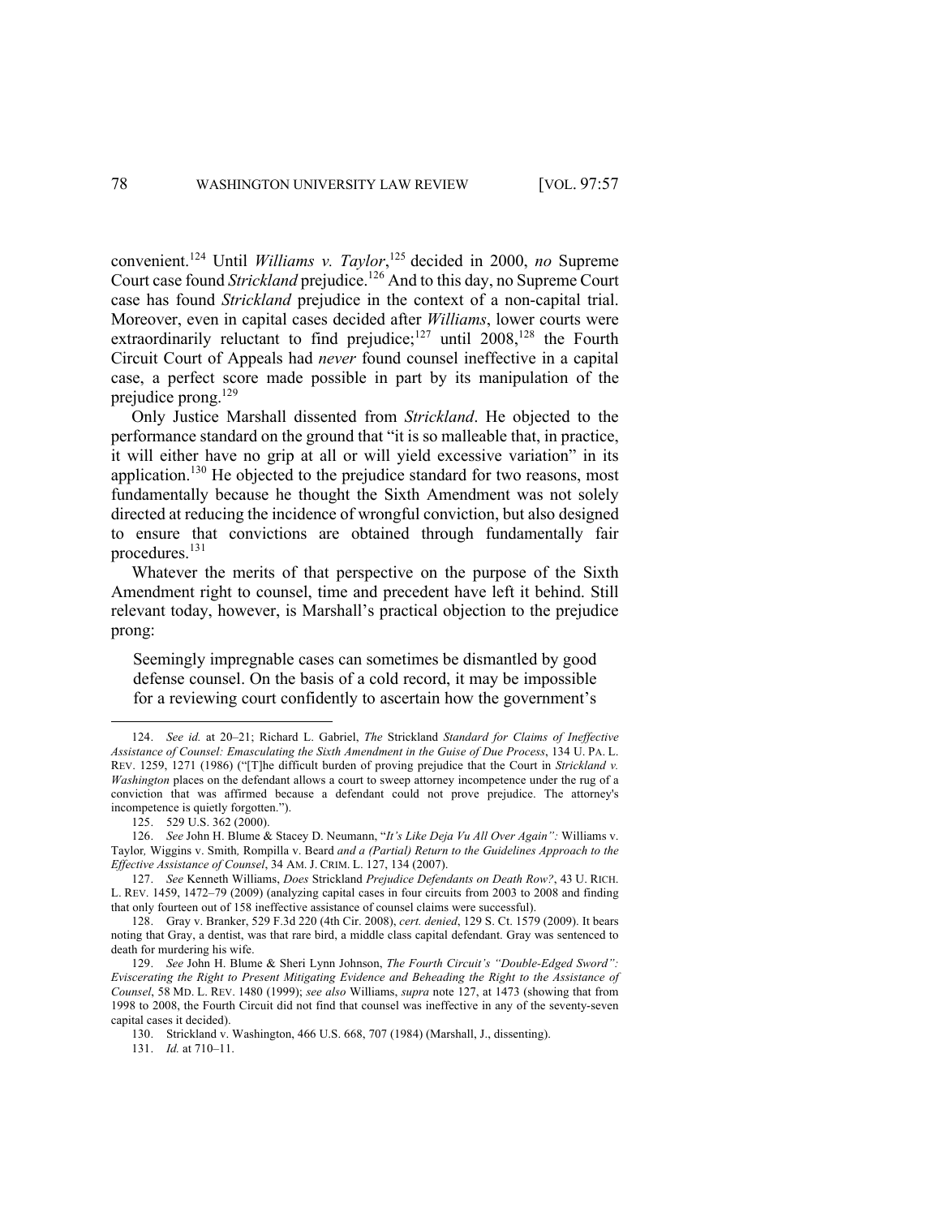convenient.[124] Until *Williams v. Taylor*,[125] decided in 2000, *no* Supreme Court case found *Strickland* prejudice.[126] And to this day, no Supreme Court case has found *Strickland* prejudice in the context of a non-capital trial. Moreover, even in capital cases decided after *Williams*, lower courts were extraordinarily reluctant to find prejudice;[127] until 2008,[128] the Fourth Circuit Court of Appeals had *never* found counsel ineffective in a capital case, a perfect score made possible in part by its manipulation of the prejudice prong.[129]

Only Justice Marshall dissented from *Strickland*. He objected to the performance standard on the ground that "it is so malleable that, in practice, it will either have no grip at all or will yield excessive variation" in its application.[130] He objected to the prejudice standard for two reasons, most fundamentally because he thought the Sixth Amendment was not solely directed at reducing the incidence of wrongful conviction, but also designed to ensure that convictions are obtained through fundamentally fair procedures.[131]

Whatever the merits of that perspective on the purpose of the Sixth Amendment right to counsel, time and precedent have left it behind. Still relevant today, however, is Marshall's practical objection to the prejudice prong:

> Seemingly impregnable cases can sometimes be dismantled by good defense counsel. On the basis of a cold record, it may be impossible for a reviewing court confidently to ascertain how the government's

---

124. *See id.* at 20–21; Richard L. Gabriel, *The* Strickland *Standard for Claims of Ineffective Assistance of Counsel: Emasculating the Sixth Amendment in the Guise of Due Process*, 134 U. PA. L. REV. 1259, 1271 (1986) ("[T]he difficult burden of proving prejudice that the Court in *Strickland v. Washington* places on the defendant allows a court to sweep attorney incompetence under the rug of a conviction that was affirmed because a defendant could not prove prejudice. The attorney's incompetence is quietly forgotten.").

125. 529 U.S. 362 (2000).

126. *See* John H. Blume & Stacey D. Neumann, "*It's Like Deja Vu All Over Again": Williams v. Taylor, Wiggins v. Smith, Rompilla v. Beard and a (Partial) Return to the Guidelines Approach to the Effective Assistance of Counsel*, 34 AM. J. CRIM. L. 127, 134 (2007).

127. *See* Kenneth Williams, *Does* Strickland *Prejudice Defendants on Death Row?*, 43 U. RICH. L. REV. 1459, 1472–79 (2009) (analyzing capital cases in four circuits from 2003 to 2008 and finding that only fourteen out of 158 ineffective assistance of counsel claims were successful).

128. Gray v. Branker, 529 F.3d 220 (4th Cir. 2008), *cert. denied*, 129 S. Ct. 1579 (2009). It bears noting that Gray, a dentist, was that rare bird, a middle class capital defendant. Gray was sentenced to death for murdering his wife.

129. *See* John H. Blume & Sheri Lynn Johnson, *The Fourth Circuit's "Double-Edged Sword": Eviscerating the Right to Present Mitigating Evidence and Beheading the Right to the Assistance of Counsel*, 58 MD. L. REV. 1480 (1999); *see also* Williams, *supra* note 127, at 1473 (showing that from 1998 to 2008, the Fourth Circuit did not find that counsel was ineffective in any of the seventy-seven capital cases it decided).

130. Strickland v. Washington, 466 U.S. 668, 707 (1984) (Marshall, J., dissenting).

131. *Id.* at 710–11.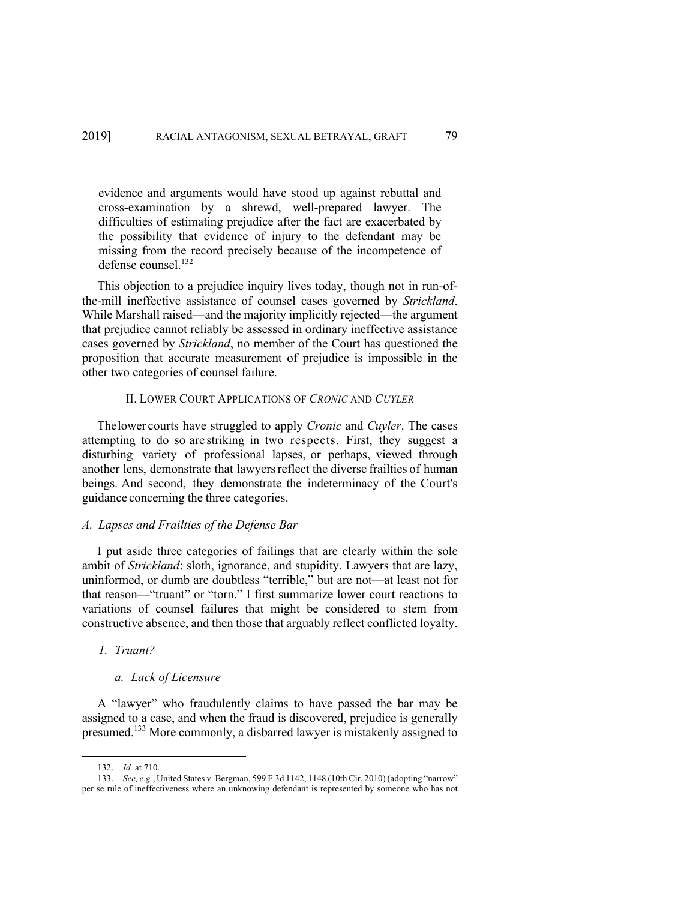> evidence and arguments would have stood up against rebuttal and cross-examination by a shrewd, well-prepared lawyer. The difficulties of estimating prejudice after the fact are exacerbated by the possibility that evidence of injury to the defendant may be missing from the record precisely because of the incompetence of defense counsel.[132]

This objection to a prejudice inquiry lives today, though not in run-of-the-mill ineffective assistance of counsel cases governed by *Strickland*. While Marshall raised—and the majority implicitly rejected—the argument that prejudice cannot reliably be assessed in ordinary ineffective assistance cases governed by *Strickland*, no member of the Court has questioned the proposition that accurate measurement of prejudice is impossible in the other two categories of counsel failure.

## II. LOWER COURT APPLICATIONS OF *CRONIC* AND *CUYLER*

The lower courts have struggled to apply *Cronic* and *Cuyler*. The cases attempting to do so are striking in two respects. First, they suggest a disturbing variety of professional lapses, or perhaps, viewed through another lens, demonstrate that lawyers reflect the diverse frailties of human beings. And second, they demonstrate the indeterminacy of the Court's guidance concerning the three categories.

### *A. Lapses and Frailties of the Defense Bar*

I put aside three categories of failings that are clearly within the sole ambit of *Strickland*: sloth, ignorance, and stupidity. Lawyers that are lazy, uninformed, or dumb are doubtless "terrible," but are not—at least not for that reason—"truant" or "torn." I first summarize lower court reactions to variations of counsel failures that might be considered to stem from constructive absence, and then those that arguably reflect conflicted loyalty.

#### *1. Truant?*

##### *a. Lack of Licensure*

A "lawyer" who fraudulently claims to have passed the bar may be assigned to a case, and when the fraud is discovered, prejudice is generally presumed.[133] More commonly, a disbarred lawyer is mistakenly assigned to

---

132. *Id.* at 710.

133. *See, e.g.*, United States v. Bergman, 599 F.3d 1142, 1148 (10th Cir. 2010) (adopting "narrow" per se rule of ineffectiveness where an unknowing defendant is represented by someone who has not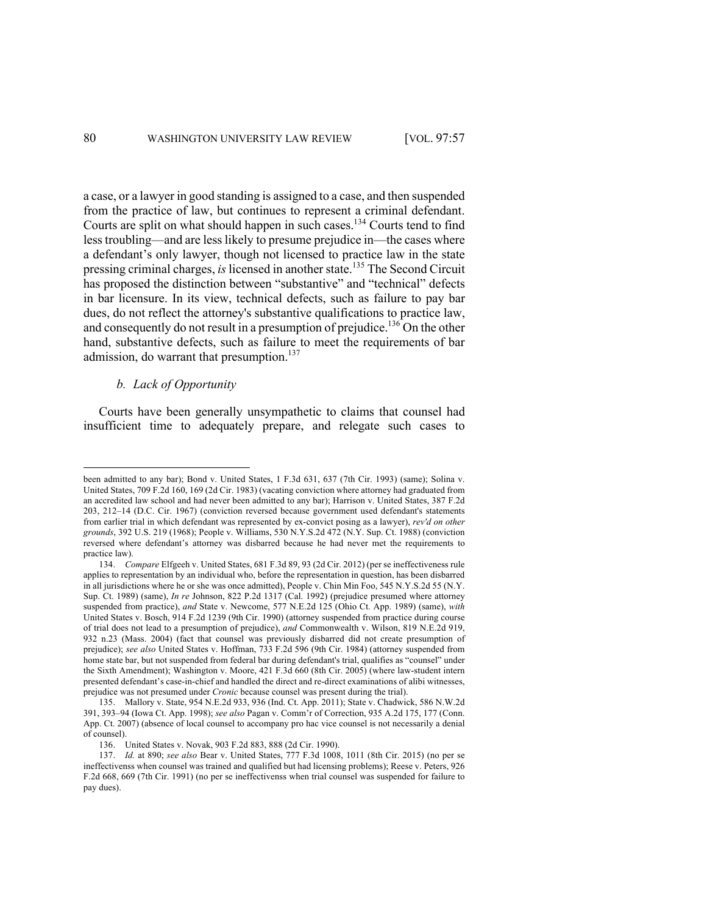a case, or a lawyer in good standing is assigned to a case, and then suspended from the practice of law, but continues to represent a criminal defendant. Courts are split on what should happen in such cases.[134] Courts tend to find less troubling—and are less likely to presume prejudice in—the cases where a defendant's only lawyer, though not licensed to practice law in the state pressing criminal charges, *is* licensed in another state.[135] The Second Circuit has proposed the distinction between "substantive" and "technical" defects in bar licensure. In its view, technical defects, such as failure to pay bar dues, do not reflect the attorney's substantive qualifications to practice law, and consequently do not result in a presumption of prejudice.[136] On the other hand, substantive defects, such as failure to meet the requirements of bar admission, do warrant that presumption.[137]

#### *b. Lack of Opportunity*

Courts have been generally unsympathetic to claims that counsel had insufficient time to adequately prepare, and relegate such cases to

---

been admitted to any bar); Bond v. United States, 1 F.3d 631, 637 (7th Cir. 1993) (same); Solina v. United States, 709 F.2d 160, 169 (2d Cir. 1983) (vacating conviction where attorney had graduated from an accredited law school and had never been admitted to any bar); Harrison v. United States, 387 F.2d 203, 212–14 (D.C. Cir. 1967) (conviction reversed because government used defendant's statements from earlier trial in which defendant was represented by ex-convict posing as a lawyer), *rev'd on other grounds*, 392 U.S. 219 (1968); People v. Williams, 530 N.Y.S.2d 472 (N.Y. Sup. Ct. 1988) (conviction reversed where defendant's attorney was disbarred because he had never met the requirements to practice law).

134. *Compare* Elfgeeh v. United States, 681 F.3d 89, 93 (2d Cir. 2012) (per se ineffectiveness rule applies to representation by an individual who, before the representation in question, has been disbarred in all jurisdictions where he or she was once admitted), People v. Chin Min Foo, 545 N.Y.S.2d 55 (N.Y. Sup. Ct. 1989) (same), *In re* Johnson, 822 P.2d 1317 (Cal. 1992) (prejudice presumed where attorney suspended from practice), *and* State v. Newcome, 577 N.E.2d 125 (Ohio Ct. App. 1989) (same), *with* United States v. Bosch, 914 F.2d 1239 (9th Cir. 1990) (attorney suspended from practice during course of trial does not lead to a presumption of prejudice), *and* Commonwealth v. Wilson, 819 N.E.2d 919, 932 n.23 (Mass. 2004) (fact that counsel was previously disbarred did not create presumption of prejudice); *see also* United States v. Hoffman, 733 F.2d 596 (9th Cir. 1984) (attorney suspended from home state bar, but not suspended from federal bar during defendant's trial, qualifies as "counsel" under the Sixth Amendment); Washington v. Moore, 421 F.3d 660 (8th Cir. 2005) (where law-student intern presented defendant's case-in-chief and handled the direct and re-direct examinations of alibi witnesses, prejudice was not presumed under *Cronic* because counsel was present during the trial).

135. Mallory v. State, 954 N.E.2d 933, 936 (Ind. Ct. App. 2011); State v. Chadwick, 586 N.W.2d 391, 393–94 (Iowa Ct. App. 1998); *see also* Pagan v. Comm'r of Correction, 935 A.2d 175, 177 (Conn. App. Ct. 2007) (absence of local counsel to accompany pro hac vice counsel is not necessarily a denial of counsel).

136. United States v. Novak, 903 F.2d 883, 888 (2d Cir. 1990).

137. *Id.* at 890; *see also* Bear v. United States, 777 F.3d 1008, 1011 (8th Cir. 2015) (no per se ineffectivenss when counsel was trained and qualified but had licensing problems); Reese v. Peters, 926 F.2d 668, 669 (7th Cir. 1991) (no per se ineffectivenss when trial counsel was suspended for failure to pay dues).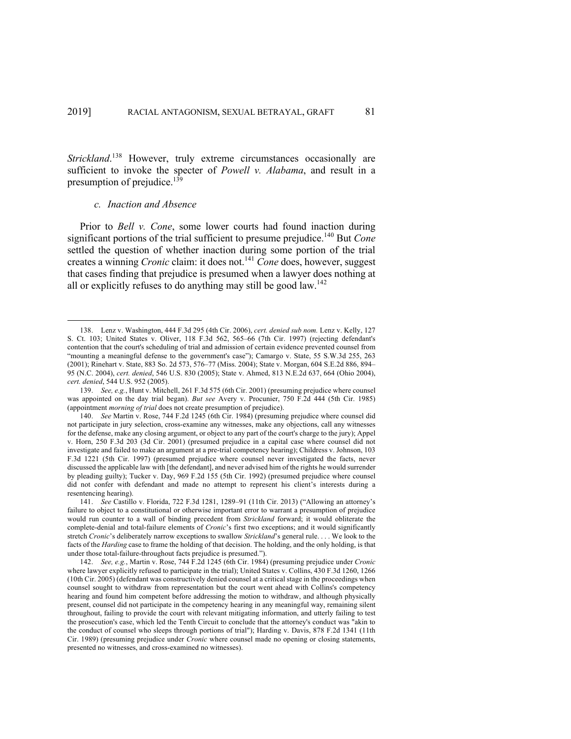*Strickland*.[138] However, truly extreme circumstances occasionally are sufficient to invoke the specter of *Powell v. Alabama*, and result in a presumption of prejudice.[139]

### *c. Inaction and Absence*

Prior to *Bell v. Cone*, some lower courts had found inaction during significant portions of the trial sufficient to presume prejudice.[140] But *Cone* settled the question of whether inaction during some portion of the trial creates a winning *Cronic* claim: it does not.[141] *Cone* does, however, suggest that cases finding that prejudice is presumed when a lawyer does nothing at all or explicitly refuses to do anything may still be good law.[142]

---

138. Lenz v. Washington, 444 F.3d 295 (4th Cir. 2006), *cert. denied sub nom.* Lenz v. Kelly, 127 S. Ct. 103; United States v. Oliver, 118 F.3d 562, 565–66 (7th Cir. 1997) (rejecting defendant's contention that the court's scheduling of trial and admission of certain evidence prevented counsel from "mounting a meaningful defense to the government's case"); Camargo v. State, 55 S.W.3d 255, 263 (2001); Rinehart v. State, 883 So. 2d 573, 576–77 (Miss. 2004); State v. Morgan, 604 S.E.2d 886, 894–95 (N.C. 2004), *cert. denied*, 546 U.S. 830 (2005); State v. Ahmed, 813 N.E.2d 637, 664 (Ohio 2004), *cert. denied*, 544 U.S. 952 (2005).

139. *See, e.g.*, Hunt v. Mitchell, 261 F.3d 575 (6th Cir. 2001) (presuming prejudice where counsel was appointed on the day trial began). *But see* Avery v. Procunier, 750 F.2d 444 (5th Cir. 1985) (appointment *morning of trial* does not create presumption of prejudice).

140. *See* Martin v. Rose, 744 F.2d 1245 (6th Cir. 1984) (presuming prejudice where counsel did not participate in jury selection, cross-examine any witnesses, make any objections, call any witnesses for the defense, make any closing argument, or object to any part of the court's charge to the jury); Appel v. Horn, 250 F.3d 203 (3d Cir. 2001) (presumed prejudice in a capital case where counsel did not investigate and failed to make an argument at a pre-trial competency hearing); Childress v. Johnson, 103 F.3d 1221 (5th Cir. 1997) (presumed prejudice where counsel never investigated the facts, never discussed the applicable law with [the defendant], and never advised him of the rights he would surrender by pleading guilty); Tucker v. Day, 969 F.2d 155 (5th Cir. 1992) (presumed prejudice where counsel did not confer with defendant and made no attempt to represent his client's interests during a resentencing hearing).

141. *See* Castillo v. Florida, 722 F.3d 1281, 1289–91 (11th Cir. 2013) ("Allowing an attorney's failure to object to a constitutional or otherwise important error to warrant a presumption of prejudice would run counter to a wall of binding precedent from *Strickland* forward; it would obliterate the complete-denial and total-failure elements of *Cronic*'s first two exceptions; and it would significantly stretch *Cronic*'s deliberately narrow exceptions to swallow *Strickland*'s general rule. . . . We look to the facts of the *Harding* case to frame the holding of that decision. The holding, and the only holding, is that under those total-failure-throughout facts prejudice is presumed.").

142. *See, e.g.*, Martin v. Rose, 744 F.2d 1245 (6th Cir. 1984) (presuming prejudice under *Cronic* where lawyer explicitly refused to participate in the trial); United States v. Collins, 430 F.3d 1260, 1266 (10th Cir. 2005) (defendant was constructively denied counsel at a critical stage in the proceedings when counsel sought to withdraw from representation but the court went ahead with Collins's competency hearing and found him competent before addressing the motion to withdraw, and although physically present, counsel did not participate in the competency hearing in any meaningful way, remaining silent throughout, failing to provide the court with relevant mitigating information, and utterly failing to test the prosecution's case, which led the Tenth Circuit to conclude that the attorney's conduct was "akin to the conduct of counsel who sleeps through portions of trial"); Harding v. Davis, 878 F.2d 1341 (11th Cir. 1989) (presuming prejudice under *Cronic* where counsel made no opening or closing statements, presented no witnesses, and cross-examined no witnesses).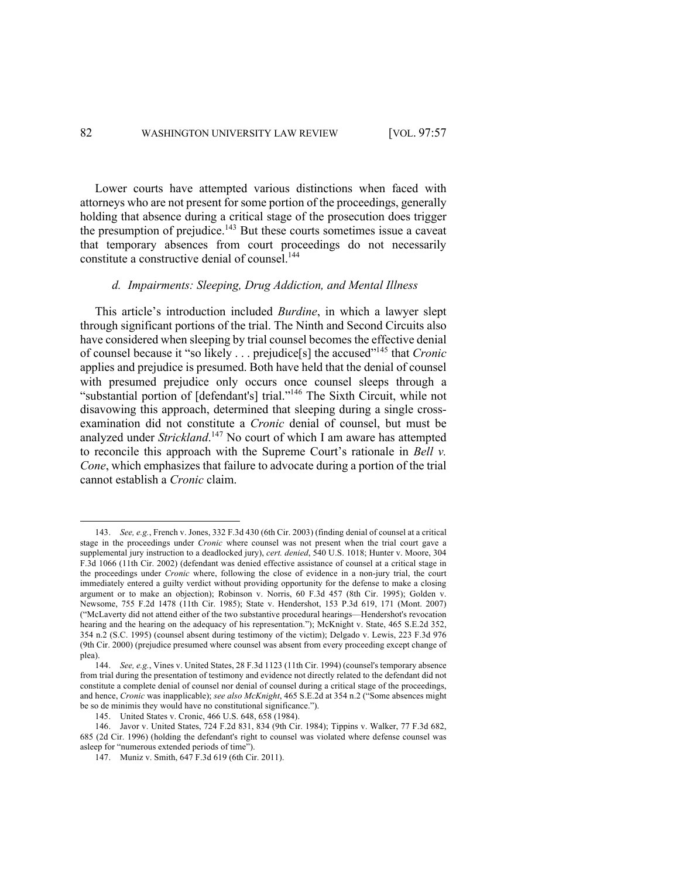Lower courts have attempted various distinctions when faced with attorneys who are not present for some portion of the proceedings, generally holding that absence during a critical stage of the prosecution does trigger the presumption of prejudice.[143] But these courts sometimes issue a caveat that temporary absences from court proceedings do not necessarily constitute a constructive denial of counsel.[144]

#### *d. Impairments: Sleeping, Drug Addiction, and Mental Illness*

This article's introduction included *Burdine*, in which a lawyer slept through significant portions of the trial. The Ninth and Second Circuits also have considered when sleeping by trial counsel becomes the effective denial of counsel because it "so likely . . . prejudice[s] the accused"[145] that *Cronic* applies and prejudice is presumed. Both have held that the denial of counsel with presumed prejudice only occurs once counsel sleeps through a "substantial portion of [defendant's] trial."[146] The Sixth Circuit, while not disavowing this approach, determined that sleeping during a single cross-examination did not constitute a *Cronic* denial of counsel, but must be analyzed under *Strickland*.[147] No court of which I am aware has attempted to reconcile this approach with the Supreme Court's rationale in *Bell v. Cone*, which emphasizes that failure to advocate during a portion of the trial cannot establish a *Cronic* claim.

---

143. *See, e.g.*, French v. Jones, 332 F.3d 430 (6th Cir. 2003) (finding denial of counsel at a critical stage in the proceedings under *Cronic* where counsel was not present when the trial court gave a supplemental jury instruction to a deadlocked jury), *cert. denied*, 540 U.S. 1018; Hunter v. Moore, 304 F.3d 1066 (11th Cir. 2002) (defendant was denied effective assistance of counsel at a critical stage in the proceedings under *Cronic* where, following the close of evidence in a non-jury trial, the court immediately entered a guilty verdict without providing opportunity for the defense to make a closing argument or to make an objection); Robinson v. Norris, 60 F.3d 457 (8th Cir. 1995); Golden v. Newsome, 755 F.2d 1478 (11th Cir. 1985); State v. Hendershot, 153 P.3d 619, 171 (Mont. 2007) ("McLaverty did not attend either of the two substantive procedural hearings—Hendershot's revocation hearing and the hearing on the adequacy of his representation."); McKnight v. State, 465 S.E.2d 352, 354 n.2 (S.C. 1995) (counsel absent during testimony of the victim); Delgado v. Lewis, 223 F.3d 976 (9th Cir. 2000) (prejudice presumed where counsel was absent from every proceeding except change of plea).

144. *See, e.g.*, Vines v. United States, 28 F.3d 1123 (11th Cir. 1994) (counsel's temporary absence from trial during the presentation of testimony and evidence not directly related to the defendant did not constitute a complete denial of counsel nor denial of counsel during a critical stage of the proceedings, and hence, *Cronic* was inapplicable); *see also McKnight*, 465 S.E.2d at 354 n.2 ("Some absences might be so de minimis they would have no constitutional significance.").

145. United States v. Cronic, 466 U.S. 648, 658 (1984).

146. Javor v. United States, 724 F.2d 831, 834 (9th Cir. 1984); Tippins v. Walker, 77 F.3d 682, 685 (2d Cir. 1996) (holding the defendant's right to counsel was violated where defense counsel was asleep for "numerous extended periods of time").

147. Muniz v. Smith, 647 F.3d 619 (6th Cir. 2011).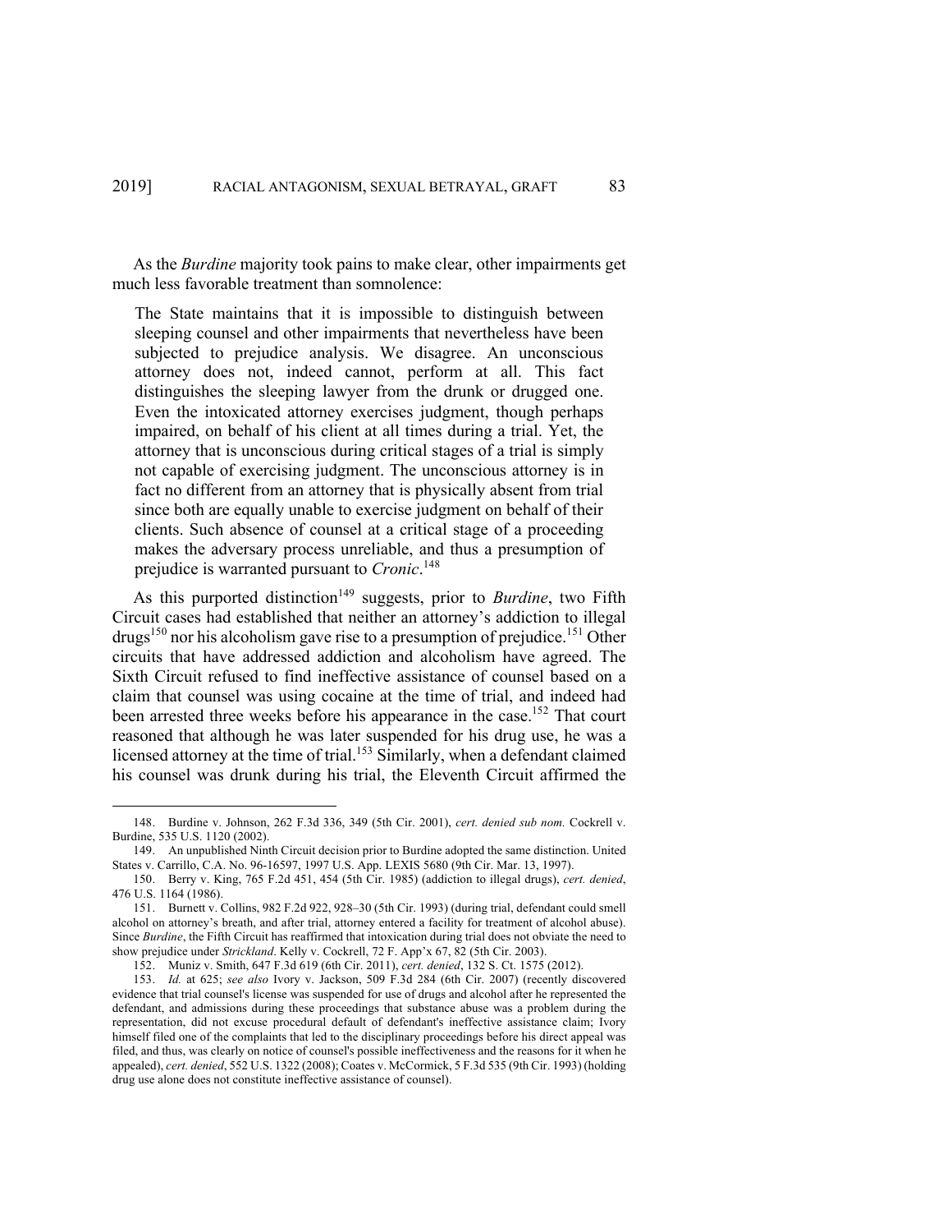As the *Burdine* majority took pains to make clear, other impairments get much less favorable treatment than somnolence:

> The State maintains that it is impossible to distinguish between sleeping counsel and other impairments that nevertheless have been subjected to prejudice analysis. We disagree. An unconscious attorney does not, indeed cannot, perform at all. This fact distinguishes the sleeping lawyer from the drunk or drugged one. Even the intoxicated attorney exercises judgment, though perhaps impaired, on behalf of his client at all times during a trial. Yet, the attorney that is unconscious during critical stages of a trial is simply not capable of exercising judgment. The unconscious attorney is in fact no different from an attorney that is physically absent from trial since both are equally unable to exercise judgment on behalf of their clients. Such absence of counsel at a critical stage of a proceeding makes the adversary process unreliable, and thus a presumption of prejudice is warranted pursuant to *Cronic*.[148]

As this purported distinction[149] suggests, prior to *Burdine*, two Fifth Circuit cases had established that neither an attorney's addiction to illegal drugs[150] nor his alcoholism gave rise to a presumption of prejudice.[151] Other circuits that have addressed addiction and alcoholism have agreed. The Sixth Circuit refused to find ineffective assistance of counsel based on a claim that counsel was using cocaine at the time of trial, and indeed had been arrested three weeks before his appearance in the case.[152] That court reasoned that although he was later suspended for his drug use, he was a licensed attorney at the time of trial.[153] Similarly, when a defendant claimed his counsel was drunk during his trial, the Eleventh Circuit affirmed the

---

148. Burdine v. Johnson, 262 F.3d 336, 349 (5th Cir. 2001), *cert. denied sub nom.* Cockrell v. Burdine, 535 U.S. 1120 (2002).

149. An unpublished Ninth Circuit decision prior to Burdine adopted the same distinction. United States v. Carrillo, C.A. No. 96-16597, 1997 U.S. App. LEXIS 5680 (9th Cir. Mar. 13, 1997).

150. Berry v. King, 765 F.2d 451, 454 (5th Cir. 1985) (addiction to illegal drugs), *cert. denied*, 476 U.S. 1164 (1986).

151. Burnett v. Collins, 982 F.2d 922, 928–30 (5th Cir. 1993) (during trial, defendant could smell alcohol on attorney's breath, and after trial, attorney entered a facility for treatment of alcohol abuse). Since *Burdine*, the Fifth Circuit has reaffirmed that intoxication during trial does not obviate the need to show prejudice under *Strickland*. Kelly v. Cockrell, 72 F. App'x 67, 82 (5th Cir. 2003).

152. Muniz v. Smith, 647 F.3d 619 (6th Cir. 2011), *cert. denied*, 132 S. Ct. 1575 (2012).

153. *Id.* at 625; *see also* Ivory v. Jackson, 509 F.3d 284 (6th Cir. 2007) (recently discovered evidence that trial counsel's license was suspended for use of drugs and alcohol after he represented the defendant, and admissions during these proceedings that substance abuse was a problem during the representation, did not excuse procedural default of defendant's ineffective assistance claim; Ivory himself filed one of the complaints that led to the disciplinary proceedings before his direct appeal was filed, and thus, was clearly on notice of counsel's possible ineffectiveness and the reasons for it when he appealed), *cert. denied*, 552 U.S. 1322 (2008); Coates v. McCormick, 5 F.3d 535 (9th Cir. 1993) (holding drug use alone does not constitute ineffective assistance of counsel).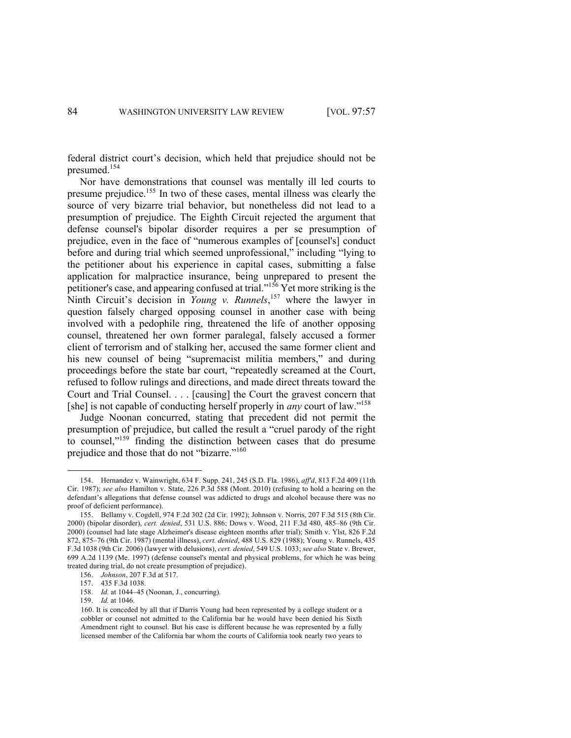federal district court's decision, which held that prejudice should not be presumed.[154]

Nor have demonstrations that counsel was mentally ill led courts to presume prejudice.[155] In two of these cases, mental illness was clearly the source of very bizarre trial behavior, but nonetheless did not lead to a presumption of prejudice. The Eighth Circuit rejected the argument that defense counsel's bipolar disorder requires a per se presumption of prejudice, even in the face of "numerous examples of [counsel's] conduct before and during trial which seemed unprofessional," including "lying to the petitioner about his experience in capital cases, submitting a false application for malpractice insurance, being unprepared to present the petitioner's case, and appearing confused at trial."[156] Yet more striking is the Ninth Circuit's decision in *Young v. Runnels*,[157] where the lawyer in question falsely charged opposing counsel in another case with being involved with a pedophile ring, threatened the life of another opposing counsel, threatened her own former paralegal, falsely accused a former client of terrorism and of stalking her, accused the same former client and his new counsel of being "supremacist militia members," and during proceedings before the state bar court, "repeatedly screamed at the Court, refused to follow rulings and directions, and made direct threats toward the Court and Trial Counsel. . . . [causing] the Court the gravest concern that [she] is not capable of conducting herself properly in *any* court of law."[158]

Judge Noonan concurred, stating that precedent did not permit the presumption of prejudice, but called the result a "cruel parody of the right to counsel,"[159] finding the distinction between cases that do presume prejudice and those that do not "bizarre."[160]

---

154. Hernandez v. Wainwright, 634 F. Supp. 241, 245 (S.D. Fla. 1986), *aff'd*, 813 F.2d 409 (11th Cir. 1987); *see also* Hamilton v. State, 226 P.3d 588 (Mont. 2010) (refusing to hold a hearing on the defendant's allegations that defense counsel was addicted to drugs and alcohol because there was no proof of deficient performance).

155. Bellamy v. Cogdell, 974 F.2d 302 (2d Cir. 1992); Johnson v. Norris, 207 F.3d 515 (8th Cir. 2000) (bipolar disorder), *cert. denied*, 531 U.S. 886; Dows v. Wood, 211 F.3d 480, 485–86 (9th Cir. 2000) (counsel had late stage Alzheimer's disease eighteen months after trial); Smith v. Ylst, 826 F.2d 872, 875–76 (9th Cir. 1987) (mental illness), *cert. denied*, 488 U.S. 829 (1988); Young v. Runnels, 435 F.3d 1038 (9th Cir. 2006) (lawyer with delusions), *cert. denied*, 549 U.S. 1033; *see also* State v. Brewer, 699 A.2d 1139 (Me. 1997) (defense counsel's mental and physical problems, for which he was being treated during trial, do not create presumption of prejudice).

156. *Johnson*, 207 F.3d at 517.

157. 435 F.3d 1038.

158. *Id.* at 1044–45 (Noonan, J., concurring).

159. *Id.* at 1046.

160. It is conceded by all that if Darris Young had been represented by a college student or a cobbler or counsel not admitted to the California bar he would have been denied his Sixth Amendment right to counsel. But his case is different because he was represented by a fully licensed member of the California bar whom the courts of California took nearly two years to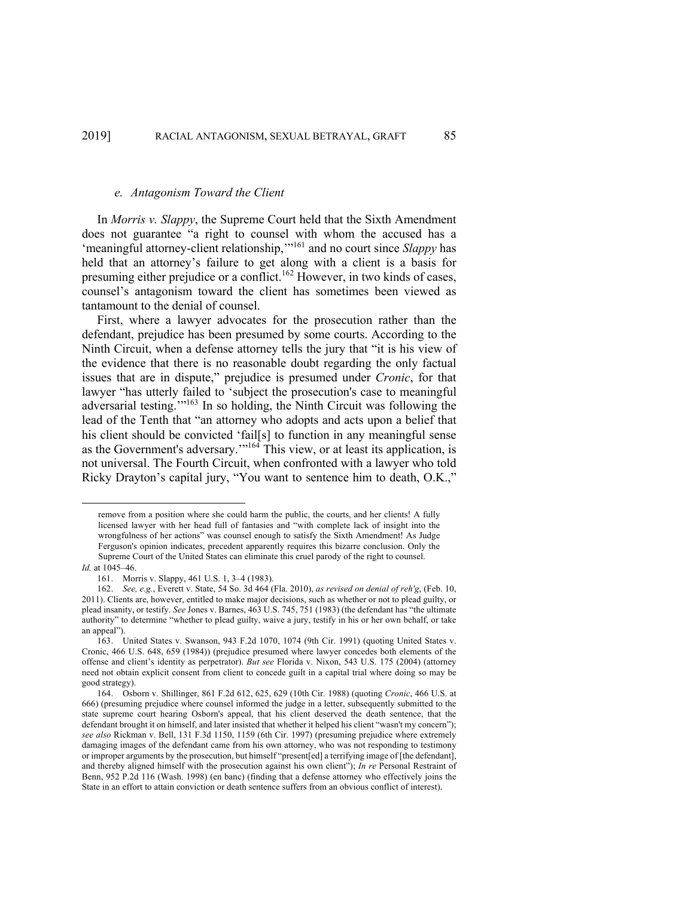#### e. *Antagonism Toward the Client*

In *Morris v. Slappy*, the Supreme Court held that the Sixth Amendment does not guarantee "a right to counsel with whom the accused has a 'meaningful attorney-client relationship,'"[161] and no court since *Slappy* has held that an attorney's failure to get along with a client is a basis for presuming either prejudice or a conflict.[162] However, in two kinds of cases, counsel's antagonism toward the client has sometimes been viewed as tantamount to the denial of counsel.

First, where a lawyer advocates for the prosecution rather than the defendant, prejudice has been presumed by some courts. According to the Ninth Circuit, when a defense attorney tells the jury that "it is his view of the evidence that there is no reasonable doubt regarding the only factual issues that are in dispute," prejudice is presumed under *Cronic*, for that lawyer "has utterly failed to 'subject the prosecution's case to meaningful adversarial testing.'"[163] In so holding, the Ninth Circuit was following the lead of the Tenth that "an attorney who adopts and acts upon a belief that his client should be convicted 'fail[s] to function in any meaningful sense as the Government's adversary.'"[164] This view, or at least its application, is not universal. The Fourth Circuit, when confronted with a lawyer who told Ricky Drayton's capital jury, "You want to sentence him to death, O.K.,"

---

remove from a position where she could harm the public, the courts, and her clients! A fully licensed lawyer with her head full of fantasies and "with complete lack of insight into the wrongfulness of her actions" was counsel enough to satisfy the Sixth Amendment! As Judge Ferguson's opinion indicates, precedent apparently requires this bizarre conclusion. Only the Supreme Court of the United States can eliminate this cruel parody of the right to counsel.

*Id.* at 1045–46.

161. Morris v. Slappy, 461 U.S. 1, 3–4 (1983).

162. *See, e.g.*, Everett v. State, 54 So. 3d 464 (Fla. 2010), *as revised on denial of reh'g*, (Feb. 10, 2011). Clients are, however, entitled to make major decisions, such as whether or not to plead guilty, or plead insanity, or testify. *See* Jones v. Barnes, 463 U.S. 745, 751 (1983) (the defendant has "the ultimate authority" to determine "whether to plead guilty, waive a jury, testify in his or her own behalf, or take an appeal").

163. United States v. Swanson, 943 F.2d 1070, 1074 (9th Cir. 1991) (quoting United States v. Cronic, 466 U.S. 648, 659 (1984)) (prejudice presumed where lawyer concedes both elements of the offense and client's identity as perpetrator). *But see* Florida v. Nixon, 543 U.S. 175 (2004) (attorney need not obtain explicit consent from client to concede guilt in a capital trial where doing so may be good strategy).

164. Osborn v. Shillinger, 861 F.2d 612, 625, 629 (10th Cir. 1988) (quoting *Cronic*, 466 U.S. at 666) (presuming prejudice where counsel informed the judge in a letter, subsequently submitted to the state supreme court hearing Osborn's appeal, that his client deserved the death sentence, that the defendant brought it on himself, and later insisted that whether it helped his client "wasn't my concern"); *see also* Rickman v. Bell, 131 F.3d 1150, 1159 (6th Cir. 1997) (presuming prejudice where extremely damaging images of the defendant came from his own attorney, who was not responding to testimony or improper arguments by the prosecution, but himself "present[ed] a terrifying image of [the defendant], and thereby aligned himself with the prosecution against his own client"); *In re* Personal Restraint of Benn, 952 P.2d 116 (Wash. 1998) (en banc) (finding that a defense attorney who effectively joins the State in an effort to attain conviction or death sentence suffers from an obvious conflict of interest).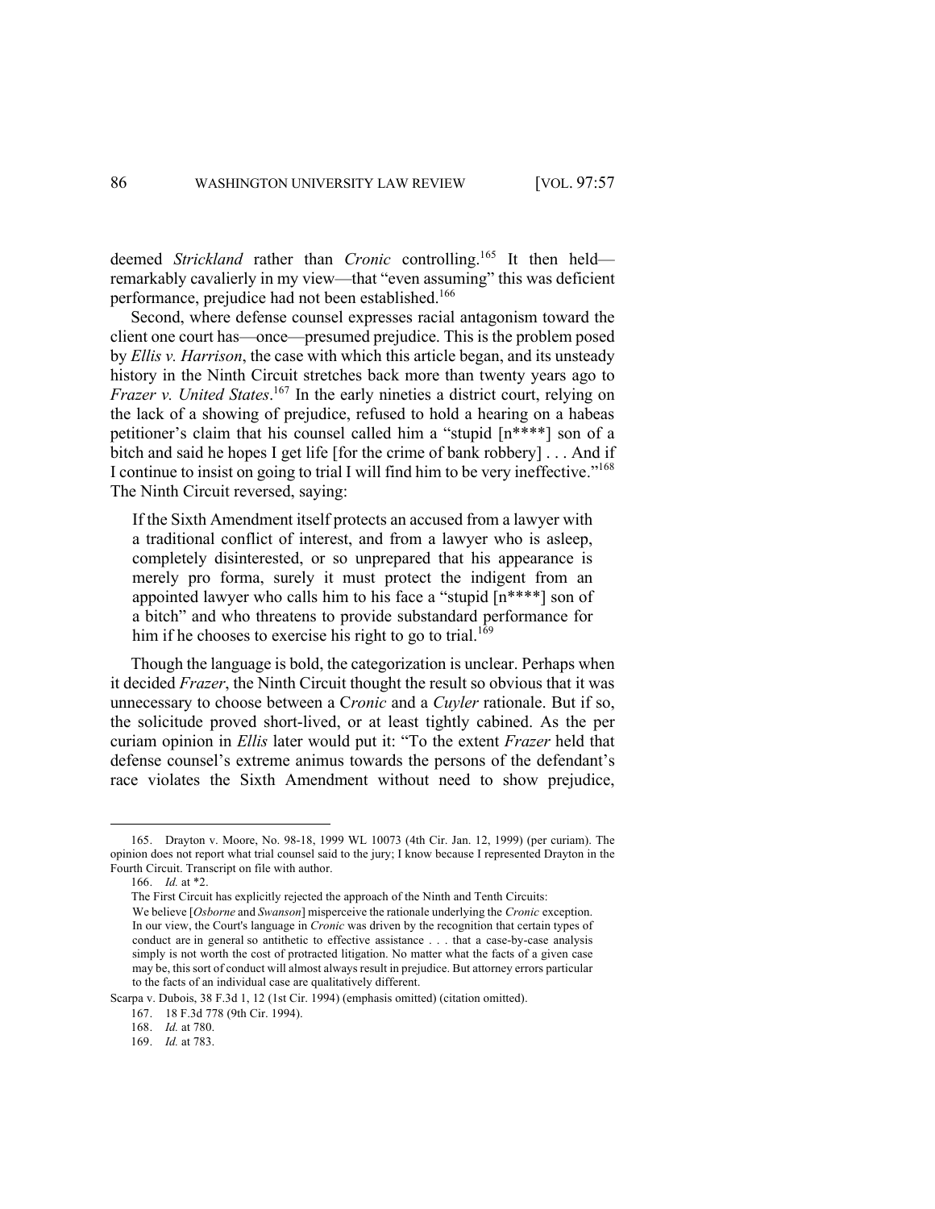deemed *Strickland* rather than *Cronic* controlling.[165] It then held—remarkably cavalierly in my view—that "even assuming" this was deficient performance, prejudice had not been established.[166]

Second, where defense counsel expresses racial antagonism toward the client one court has—once—presumed prejudice. This is the problem posed by *Ellis v. Harrison*, the case with which this article began, and its unsteady history in the Ninth Circuit stretches back more than twenty years ago to *Frazer v. United States*.[167] In the early nineties a district court, relying on the lack of a showing of prejudice, refused to hold a hearing on a habeas petitioner's claim that his counsel called him a "stupid [n****] son of a bitch and said he hopes I get life [for the crime of bank robbery] . . . And if I continue to insist on going to trial I will find him to be very ineffective."[168] The Ninth Circuit reversed, saying:

> If the Sixth Amendment itself protects an accused from a lawyer with a traditional conflict of interest, and from a lawyer who is asleep, completely disinterested, or so unprepared that his appearance is merely pro forma, surely it must protect the indigent from an appointed lawyer who calls him to his face a "stupid [n****] son of a bitch" and who threatens to provide substandard performance for him if he chooses to exercise his right to go to trial.[169]

Though the language is bold, the categorization is unclear. Perhaps when it decided *Frazer*, the Ninth Circuit thought the result so obvious that it was unnecessary to choose between a C*ronic* and a *Cuyler* rationale. But if so, the solicitude proved short-lived, or at least tightly cabined. As the per curiam opinion in *Ellis* later would put it: "To the extent *Frazer* held that defense counsel's extreme animus towards the persons of the defendant's race violates the Sixth Amendment without need to show prejudice,

---

165. Drayton v. Moore, No. 98-18, 1999 WL 10073 (4th Cir. Jan. 12, 1999) (per curiam). The opinion does not report what trial counsel said to the jury; I know because I represented Drayton in the Fourth Circuit. Transcript on file with author.

166. *Id.* at *2.

The First Circuit has explicitly rejected the approach of the Ninth and Tenth Circuits:

> We believe [*Osborne* and *Swanson*] misperceive the rationale underlying the *Cronic* exception. In our view, the Court's language in *Cronic* was driven by the recognition that certain types of conduct are in general so antithetic to effective assistance . . . that a case-by-case analysis simply is not worth the cost of protracted litigation. No matter what the facts of a given case may be, this sort of conduct will almost always result in prejudice. But attorney errors particular to the facts of an individual case are qualitatively different.

Scarpa v. Dubois, 38 F.3d 1, 12 (1st Cir. 1994) (emphasis omitted) (citation omitted).

167. 18 F.3d 778 (9th Cir. 1994).

168. *Id.* at 780.

169. *Id.* at 783.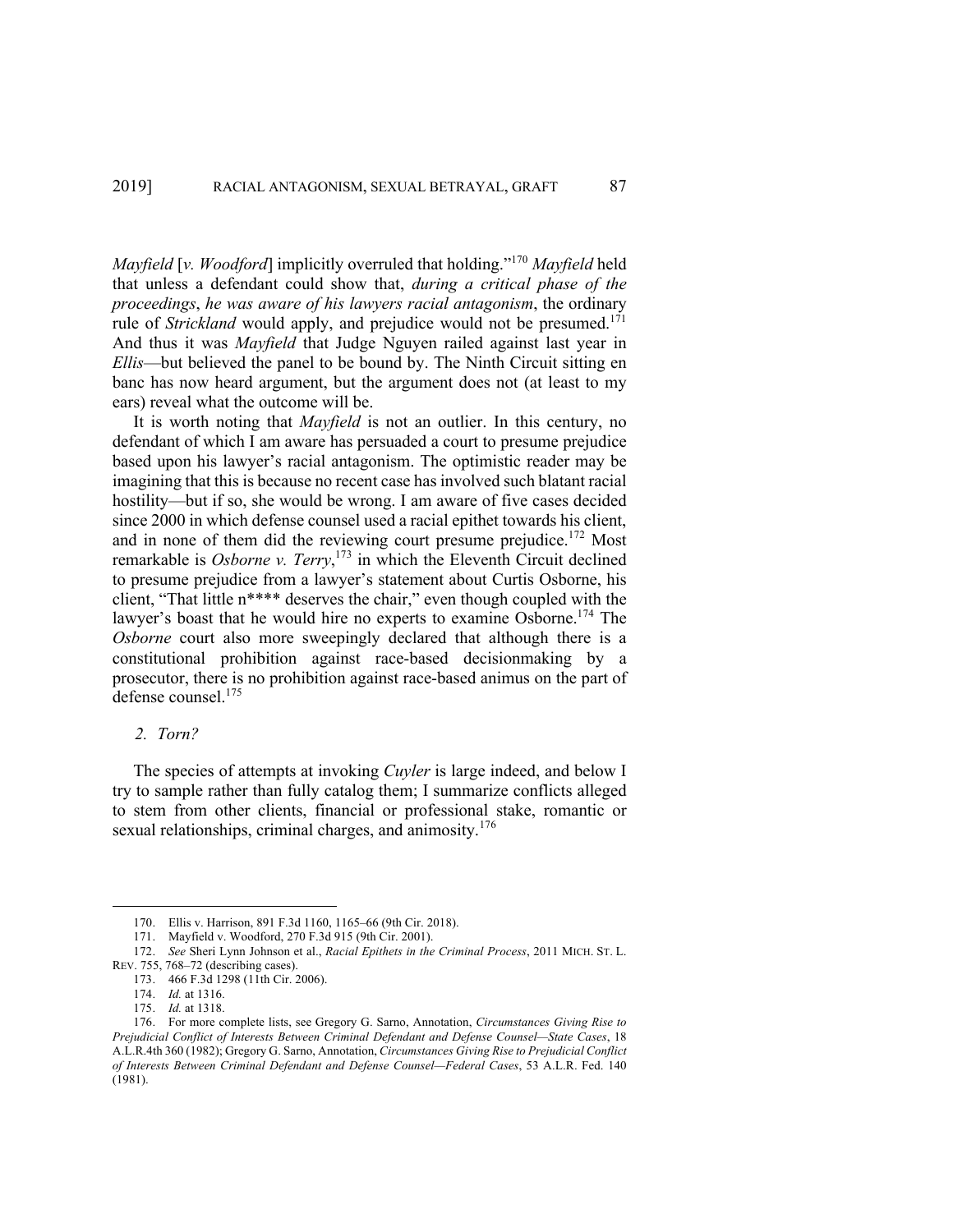*Mayfield* [*v. Woodford*] implicitly overruled that holding."[170] *Mayfield* held that unless a defendant could show that, *during a critical phase of the proceedings*, *he was aware of his lawyers racial antagonism*, the ordinary rule of *Strickland* would apply, and prejudice would not be presumed.[171] And thus it was *Mayfield* that Judge Nguyen railed against last year in *Ellis*—but believed the panel to be bound by. The Ninth Circuit sitting en banc has now heard argument, but the argument does not (at least to my ears) reveal what the outcome will be.

It is worth noting that *Mayfield* is not an outlier. In this century, no defendant of which I am aware has persuaded a court to presume prejudice based upon his lawyer's racial antagonism. The optimistic reader may be imagining that this is because no recent case has involved such blatant racial hostility—but if so, she would be wrong. I am aware of five cases decided since 2000 in which defense counsel used a racial epithet towards his client, and in none of them did the reviewing court presume prejudice.[172] Most remarkable is *Osborne v. Terry*,[173] in which the Eleventh Circuit declined to presume prejudice from a lawyer's statement about Curtis Osborne, his client, "That little n**** deserves the chair," even though coupled with the lawyer's boast that he would hire no experts to examine Osborne.[174] The *Osborne* court also more sweepingly declared that although there is a constitutional prohibition against race-based decisionmaking by a prosecutor, there is no prohibition against race-based animus on the part of defense counsel.[175]

### 2. *Torn?*

The species of attempts at invoking *Cuyler* is large indeed, and below I try to sample rather than fully catalog them; I summarize conflicts alleged to stem from other clients, financial or professional stake, romantic or sexual relationships, criminal charges, and animosity.[176]

---

170. Ellis v. Harrison, 891 F.3d 1160, 1165–66 (9th Cir. 2018).

171. Mayfield v. Woodford, 270 F.3d 915 (9th Cir. 2001).

172. *See* Sheri Lynn Johnson et al., *Racial Epithets in the Criminal Process*, 2011 MICH. ST. L. REV. 755, 768–72 (describing cases).

173. 466 F.3d 1298 (11th Cir. 2006).

174. *Id.* at 1316.

175. *Id.* at 1318.

176. For more complete lists, see Gregory G. Sarno, Annotation, *Circumstances Giving Rise to Prejudicial Conflict of Interests Between Criminal Defendant and Defense Counsel—State Cases*, 18 A.L.R.4th 360 (1982); Gregory G. Sarno, Annotation, *Circumstances Giving Rise to Prejudicial Conflict of Interests Between Criminal Defendant and Defense Counsel—Federal Cases*, 53 A.L.R. Fed. 140 (1981).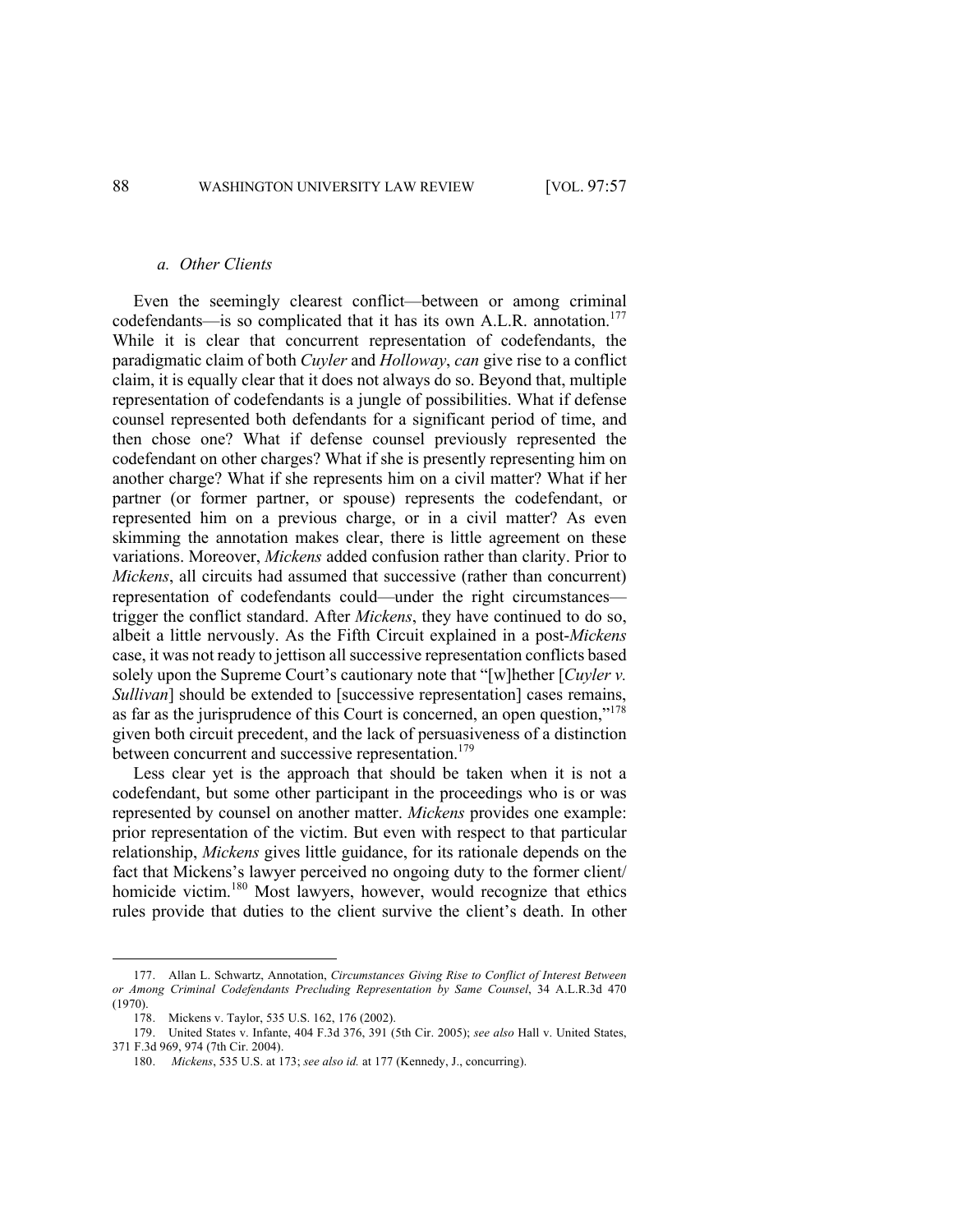### a. *Other Clients*

Even the seemingly clearest conflict—between or among criminal codefendants—is so complicated that it has its own A.L.R. annotation.[177] While it is clear that concurrent representation of codefendants, the paradigmatic claim of both *Cuyler* and *Holloway*, *can* give rise to a conflict claim, it is equally clear that it does not always do so. Beyond that, multiple representation of codefendants is a jungle of possibilities. What if defense counsel represented both defendants for a significant period of time, and then chose one? What if defense counsel previously represented the codefendant on other charges? What if she is presently representing him on another charge? What if she represents him on a civil matter? What if her partner (or former partner, or spouse) represents the codefendant, or represented him on a previous charge, or in a civil matter? As even skimming the annotation makes clear, there is little agreement on these variations. Moreover, *Mickens* added confusion rather than clarity. Prior to *Mickens*, all circuits had assumed that successive (rather than concurrent) representation of codefendants could—under the right circumstances—trigger the conflict standard. After *Mickens*, they have continued to do so, albeit a little nervously. As the Fifth Circuit explained in a post-*Mickens* case, it was not ready to jettison all successive representation conflicts based solely upon the Supreme Court's cautionary note that "[w]hether [*Cuyler v. Sullivan*] should be extended to [successive representation] cases remains, as far as the jurisprudence of this Court is concerned, an open question,"[178] given both circuit precedent, and the lack of persuasiveness of a distinction between concurrent and successive representation.[179]

Less clear yet is the approach that should be taken when it is not a codefendant, but some other participant in the proceedings who is or was represented by counsel on another matter. *Mickens* provides one example: prior representation of the victim. But even with respect to that particular relationship, *Mickens* gives little guidance, for its rationale depends on the fact that Mickens's lawyer perceived no ongoing duty to the former client/ homicide victim.[180] Most lawyers, however, would recognize that ethics rules provide that duties to the client survive the client's death. In other

---

177. Allan L. Schwartz, Annotation, *Circumstances Giving Rise to Conflict of Interest Between or Among Criminal Codefendants Precluding Representation by Same Counsel*, 34 A.L.R.3d 470 (1970).

178. Mickens v. Taylor, 535 U.S. 162, 176 (2002).

179. United States v. Infante, 404 F.3d 376, 391 (5th Cir. 2005); *see also* Hall v. United States, 371 F.3d 969, 974 (7th Cir. 2004).

180. *Mickens*, 535 U.S. at 173; *see also id.* at 177 (Kennedy, J., concurring).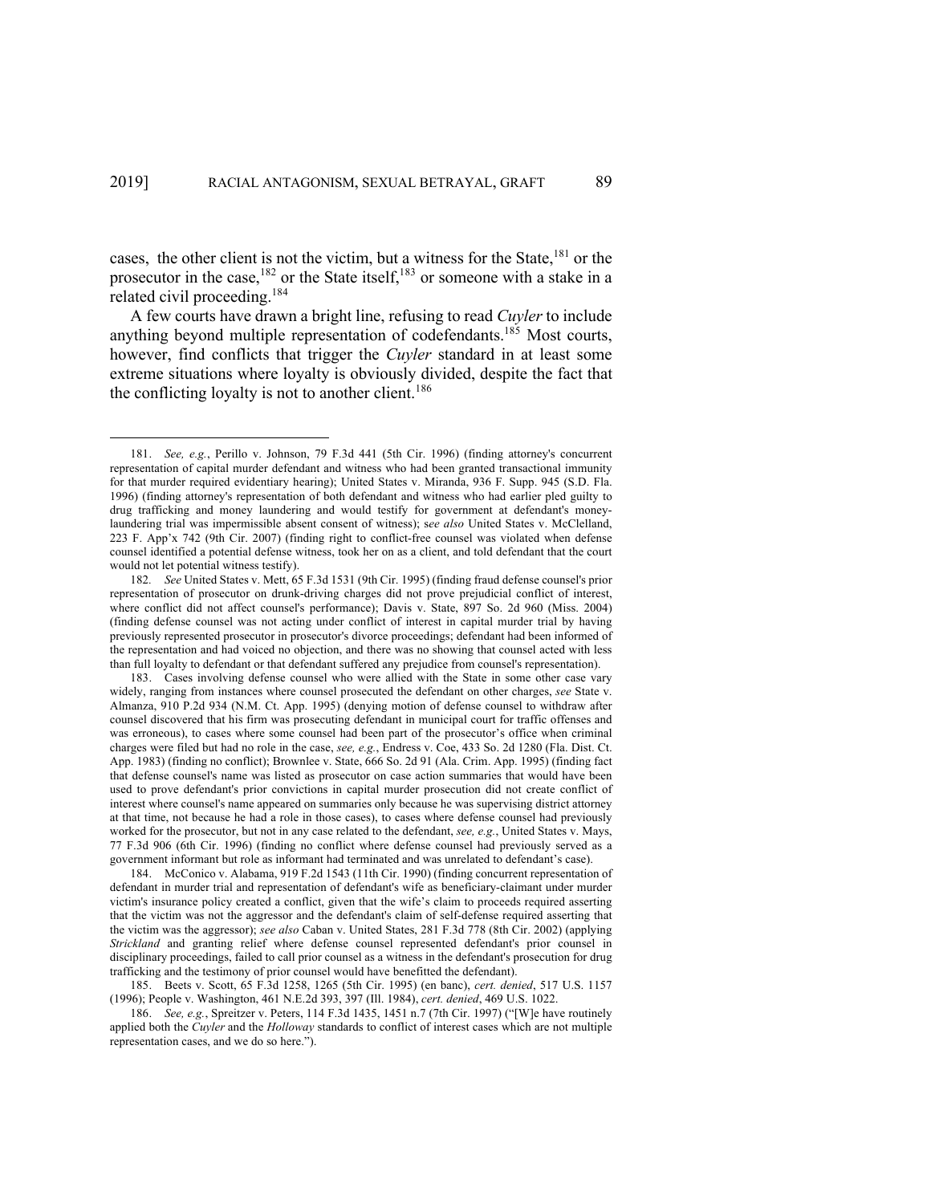cases, the other client is not the victim, but a witness for the State,[181] or the prosecutor in the case,[182] or the State itself,[183] or someone with a stake in a related civil proceeding.[184]

A few courts have drawn a bright line, refusing to read *Cuyler* to include anything beyond multiple representation of codefendants.[185] Most courts, however, find conflicts that trigger the *Cuyler* standard in at least some extreme situations where loyalty is obviously divided, despite the fact that the conflicting loyalty is not to another client.[186]

---

181. *See, e.g.*, Perillo v. Johnson, 79 F.3d 441 (5th Cir. 1996) (finding attorney's concurrent representation of capital murder defendant and witness who had been granted transactional immunity for that murder required evidentiary hearing); United States v. Miranda, 936 F. Supp. 945 (S.D. Fla. 1996) (finding attorney's representation of both defendant and witness who had earlier pled guilty to drug trafficking and money laundering and would testify for government at defendant's money-laundering trial was impermissible absent consent of witness); s*ee also* United States v. McClelland, 223 F. App'x 742 (9th Cir. 2007) (finding right to conflict-free counsel was violated when defense counsel identified a potential defense witness, took her on as a client, and told defendant that the court would not let potential witness testify).

182. *See* United States v. Mett, 65 F.3d 1531 (9th Cir. 1995) (finding fraud defense counsel's prior representation of prosecutor on drunk-driving charges did not prove prejudicial conflict of interest, where conflict did not affect counsel's performance); Davis v. State, 897 So. 2d 960 (Miss. 2004) (finding defense counsel was not acting under conflict of interest in capital murder trial by having previously represented prosecutor in prosecutor's divorce proceedings; defendant had been informed of the representation and had voiced no objection, and there was no showing that counsel acted with less than full loyalty to defendant or that defendant suffered any prejudice from counsel's representation).

183. Cases involving defense counsel who were allied with the State in some other case vary widely, ranging from instances where counsel prosecuted the defendant on other charges, *see* State v. Almanza, 910 P.2d 934 (N.M. Ct. App. 1995) (denying motion of defense counsel to withdraw after counsel discovered that his firm was prosecuting defendant in municipal court for traffic offenses and was erroneous), to cases where some counsel had been part of the prosecutor's office when criminal charges were filed but had no role in the case, *see, e.g.*, Endress v. Coe, 433 So. 2d 1280 (Fla. Dist. Ct. App. 1983) (finding no conflict); Brownlee v. State, 666 So. 2d 91 (Ala. Crim. App. 1995) (finding fact that defense counsel's name was listed as prosecutor on case action summaries that would have been used to prove defendant's prior convictions in capital murder prosecution did not create conflict of interest where counsel's name appeared on summaries only because he was supervising district attorney at that time, not because he had a role in those cases), to cases where defense counsel had previously worked for the prosecutor, but not in any case related to the defendant, *see, e.g.*, United States v. Mays, 77 F.3d 906 (6th Cir. 1996) (finding no conflict where defense counsel had previously served as a government informant but role as informant had terminated and was unrelated to defendant's case).

184. McConico v. Alabama, 919 F.2d 1543 (11th Cir. 1990) (finding concurrent representation of defendant in murder trial and representation of defendant's wife as beneficiary-claimant under murder victim's insurance policy created a conflict, given that the wife's claim to proceeds required asserting that the victim was not the aggressor and the defendant's claim of self-defense required asserting that the victim was the aggressor); *see also* Caban v. United States, 281 F.3d 778 (8th Cir. 2002) (applying *Strickland* and granting relief where defense counsel represented defendant's prior counsel in disciplinary proceedings, failed to call prior counsel as a witness in the defendant's prosecution for drug trafficking and the testimony of prior counsel would have benefitted the defendant).

185. Beets v. Scott, 65 F.3d 1258, 1265 (5th Cir. 1995) (en banc), *cert. denied*, 517 U.S. 1157 (1996); People v. Washington, 461 N.E.2d 393, 397 (Ill. 1984), *cert. denied*, 469 U.S. 1022.

186. *See, e.g.*, Spreitzer v. Peters, 114 F.3d 1435, 1451 n.7 (7th Cir. 1997) ("[W]e have routinely applied both the *Cuyler* and the *Holloway* standards to conflict of interest cases which are not multiple representation cases, and we do so here.").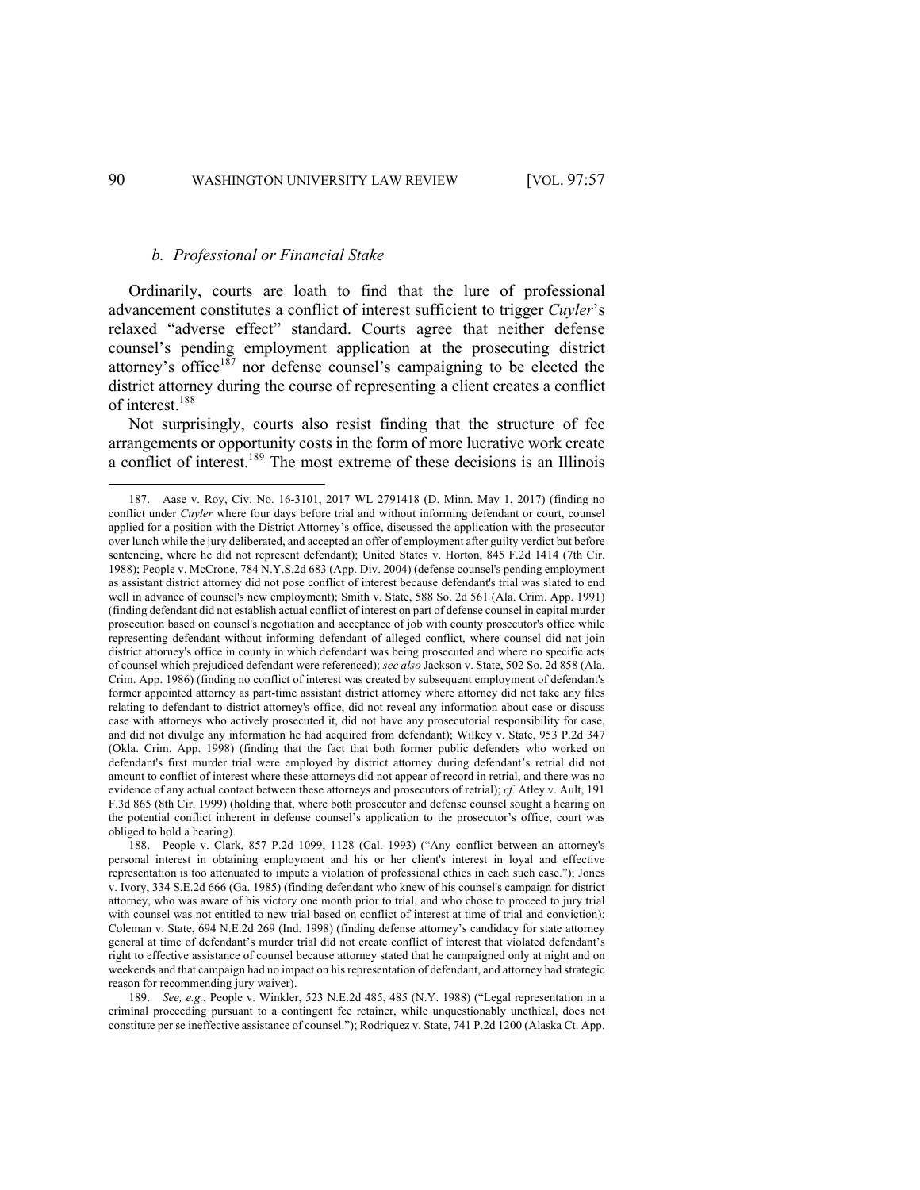### *b. Professional or Financial Stake*

Ordinarily, courts are loath to find that the lure of professional advancement constitutes a conflict of interest sufficient to trigger *Cuyler*'s relaxed "adverse effect" standard. Courts agree that neither defense counsel's pending employment application at the prosecuting district attorney's office[187] nor defense counsel's campaigning to be elected the district attorney during the course of representing a client creates a conflict of interest.[188]

Not surprisingly, courts also resist finding that the structure of fee arrangements or opportunity costs in the form of more lucrative work create a conflict of interest.[189] The most extreme of these decisions is an Illinois

---

187. Aase v. Roy, Civ. No. 16-3101, 2017 WL 2791418 (D. Minn. May 1, 2017) (finding no conflict under *Cuyler* where four days before trial and without informing defendant or court, counsel applied for a position with the District Attorney's office, discussed the application with the prosecutor over lunch while the jury deliberated, and accepted an offer of employment after guilty verdict but before sentencing, where he did not represent defendant); United States v. Horton, 845 F.2d 1414 (7th Cir. 1988); People v. McCrone, 784 N.Y.S.2d 683 (App. Div. 2004) (defense counsel's pending employment as assistant district attorney did not pose conflict of interest because defendant's trial was slated to end well in advance of counsel's new employment); Smith v. State, 588 So. 2d 561 (Ala. Crim. App. 1991) (finding defendant did not establish actual conflict of interest on part of defense counsel in capital murder prosecution based on counsel's negotiation and acceptance of job with county prosecutor's office while representing defendant without informing defendant of alleged conflict, where counsel did not join district attorney's office in county in which defendant was being prosecuted and where no specific acts of counsel which prejudiced defendant were referenced); *see also* Jackson v. State, 502 So. 2d 858 (Ala. Crim. App. 1986) (finding no conflict of interest was created by subsequent employment of defendant's former appointed attorney as part-time assistant district attorney where attorney did not take any files relating to defendant to district attorney's office, did not reveal any information about case or discuss case with attorneys who actively prosecuted it, did not have any prosecutorial responsibility for case, and did not divulge any information he had acquired from defendant); Wilkey v. State, 953 P.2d 347 (Okla. Crim. App. 1998) (finding that the fact that both former public defenders who worked on defendant's first murder trial were employed by district attorney during defendant's retrial did not amount to conflict of interest where these attorneys did not appear of record in retrial, and there was no evidence of any actual contact between these attorneys and prosecutors of retrial); *cf.* Atley v. Ault, 191 F.3d 865 (8th Cir. 1999) (holding that, where both prosecutor and defense counsel sought a hearing on the potential conflict inherent in defense counsel's application to the prosecutor's office, court was obliged to hold a hearing).

188. People v. Clark, 857 P.2d 1099, 1128 (Cal. 1993) ("Any conflict between an attorney's personal interest in obtaining employment and his or her client's interest in loyal and effective representation is too attenuated to impute a violation of professional ethics in each such case."); Jones v. Ivory, 334 S.E.2d 666 (Ga. 1985) (finding defendant who knew of his counsel's campaign for district attorney, who was aware of his victory one month prior to trial, and who chose to proceed to jury trial with counsel was not entitled to new trial based on conflict of interest at time of trial and conviction); Coleman v. State, 694 N.E.2d 269 (Ind. 1998) (finding defense attorney's candidacy for state attorney general at time of defendant's murder trial did not create conflict of interest that violated defendant's right to effective assistance of counsel because attorney stated that he campaigned only at night and on weekends and that campaign had no impact on his representation of defendant, and attorney had strategic reason for recommending jury waiver).

189. *See, e.g.*, People v. Winkler, 523 N.E.2d 485, 485 (N.Y. 1988) ("Legal representation in a criminal proceeding pursuant to a contingent fee retainer, while unquestionably unethical, does not constitute per se ineffective assistance of counsel."); Rodriquez v. State, 741 P.2d 1200 (Alaska Ct. App.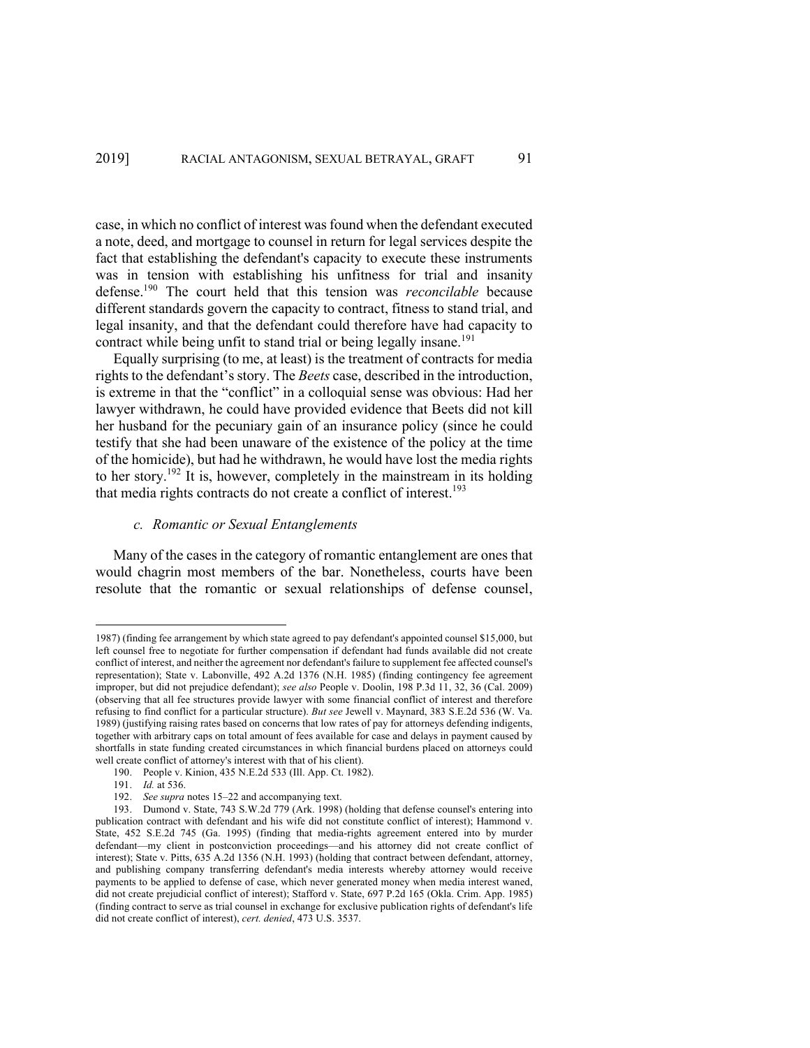case, in which no conflict of interest was found when the defendant executed a note, deed, and mortgage to counsel in return for legal services despite the fact that establishing the defendant's capacity to execute these instruments was in tension with establishing his unfitness for trial and insanity defense.[190] The court held that this tension was *reconcilable* because different standards govern the capacity to contract, fitness to stand trial, and legal insanity, and that the defendant could therefore have had capacity to contract while being unfit to stand trial or being legally insane.[191]

Equally surprising (to me, at least) is the treatment of contracts for media rights to the defendant's story. The *Beets* case, described in the introduction, is extreme in that the "conflict" in a colloquial sense was obvious: Had her lawyer withdrawn, he could have provided evidence that Beets did not kill her husband for the pecuniary gain of an insurance policy (since he could testify that she had been unaware of the existence of the policy at the time of the homicide), but had he withdrawn, he would have lost the media rights to her story.[192] It is, however, completely in the mainstream in its holding that media rights contracts do not create a conflict of interest.[193]

*c. Romantic or Sexual Entanglements*

Many of the cases in the category of romantic entanglement are ones that would chagrin most members of the bar. Nonetheless, courts have been resolute that the romantic or sexual relationships of defense counsel,

---

1987) (finding fee arrangement by which state agreed to pay defendant's appointed counsel $15,000, but left counsel free to negotiate for further compensation if defendant had funds available did not create conflict of interest, and neither the agreement nor defendant's failure to supplement fee affected counsel's representation); State v. Labonville, 492 A.2d 1376 (N.H. 1985) (finding contingency fee agreement improper, but did not prejudice defendant); *see also* People v. Doolin, 198 P.3d 11, 32, 36 (Cal. 2009) (observing that all fee structures provide lawyer with some financial conflict of interest and therefore refusing to find conflict for a particular structure). *But see* Jewell v. Maynard, 383 S.E.2d 536 (W. Va. 1989) (justifying raising rates based on concerns that low rates of pay for attorneys defending indigents, together with arbitrary caps on total amount of fees available for case and delays in payment caused by shortfalls in state funding created circumstances in which financial burdens placed on attorneys could well create conflict of attorney's interest with that of his client).

190. People v. Kinion, 435 N.E.2d 533 (Ill. App. Ct. 1982).

191. *Id.* at 536.

192. *See supra* notes 15–22 and accompanying text.

193. Dumond v. State, 743 S.W.2d 779 (Ark. 1998) (holding that defense counsel's entering into publication contract with defendant and his wife did not constitute conflict of interest); Hammond v. State, 452 S.E.2d 745 (Ga. 1995) (finding that media-rights agreement entered into by murder defendant—my client in postconviction proceedings—and his attorney did not create conflict of interest); State v. Pitts, 635 A.2d 1356 (N.H. 1993) (holding that contract between defendant, attorney, and publishing company transferring defendant's media interests whereby attorney would receive payments to be applied to defense of case, which never generated money when media interest waned, did not create prejudicial conflict of interest); Stafford v. State, 697 P.2d 165 (Okla. Crim. App. 1985) (finding contract to serve as trial counsel in exchange for exclusive publication rights of defendant's life did not create conflict of interest), *cert. denied*, 473 U.S. 3537.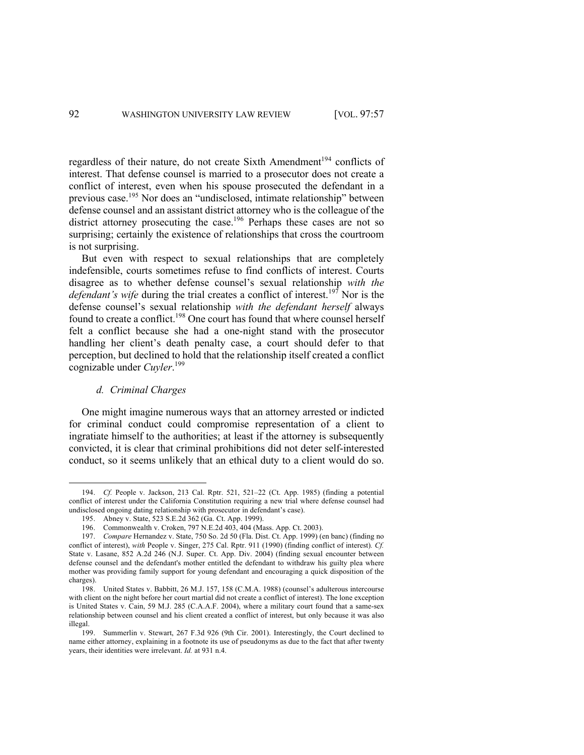regardless of their nature, do not create Sixth Amendment[194] conflicts of interest. That defense counsel is married to a prosecutor does not create a conflict of interest, even when his spouse prosecuted the defendant in a previous case.[195] Nor does an "undisclosed, intimate relationship" between defense counsel and an assistant district attorney who is the colleague of the district attorney prosecuting the case.[196] Perhaps these cases are not so surprising; certainly the existence of relationships that cross the courtroom is not surprising.

But even with respect to sexual relationships that are completely indefensible, courts sometimes refuse to find conflicts of interest. Courts disagree as to whether defense counsel's sexual relationship *with the defendant's wife* during the trial creates a conflict of interest.[197] Nor is the defense counsel's sexual relationship *with the defendant herself* always found to create a conflict.[198] One court has found that where counsel herself felt a conflict because she had a one-night stand with the prosecutor handling her client's death penalty case, a court should defer to that perception, but declined to hold that the relationship itself created a conflict cognizable under *Cuyler*.[199]

#### *d. Criminal Charges*

One might imagine numerous ways that an attorney arrested or indicted for criminal conduct could compromise representation of a client to ingratiate himself to the authorities; at least if the attorney is subsequently convicted, it is clear that criminal prohibitions did not deter self-interested conduct, so it seems unlikely that an ethical duty to a client would do so.

---

194. *Cf.* People v. Jackson, 213 Cal. Rptr. 521, 521–22 (Ct. App. 1985) (finding a potential conflict of interest under the California Constitution requiring a new trial where defense counsel had undisclosed ongoing dating relationship with prosecutor in defendant's case).

195. Abney v. State, 523 S.E.2d 362 (Ga. Ct. App. 1999).

196. Commonwealth v. Croken, 797 N.E.2d 403, 404 (Mass. App. Ct. 2003).

197. *Compare* Hernandez v. State, 750 So. 2d 50 (Fla. Dist. Ct. App. 1999) (en banc) (finding no conflict of interest), *with* People v. Singer, 275 Cal. Rptr. 911 (1990) (finding conflict of interest)*. Cf.* State v. Lasane, 852 A.2d 246 (N.J. Super. Ct. App. Div. 2004) (finding sexual encounter between defense counsel and the defendant's mother entitled the defendant to withdraw his guilty plea where mother was providing family support for young defendant and encouraging a quick disposition of the charges).

198. United States v. Babbitt, 26 M.J. 157, 158 (C.M.A. 1988) (counsel's adulterous intercourse with client on the night before her court martial did not create a conflict of interest). The lone exception is United States v. Cain, 59 M.J. 285 (C.A.A.F. 2004), where a military court found that a same-sex relationship between counsel and his client created a conflict of interest, but only because it was also illegal.

199. Summerlin v. Stewart, 267 F.3d 926 (9th Cir. 2001). Interestingly, the Court declined to name either attorney, explaining in a footnote its use of pseudonyms as due to the fact that after twenty years, their identities were irrelevant. *Id.* at 931 n.4.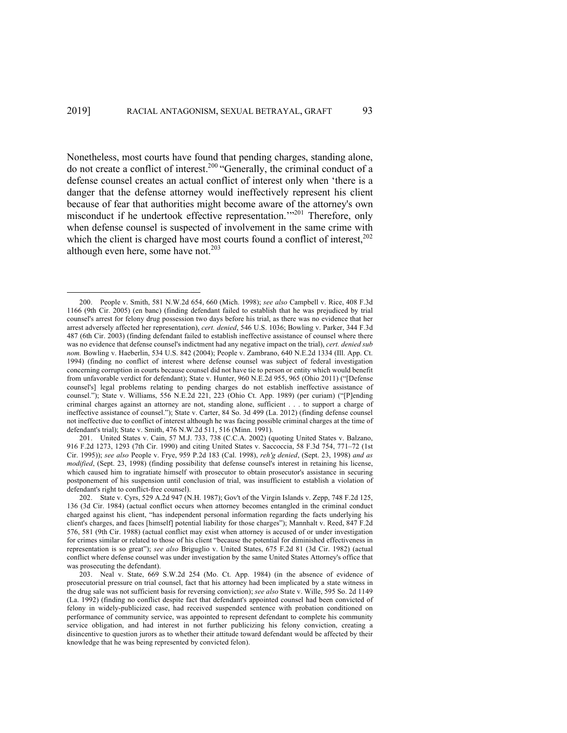Nonetheless, most courts have found that pending charges, standing alone, do not create a conflict of interest.[200] "Generally, the criminal conduct of a defense counsel creates an actual conflict of interest only when 'there is a danger that the defense attorney would ineffectively represent his client because of fear that authorities might become aware of the attorney's own misconduct if he undertook effective representation.'"[201] Therefore, only when defense counsel is suspected of involvement in the same crime with which the client is charged have most courts found a conflict of interest,[202] although even here, some have not.[203]

---

200. People v. Smith, 581 N.W.2d 654, 660 (Mich. 1998); *see also* Campbell v. Rice, 408 F.3d 1166 (9th Cir. 2005) (en banc) (finding defendant failed to establish that he was prejudiced by trial counsel's arrest for felony drug possession two days before his trial, as there was no evidence that her arrest adversely affected her representation), *cert. denied*, 546 U.S. 1036; Bowling v. Parker, 344 F.3d 487 (6th Cir. 2003) (finding defendant failed to establish ineffective assistance of counsel where there was no evidence that defense counsel's indictment had any negative impact on the trial), *cert. denied sub nom.* Bowling v. Haeberlin, 534 U.S. 842 (2004); People v. Zambrano, 640 N.E.2d 1334 (Ill. App. Ct. 1994) (finding no conflict of interest where defense counsel was subject of federal investigation concerning corruption in courts because counsel did not have tie to person or entity which would benefit from unfavorable verdict for defendant); State v. Hunter, 960 N.E.2d 955, 965 (Ohio 2011) ("[Defense counsel's] legal problems relating to pending charges do not establish ineffective assistance of counsel."); State v. Williams, 556 N.E.2d 221, 223 (Ohio Ct. App. 1989) (per curiam) ("[P]ending criminal charges against an attorney are not, standing alone, sufficient . . . to support a charge of ineffective assistance of counsel."); State v. Carter, 84 So. 3d 499 (La. 2012) (finding defense counsel not ineffective due to conflict of interest although he was facing possible criminal charges at the time of defendant's trial); State v. Smith, 476 N.W.2d 511, 516 (Minn. 1991).

201. United States v. Cain, 57 M.J. 733, 738 (C.C.A. 2002) (quoting United States v. Balzano, 916 F.2d 1273, 1293 (7th Cir. 1990) and citing United States v. Saccoccia, 58 F.3d 754, 771–72 (1st Cir. 1995)); *see also* People v. Frye, 959 P.2d 183 (Cal. 1998), *reh'g denied*, (Sept. 23, 1998) *and as modified*, (Sept. 23, 1998) (finding possibility that defense counsel's interest in retaining his license, which caused him to ingratiate himself with prosecutor to obtain prosecutor's assistance in securing postponement of his suspension until conclusion of trial, was insufficient to establish a violation of defendant's right to conflict-free counsel).

202. State v. Cyrs, 529 A.2d 947 (N.H. 1987); Gov't of the Virgin Islands v. Zepp, 748 F.2d 125, 136 (3d Cir. 1984) (actual conflict occurs when attorney becomes entangled in the criminal conduct charged against his client, "has independent personal information regarding the facts underlying his client's charges, and faces [himself] potential liability for those charges"); Mannhalt v. Reed, 847 F.2d 576, 581 (9th Cir. 1988) (actual conflict may exist when attorney is accused of or under investigation for crimes similar or related to those of his client "because the potential for diminished effectiveness in representation is so great"); *see also* Briguglio v. United States, 675 F.2d 81 (3d Cir. 1982) (actual conflict where defense counsel was under investigation by the same United States Attorney's office that was prosecuting the defendant).

203. Neal v. State, 669 S.W.2d 254 (Mo. Ct. App. 1984) (in the absence of evidence of prosecutorial pressure on trial counsel, fact that his attorney had been implicated by a state witness in the drug sale was not sufficient basis for reversing conviction); *see also* State v. Wille, 595 So. 2d 1149 (La. 1992) (finding no conflict despite fact that defendant's appointed counsel had been convicted of felony in widely-publicized case, had received suspended sentence with probation conditioned on performance of community service, was appointed to represent defendant to complete his community service obligation, and had interest in not further publicizing his felony conviction, creating a disincentive to question jurors as to whether their attitude toward defendant would be affected by their knowledge that he was being represented by convicted felon).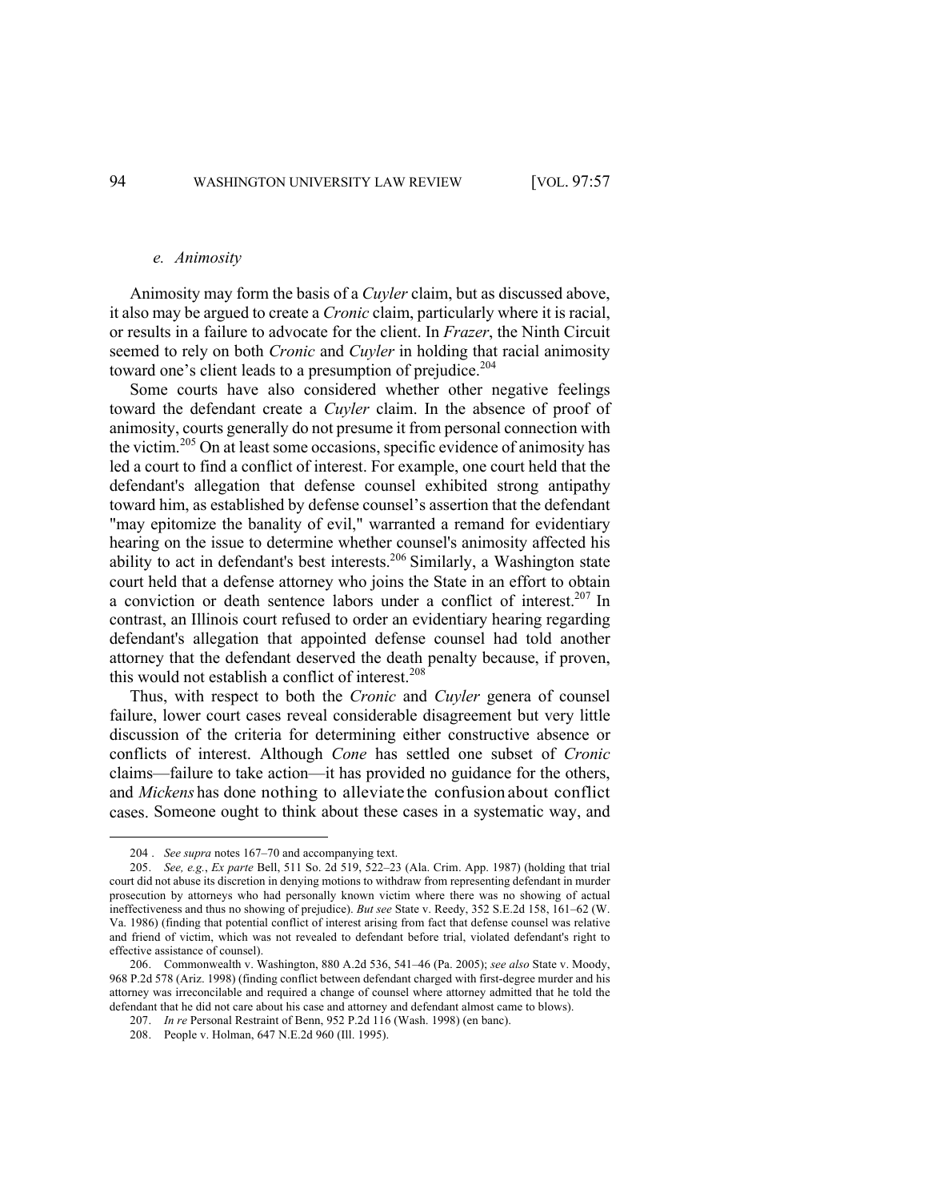#### *e. Animosity*

Animosity may form the basis of a *Cuyler* claim, but as discussed above, it also may be argued to create a *Cronic* claim, particularly where it is racial, or results in a failure to advocate for the client. In *Frazer*, the Ninth Circuit seemed to rely on both *Cronic* and *Cuyler* in holding that racial animosity toward one's client leads to a presumption of prejudice.[204]

Some courts have also considered whether other negative feelings toward the defendant create a *Cuyler* claim. In the absence of proof of animosity, courts generally do not presume it from personal connection with the victim.[205] On at least some occasions, specific evidence of animosity has led a court to find a conflict of interest. For example, one court held that the defendant's allegation that defense counsel exhibited strong antipathy toward him, as established by defense counsel's assertion that the defendant "may epitomize the banality of evil," warranted a remand for evidentiary hearing on the issue to determine whether counsel's animosity affected his ability to act in defendant's best interests.[206] Similarly, a Washington state court held that a defense attorney who joins the State in an effort to obtain a conviction or death sentence labors under a conflict of interest.[207] In contrast, an Illinois court refused to order an evidentiary hearing regarding defendant's allegation that appointed defense counsel had told another attorney that the defendant deserved the death penalty because, if proven, this would not establish a conflict of interest.[208]

Thus, with respect to both the *Cronic* and *Cuyler* genera of counsel failure, lower court cases reveal considerable disagreement but very little discussion of the criteria for determining either constructive absence or conflicts of interest. Although *Cone* has settled one subset of *Cronic* claims—failure to take action—it has provided no guidance for the others, and *Mickens* has done nothing to alleviate the confusion about conflict cases. Someone ought to think about these cases in a systematic way, and

---

204. *See supra* notes 167–70 and accompanying text.

205. *See, e.g.*, *Ex parte* Bell, 511 So. 2d 519, 522–23 (Ala. Crim. App. 1987) (holding that trial court did not abuse its discretion in denying motions to withdraw from representing defendant in murder prosecution by attorneys who had personally known victim where there was no showing of actual ineffectiveness and thus no showing of prejudice). *But see* State v. Reedy, 352 S.E.2d 158, 161–62 (W. Va. 1986) (finding that potential conflict of interest arising from fact that defense counsel was relative and friend of victim, which was not revealed to defendant before trial, violated defendant's right to effective assistance of counsel).

206. Commonwealth v. Washington, 880 A.2d 536, 541–46 (Pa. 2005); *see also* State v. Moody, 968 P.2d 578 (Ariz. 1998) (finding conflict between defendant charged with first-degree murder and his attorney was irreconcilable and required a change of counsel where attorney admitted that he told the defendant that he did not care about his case and attorney and defendant almost came to blows).

207. *In re* Personal Restraint of Benn, 952 P.2d 116 (Wash. 1998) (en banc).

208. People v. Holman, 647 N.E.2d 960 (Ill. 1995).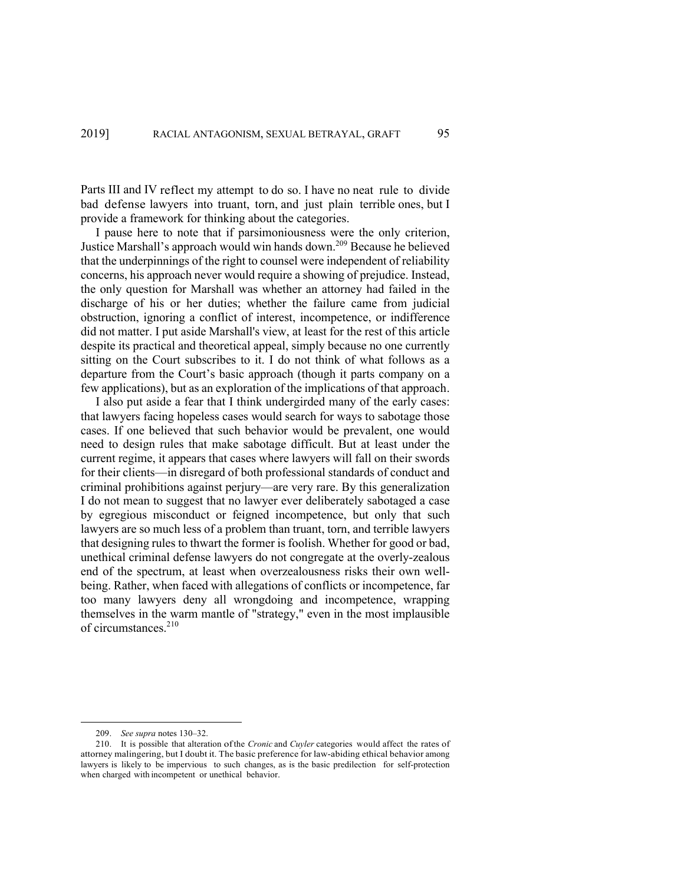Parts III and IV reflect my attempt to do so. I have no neat rule to divide bad defense lawyers into truant, torn, and just plain terrible ones, but I provide a framework for thinking about the categories.

I pause here to note that if parsimoniousness were the only criterion, Justice Marshall's approach would win hands down.[209] Because he believed that the underpinnings of the right to counsel were independent of reliability concerns, his approach never would require a showing of prejudice. Instead, the only question for Marshall was whether an attorney had failed in the discharge of his or her duties; whether the failure came from judicial obstruction, ignoring a conflict of interest, incompetence, or indifference did not matter. I put aside Marshall's view, at least for the rest of this article despite its practical and theoretical appeal, simply because no one currently sitting on the Court subscribes to it. I do not think of what follows as a departure from the Court's basic approach (though it parts company on a few applications), but as an exploration of the implications of that approach.

I also put aside a fear that I think undergirded many of the early cases: that lawyers facing hopeless cases would search for ways to sabotage those cases. If one believed that such behavior would be prevalent, one would need to design rules that make sabotage difficult. But at least under the current regime, it appears that cases where lawyers will fall on their swords for their clients—in disregard of both professional standards of conduct and criminal prohibitions against perjury—are very rare. By this generalization I do not mean to suggest that no lawyer ever deliberately sabotaged a case by egregious misconduct or feigned incompetence, but only that such lawyers are so much less of a problem than truant, torn, and terrible lawyers that designing rules to thwart the former is foolish. Whether for good or bad, unethical criminal defense lawyers do not congregate at the overly-zealous end of the spectrum, at least when overzealousness risks their own well-being. Rather, when faced with allegations of conflicts or incompetence, far too many lawyers deny all wrongdoing and incompetence, wrapping themselves in the warm mantle of "strategy," even in the most implausible of circumstances.[210]

---

209. *See supra* notes 130–32.

210. It is possible that alteration of the *Cronic* and *Cuyler* categories would affect the rates of attorney malingering, but I doubt it. The basic preference for law-abiding ethical behavior among lawyers is likely to be impervious to such changes, as is the basic predilection for self-protection when charged with incompetent or unethical behavior.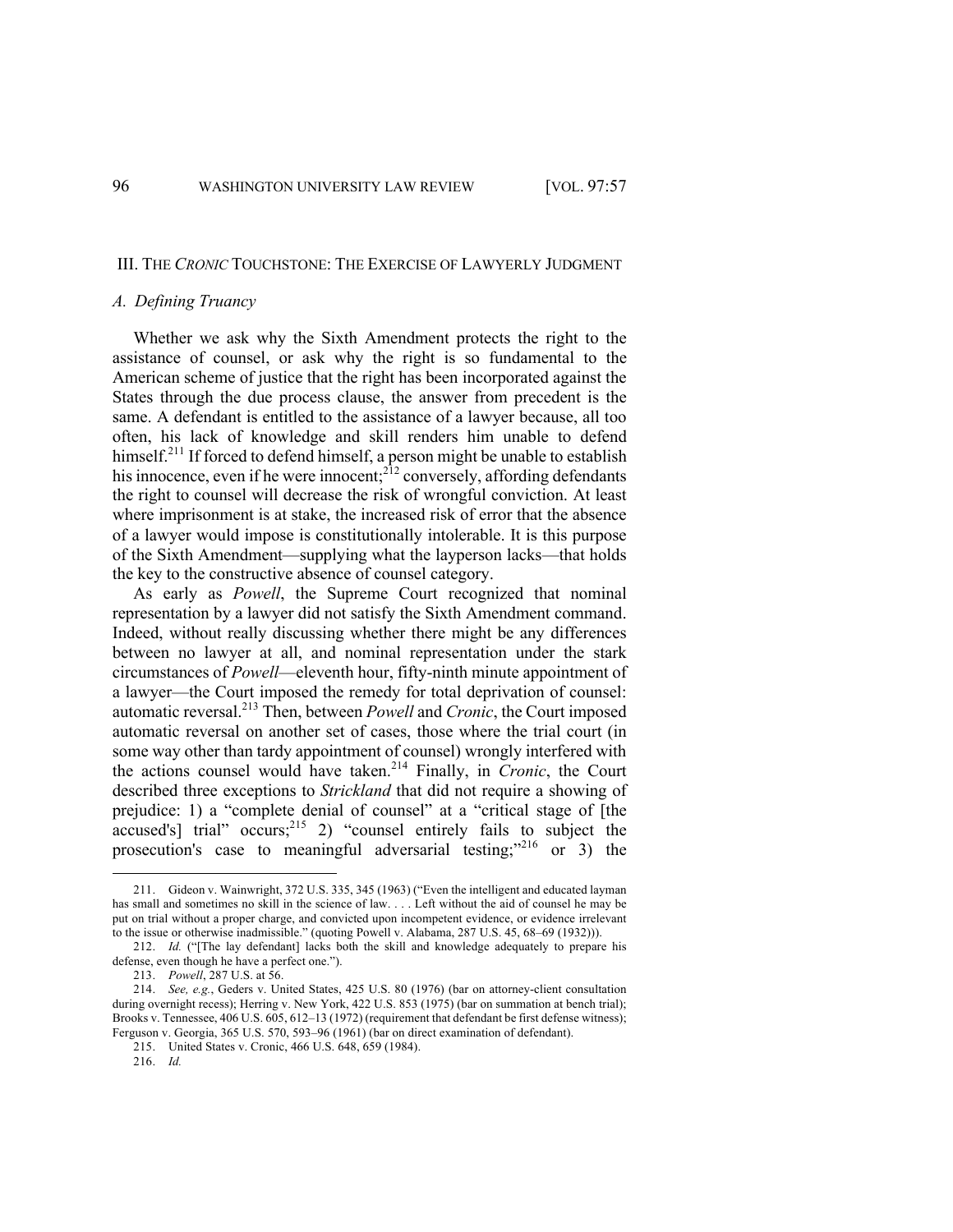## III. THE *CRONIC* TOUCHSTONE: THE EXERCISE OF LAWYERLY JUDGMENT

### *A. Defining Truancy*

Whether we ask why the Sixth Amendment protects the right to the assistance of counsel, or ask why the right is so fundamental to the American scheme of justice that the right has been incorporated against the States through the due process clause, the answer from precedent is the same. A defendant is entitled to the assistance of a lawyer because, all too often, his lack of knowledge and skill renders him unable to defend himself.[211] If forced to defend himself, a person might be unable to establish his innocence, even if he were innocent;[212] conversely, affording defendants the right to counsel will decrease the risk of wrongful conviction. At least where imprisonment is at stake, the increased risk of error that the absence of a lawyer would impose is constitutionally intolerable. It is this purpose of the Sixth Amendment—supplying what the layperson lacks—that holds the key to the constructive absence of counsel category.

As early as *Powell*, the Supreme Court recognized that nominal representation by a lawyer did not satisfy the Sixth Amendment command. Indeed, without really discussing whether there might be any differences between no lawyer at all, and nominal representation under the stark circumstances of *Powell*—eleventh hour, fifty-ninth minute appointment of a lawyer—the Court imposed the remedy for total deprivation of counsel: automatic reversal.[213] Then, between *Powell* and *Cronic*, the Court imposed automatic reversal on another set of cases, those where the trial court (in some way other than tardy appointment of counsel) wrongly interfered with the actions counsel would have taken.[214] Finally, in *Cronic*, the Court described three exceptions to *Strickland* that did not require a showing of prejudice: 1) a "complete denial of counsel" at a "critical stage of [the accused's] trial" occurs;[215] 2) "counsel entirely fails to subject the prosecution's case to meaningful adversarial testing;"[216] or 3) the

---

211. Gideon v. Wainwright, 372 U.S. 335, 345 (1963) ("Even the intelligent and educated layman has small and sometimes no skill in the science of law. . . . Left without the aid of counsel he may be put on trial without a proper charge, and convicted upon incompetent evidence, or evidence irrelevant to the issue or otherwise inadmissible." (quoting Powell v. Alabama, 287 U.S. 45, 68–69 (1932))).

212. *Id.* ("[The lay defendant] lacks both the skill and knowledge adequately to prepare his defense, even though he have a perfect one.").

213. *Powell*, 287 U.S. at 56.

214. *See, e.g.*, Geders v. United States, 425 U.S. 80 (1976) (bar on attorney-client consultation during overnight recess); Herring v. New York, 422 U.S. 853 (1975) (bar on summation at bench trial); Brooks v. Tennessee, 406 U.S. 605, 612–13 (1972) (requirement that defendant be first defense witness); Ferguson v. Georgia, 365 U.S. 570, 593–96 (1961) (bar on direct examination of defendant).

215. United States v. Cronic, 466 U.S. 648, 659 (1984).

216. *Id.*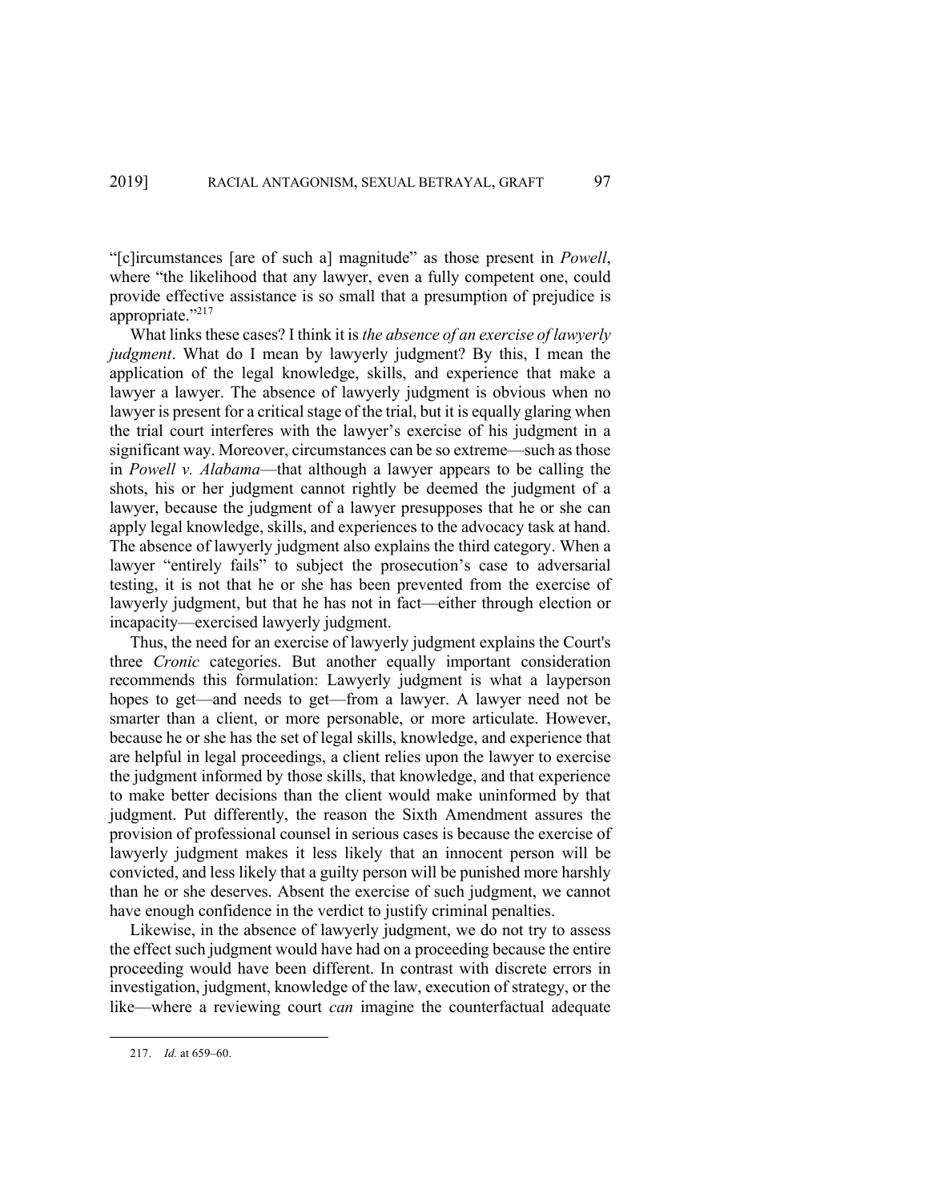"[c]ircumstances [are of such a] magnitude" as those present in *Powell*, where "the likelihood that any lawyer, even a fully competent one, could provide effective assistance is so small that a presumption of prejudice is appropriate."[217]

What links these cases? I think it is *the absence of an exercise of lawyerly judgment*. What do I mean by lawyerly judgment? By this, I mean the application of the legal knowledge, skills, and experience that make a lawyer a lawyer. The absence of lawyerly judgment is obvious when no lawyer is present for a critical stage of the trial, but it is equally glaring when the trial court interferes with the lawyer's exercise of his judgment in a significant way. Moreover, circumstances can be so extreme—such as those in *Powell v. Alabama*—that although a lawyer appears to be calling the shots, his or her judgment cannot rightly be deemed the judgment of a lawyer, because the judgment of a lawyer presupposes that he or she can apply legal knowledge, skills, and experiences to the advocacy task at hand. The absence of lawyerly judgment also explains the third category. When a lawyer "entirely fails" to subject the prosecution's case to adversarial testing, it is not that he or she has been prevented from the exercise of lawyerly judgment, but that he has not in fact—either through election or incapacity—exercised lawyerly judgment.

Thus, the need for an exercise of lawyerly judgment explains the Court's three *Cronic* categories. But another equally important consideration recommends this formulation: Lawyerly judgment is what a layperson hopes to get—and needs to get—from a lawyer. A lawyer need not be smarter than a client, or more personable, or more articulate. However, because he or she has the set of legal skills, knowledge, and experience that are helpful in legal proceedings, a client relies upon the lawyer to exercise the judgment informed by those skills, that knowledge, and that experience to make better decisions than the client would make uninformed by that judgment. Put differently, the reason the Sixth Amendment assures the provision of professional counsel in serious cases is because the exercise of lawyerly judgment makes it less likely that an innocent person will be convicted, and less likely that a guilty person will be punished more harshly than he or she deserves. Absent the exercise of such judgment, we cannot have enough confidence in the verdict to justify criminal penalties.

Likewise, in the absence of lawyerly judgment, we do not try to assess the effect such judgment would have had on a proceeding because the entire proceeding would have been different. In contrast with discrete errors in investigation, judgment, knowledge of the law, execution of strategy, or the like—where a reviewing court *can* imagine the counterfactual adequate

---

217. *Id.* at 659–60.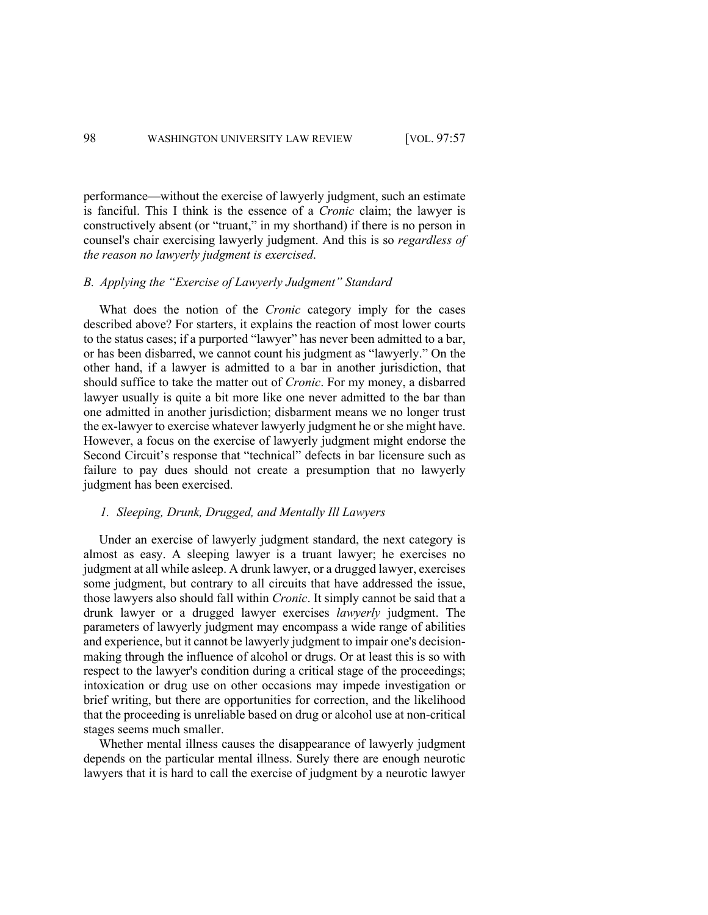performance—without the exercise of lawyerly judgment, such an estimate is fanciful. This I think is the essence of a *Cronic* claim; the lawyer is constructively absent (or "truant," in my shorthand) if there is no person in counsel's chair exercising lawyerly judgment. And this is so *regardless of the reason no lawyerly judgment is exercised*.

## *B. Applying the "Exercise of Lawyerly Judgment" Standard*

What does the notion of the *Cronic* category imply for the cases described above? For starters, it explains the reaction of most lower courts to the status cases; if a purported "lawyer" has never been admitted to a bar, or has been disbarred, we cannot count his judgment as "lawyerly." On the other hand, if a lawyer is admitted to a bar in another jurisdiction, that should suffice to take the matter out of *Cronic*. For my money, a disbarred lawyer usually is quite a bit more like one never admitted to the bar than one admitted in another jurisdiction; disbarment means we no longer trust the ex-lawyer to exercise whatever lawyerly judgment he or she might have. However, a focus on the exercise of lawyerly judgment might endorse the Second Circuit's response that "technical" defects in bar licensure such as failure to pay dues should not create a presumption that no lawyerly judgment has been exercised.

### *1. Sleeping, Drunk, Drugged, and Mentally Ill Lawyers*

Under an exercise of lawyerly judgment standard, the next category is almost as easy. A sleeping lawyer is a truant lawyer; he exercises no judgment at all while asleep. A drunk lawyer, or a drugged lawyer, exercises some judgment, but contrary to all circuits that have addressed the issue, those lawyers also should fall within *Cronic*. It simply cannot be said that a drunk lawyer or a drugged lawyer exercises *lawyerly* judgment. The parameters of lawyerly judgment may encompass a wide range of abilities and experience, but it cannot be lawyerly judgment to impair one's decision-making through the influence of alcohol or drugs. Or at least this is so with respect to the lawyer's condition during a critical stage of the proceedings; intoxication or drug use on other occasions may impede investigation or brief writing, but there are opportunities for correction, and the likelihood that the proceeding is unreliable based on drug or alcohol use at non-critical stages seems much smaller.

Whether mental illness causes the disappearance of lawyerly judgment depends on the particular mental illness. Surely there are enough neurotic lawyers that it is hard to call the exercise of judgment by a neurotic lawyer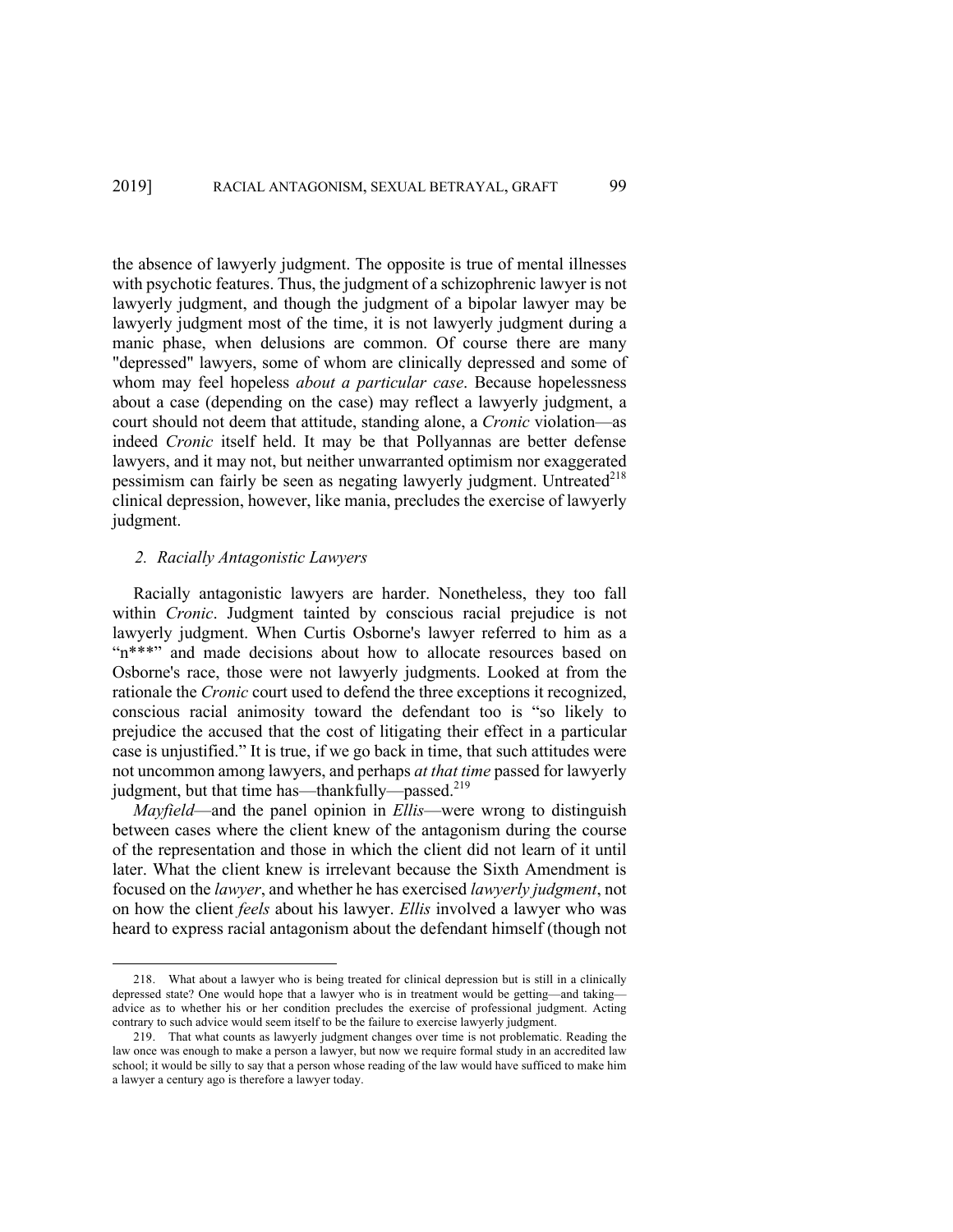the absence of lawyerly judgment. The opposite is true of mental illnesses with psychotic features. Thus, the judgment of a schizophrenic lawyer is not lawyerly judgment, and though the judgment of a bipolar lawyer may be lawyerly judgment most of the time, it is not lawyerly judgment during a manic phase, when delusions are common. Of course there are many "depressed" lawyers, some of whom are clinically depressed and some of whom may feel hopeless *about a particular case*. Because hopelessness about a case (depending on the case) may reflect a lawyerly judgment, a court should not deem that attitude, standing alone, a *Cronic* violation—as indeed *Cronic* itself held. It may be that Pollyannas are better defense lawyers, and it may not, but neither unwarranted optimism nor exaggerated pessimism can fairly be seen as negating lawyerly judgment. Untreated[218] clinical depression, however, like mania, precludes the exercise of lawyerly judgment.

### *2. Racially Antagonistic Lawyers*

Racially antagonistic lawyers are harder. Nonetheless, they too fall within *Cronic*. Judgment tainted by conscious racial prejudice is not lawyerly judgment. When Curtis Osborne's lawyer referred to him as a "n***" and made decisions about how to allocate resources based on Osborne's race, those were not lawyerly judgments. Looked at from the rationale the *Cronic* court used to defend the three exceptions it recognized, conscious racial animosity toward the defendant too is "so likely to prejudice the accused that the cost of litigating their effect in a particular case is unjustified." It is true, if we go back in time, that such attitudes were not uncommon among lawyers, and perhaps *at that time* passed for lawyerly judgment, but that time has—thankfully—passed.[219]

*Mayfield*—and the panel opinion in *Ellis*—were wrong to distinguish between cases where the client knew of the antagonism during the course of the representation and those in which the client did not learn of it until later. What the client knew is irrelevant because the Sixth Amendment is focused on the *lawyer*, and whether he has exercised *lawyerly judgment*, not on how the client *feels* about his lawyer. *Ellis* involved a lawyer who was heard to express racial antagonism about the defendant himself (though not

---

218. What about a lawyer who is being treated for clinical depression but is still in a clinically depressed state? One would hope that a lawyer who is in treatment would be getting—and taking—advice as to whether his or her condition precludes the exercise of professional judgment. Acting contrary to such advice would seem itself to be the failure to exercise lawyerly judgment.

219. That what counts as lawyerly judgment changes over time is not problematic. Reading the law once was enough to make a person a lawyer, but now we require formal study in an accredited law school; it would be silly to say that a person whose reading of the law would have sufficed to make him a lawyer a century ago is therefore a lawyer today.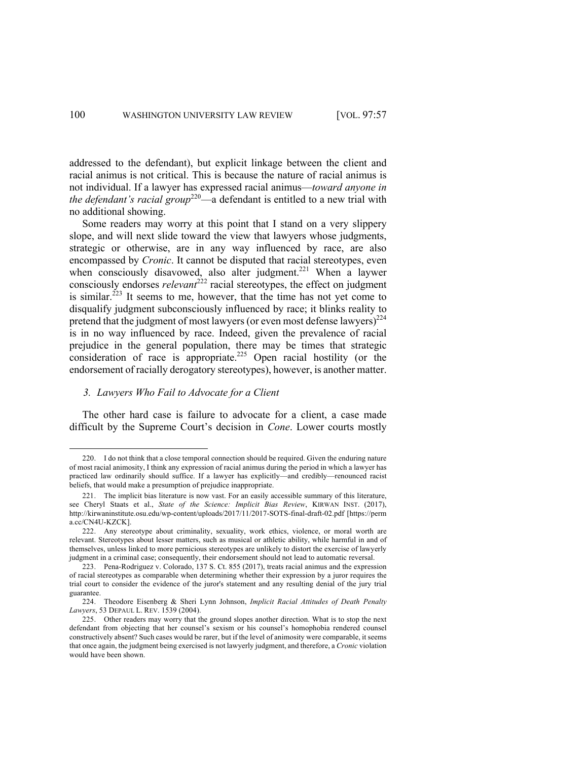addressed to the defendant), but explicit linkage between the client and racial animus is not critical. This is because the nature of racial animus is not individual. If a lawyer has expressed racial animus—*toward anyone in the defendant's racial group*[220]—a defendant is entitled to a new trial with no additional showing.

Some readers may worry at this point that I stand on a very slippery slope, and will next slide toward the view that lawyers whose judgments, strategic or otherwise, are in any way influenced by race, are also encompassed by *Cronic*. It cannot be disputed that racial stereotypes, even when consciously disavowed, also alter judgment.[221] When a laywer consciously endorses *relevant*[222] racial stereotypes, the effect on judgment is similar.[223] It seems to me, however, that the time has not yet come to disqualify judgment subconsciously influenced by race; it blinks reality to pretend that the judgment of most lawyers (or even most defense lawyers)[224] is in no way influenced by race. Indeed, given the prevalence of racial prejudice in the general population, there may be times that strategic consideration of race is appropriate.[225] Open racial hostility (or the endorsement of racially derogatory stereotypes), however, is another matter.

### *3. Lawyers Who Fail to Advocate for a Client*

The other hard case is failure to advocate for a client, a case made difficult by the Supreme Court's decision in *Cone*. Lower courts mostly

---

220. I do not think that a close temporal connection should be required. Given the enduring nature of most racial animosity, I think any expression of racial animus during the period in which a lawyer has practiced law ordinarily should suffice. If a lawyer has explicitly—and credibly—renounced racist beliefs, that would make a presumption of prejudice inappropriate.

221. The implicit bias literature is now vast. For an easily accessible summary of this literature, see Cheryl Staats et al., *State of the Science: Implicit Bias Review*, KIRWAN INST. (2017), http://kirwaninstitute.osu.edu/wp-content/uploads/2017/11/2017-SOTS-final-draft-02.pdf [https://perma.cc/CN4U-KZCK].

222. Any stereotype about criminality, sexuality, work ethics, violence, or moral worth are relevant. Stereotypes about lesser matters, such as musical or athletic ability, while harmful in and of themselves, unless linked to more pernicious stereotypes are unlikely to distort the exercise of lawyerly judgment in a criminal case; consequently, their endorsement should not lead to automatic reversal.

223. Pena-Rodriguez v. Colorado, 137 S. Ct. 855 (2017), treats racial animus and the expression of racial stereotypes as comparable when determining whether their expression by a juror requires the trial court to consider the evidence of the juror's statement and any resulting denial of the jury trial guarantee.

224. Theodore Eisenberg & Sheri Lynn Johnson, *Implicit Racial Attitudes of Death Penalty Lawyers*, 53 DEPAUL L. REV. 1539 (2004).

225. Other readers may worry that the ground slopes another direction. What is to stop the next defendant from objecting that her counsel's sexism or his counsel's homophobia rendered counsel constructively absent? Such cases would be rarer, but if the level of animosity were comparable, it seems that once again, the judgment being exercised is not lawyerly judgment, and therefore, a *Cronic* violation would have been shown.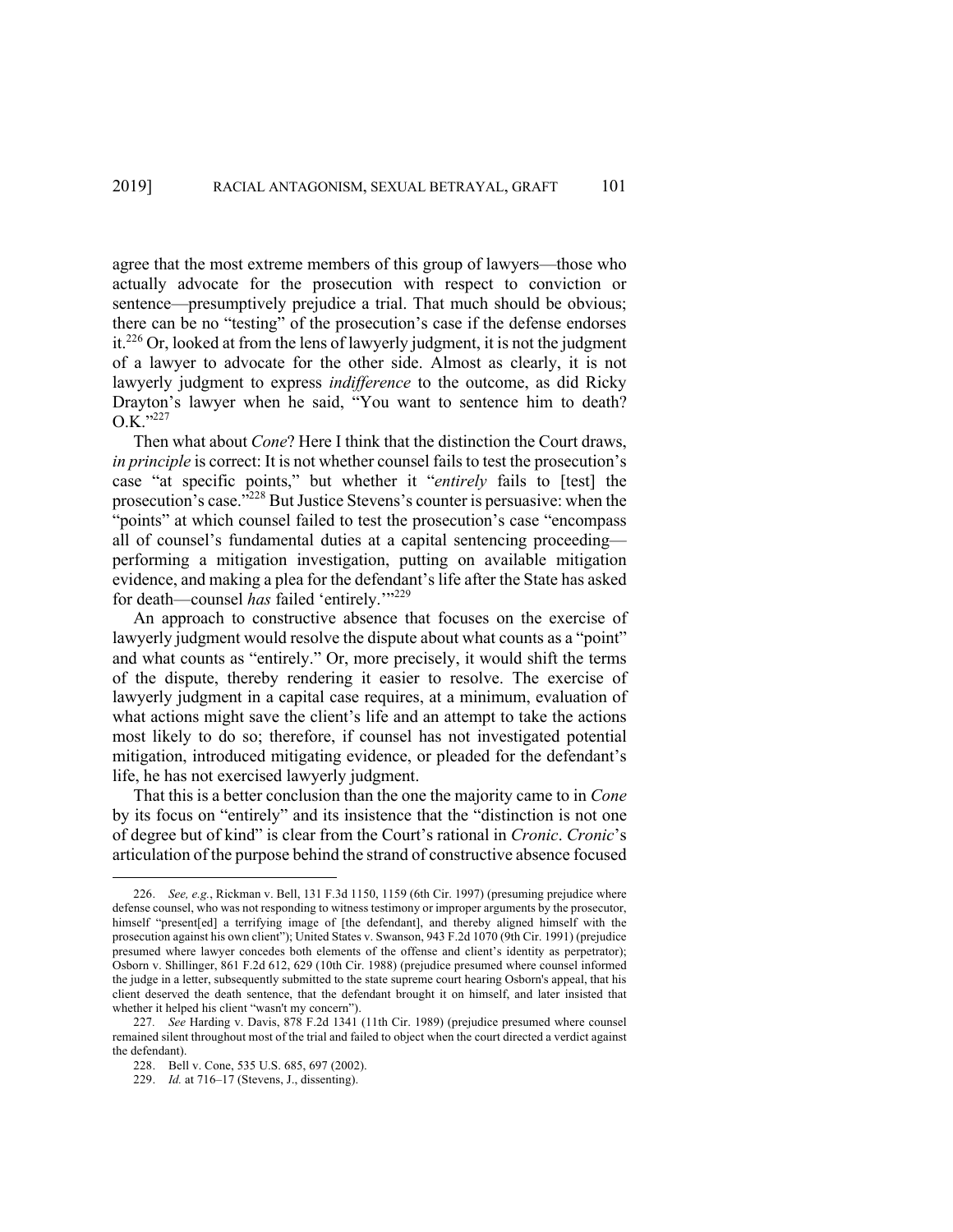agree that the most extreme members of this group of lawyers—those who actually advocate for the prosecution with respect to conviction or sentence—presumptively prejudice a trial. That much should be obvious; there can be no "testing" of the prosecution's case if the defense endorses it.[226] Or, looked at from the lens of lawyerly judgment, it is not the judgment of a lawyer to advocate for the other side. Almost as clearly, it is not lawyerly judgment to express *indifference* to the outcome, as did Ricky Drayton's lawyer when he said, "You want to sentence him to death? O.K."[227]

Then what about *Cone*? Here I think that the distinction the Court draws, *in principle* is correct: It is not whether counsel fails to test the prosecution's case "at specific points," but whether it "*entirely* fails to [test] the prosecution's case."[228] But Justice Stevens's counter is persuasive: when the "points" at which counsel failed to test the prosecution's case "encompass all of counsel's fundamental duties at a capital sentencing proceeding—performing a mitigation investigation, putting on available mitigation evidence, and making a plea for the defendant's life after the State has asked for death—counsel *has* failed 'entirely.'"[229]

An approach to constructive absence that focuses on the exercise of lawyerly judgment would resolve the dispute about what counts as a "point" and what counts as "entirely." Or, more precisely, it would shift the terms of the dispute, thereby rendering it easier to resolve. The exercise of lawyerly judgment in a capital case requires, at a minimum, evaluation of what actions might save the client's life and an attempt to take the actions most likely to do so; therefore, if counsel has not investigated potential mitigation, introduced mitigating evidence, or pleaded for the defendant's life, he has not exercised lawyerly judgment.

That this is a better conclusion than the one the majority came to in *Cone* by its focus on "entirely" and its insistence that the "distinction is not one of degree but of kind" is clear from the Court's rational in *Cronic*. *Cronic*'s articulation of the purpose behind the strand of constructive absence focused

---

226. *See, e.g.*, Rickman v. Bell, 131 F.3d 1150, 1159 (6th Cir. 1997) (presuming prejudice where defense counsel, who was not responding to witness testimony or improper arguments by the prosecutor, himself "present[ed] a terrifying image of [the defendant], and thereby aligned himself with the prosecution against his own client"); United States v. Swanson, 943 F.2d 1070 (9th Cir. 1991) (prejudice presumed where lawyer concedes both elements of the offense and client's identity as perpetrator); Osborn v. Shillinger, 861 F.2d 612, 629 (10th Cir. 1988) (prejudice presumed where counsel informed the judge in a letter, subsequently submitted to the state supreme court hearing Osborn's appeal, that his client deserved the death sentence, that the defendant brought it on himself, and later insisted that whether it helped his client "wasn't my concern").

227. *See* Harding v. Davis, 878 F.2d 1341 (11th Cir. 1989) (prejudice presumed where counsel remained silent throughout most of the trial and failed to object when the court directed a verdict against the defendant).

228. Bell v. Cone, 535 U.S. 685, 697 (2002).

229. *Id.* at 716–17 (Stevens, J., dissenting).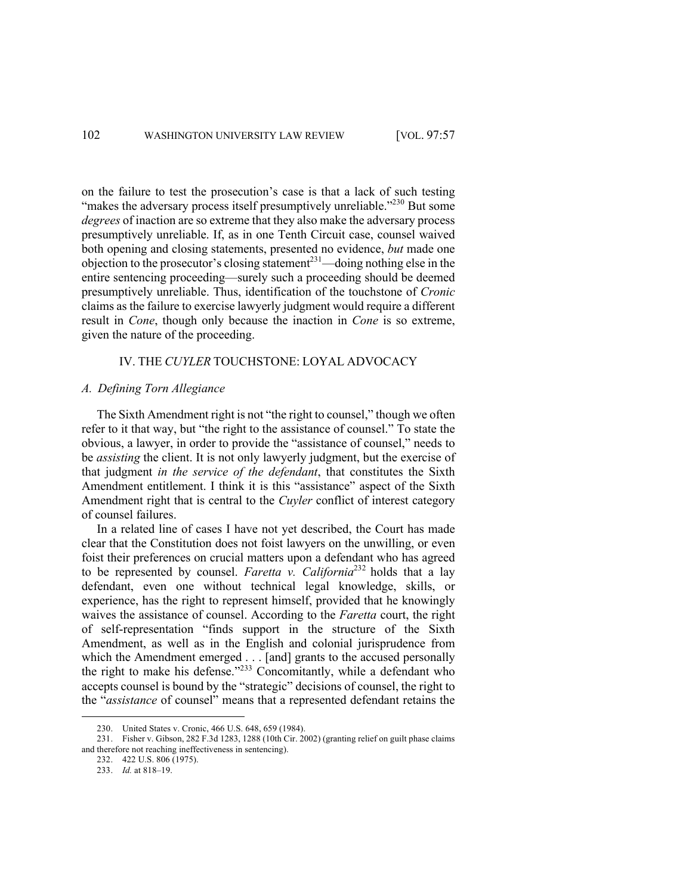on the failure to test the prosecution's case is that a lack of such testing "makes the adversary process itself presumptively unreliable."[230] But some *degrees* of inaction are so extreme that they also make the adversary process presumptively unreliable. If, as in one Tenth Circuit case, counsel waived both opening and closing statements, presented no evidence, *but* made one objection to the prosecutor's closing statement[231]—doing nothing else in the entire sentencing proceeding—surely such a proceeding should be deemed presumptively unreliable. Thus, identification of the touchstone of *Cronic* claims as the failure to exercise lawyerly judgment would require a different result in *Cone*, though only because the inaction in *Cone* is so extreme, given the nature of the proceeding.

## IV. THE *CUYLER* TOUCHSTONE: LOYAL ADVOCACY

### *A. Defining Torn Allegiance*

The Sixth Amendment right is not "the right to counsel," though we often refer to it that way, but "the right to the assistance of counsel." To state the obvious, a lawyer, in order to provide the "assistance of counsel," needs to be *assisting* the client. It is not only lawyerly judgment, but the exercise of that judgment *in the service of the defendant*, that constitutes the Sixth Amendment entitlement. I think it is this "assistance" aspect of the Sixth Amendment right that is central to the *Cuyler* conflict of interest category of counsel failures.

In a related line of cases I have not yet described, the Court has made clear that the Constitution does not foist lawyers on the unwilling, or even foist their preferences on crucial matters upon a defendant who has agreed to be represented by counsel. *Faretta v. California*[232] holds that a lay defendant, even one without technical legal knowledge, skills, or experience, has the right to represent himself, provided that he knowingly waives the assistance of counsel. According to the *Faretta* court, the right of self-representation "finds support in the structure of the Sixth Amendment, as well as in the English and colonial jurisprudence from which the Amendment emerged . . . [and] grants to the accused personally the right to make his defense."[233] Concomitantly, while a defendant who accepts counsel is bound by the "strategic" decisions of counsel, the right to the "*assistance* of counsel" means that a represented defendant retains the

---

230. United States v. Cronic, 466 U.S. 648, 659 (1984).

231. Fisher v. Gibson, 282 F.3d 1283, 1288 (10th Cir. 2002) (granting relief on guilt phase claims and therefore not reaching ineffectiveness in sentencing).

232. 422 U.S. 806 (1975).

233. *Id.* at 818–19.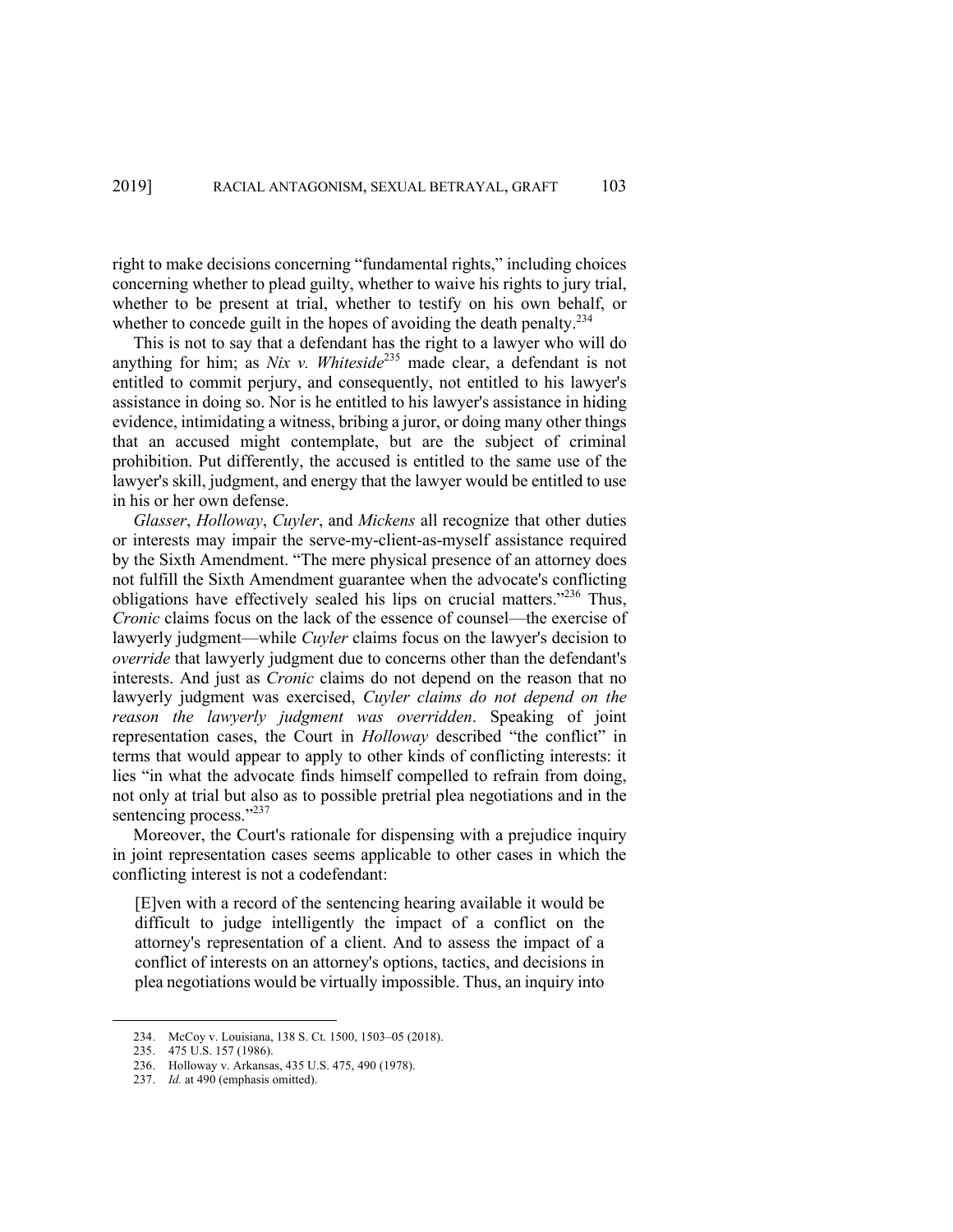right to make decisions concerning "fundamental rights," including choices concerning whether to plead guilty, whether to waive his rights to jury trial, whether to be present at trial, whether to testify on his own behalf, or whether to concede guilt in the hopes of avoiding the death penalty.[234]

This is not to say that a defendant has the right to a lawyer who will do anything for him; as *Nix v. Whiteside*[235] made clear, a defendant is not entitled to commit perjury, and consequently, not entitled to his lawyer's assistance in doing so. Nor is he entitled to his lawyer's assistance in hiding evidence, intimidating a witness, bribing a juror, or doing many other things that an accused might contemplate, but are the subject of criminal prohibition. Put differently, the accused is entitled to the same use of the lawyer's skill, judgment, and energy that the lawyer would be entitled to use in his or her own defense.

*Glasser*, *Holloway*, *Cuyler*, and *Mickens* all recognize that other duties or interests may impair the serve-my-client-as-myself assistance required by the Sixth Amendment. "The mere physical presence of an attorney does not fulfill the Sixth Amendment guarantee when the advocate's conflicting obligations have effectively sealed his lips on crucial matters."[236] Thus, *Cronic* claims focus on the lack of the essence of counsel—the exercise of lawyerly judgment—while *Cuyler* claims focus on the lawyer's decision to *override* that lawyerly judgment due to concerns other than the defendant's interests. And just as *Cronic* claims do not depend on the reason that no lawyerly judgment was exercised, *Cuyler claims do not depend on the reason the lawyerly judgment was overridden*. Speaking of joint representation cases, the Court in *Holloway* described "the conflict" in terms that would appear to apply to other kinds of conflicting interests: it lies "in what the advocate finds himself compelled to refrain from doing, not only at trial but also as to possible pretrial plea negotiations and in the sentencing process."[237]

Moreover, the Court's rationale for dispensing with a prejudice inquiry in joint representation cases seems applicable to other cases in which the conflicting interest is not a codefendant:

> [E]ven with a record of the sentencing hearing available it would be difficult to judge intelligently the impact of a conflict on the attorney's representation of a client. And to assess the impact of a conflict of interests on an attorney's options, tactics, and decisions in plea negotiations would be virtually impossible. Thus, an inquiry into

---

234. McCoy v. Louisiana, 138 S. Ct. 1500, 1503–05 (2018).

235. 475 U.S. 157 (1986).

236. Holloway v. Arkansas, 435 U.S. 475, 490 (1978).

237. *Id.* at 490 (emphasis omitted).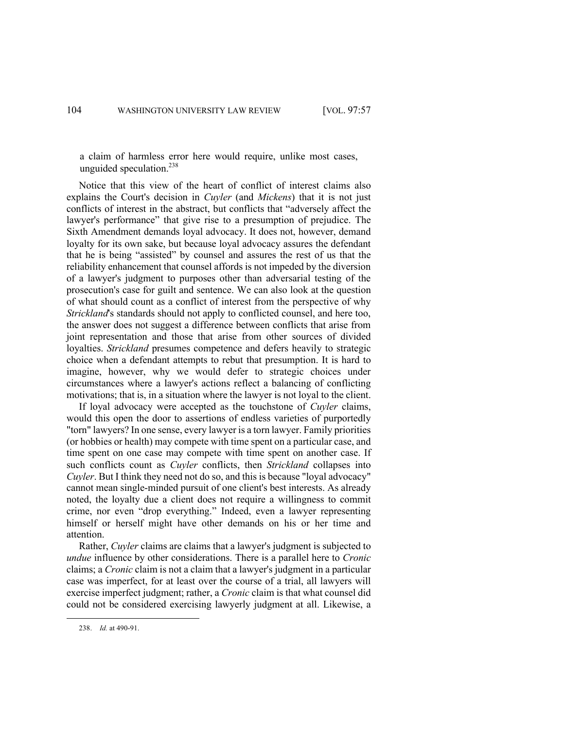a claim of harmless error here would require, unlike most cases, unguided speculation.[238]

Notice that this view of the heart of conflict of interest claims also explains the Court's decision in *Cuyler* (and *Mickens*) that it is not just conflicts of interest in the abstract, but conflicts that "adversely affect the lawyer's performance" that give rise to a presumption of prejudice. The Sixth Amendment demands loyal advocacy. It does not, however, demand loyalty for its own sake, but because loyal advocacy assures the defendant that he is being "assisted" by counsel and assures the rest of us that the reliability enhancement that counsel affords is not impeded by the diversion of a lawyer's judgment to purposes other than adversarial testing of the prosecution's case for guilt and sentence. We can also look at the question of what should count as a conflict of interest from the perspective of why *Strickland*'s standards should not apply to conflicted counsel, and here too, the answer does not suggest a difference between conflicts that arise from joint representation and those that arise from other sources of divided loyalties. *Strickland* presumes competence and defers heavily to strategic choice when a defendant attempts to rebut that presumption. It is hard to imagine, however, why we would defer to strategic choices under circumstances where a lawyer's actions reflect a balancing of conflicting motivations; that is, in a situation where the lawyer is not loyal to the client.

If loyal advocacy were accepted as the touchstone of *Cuyler* claims, would this open the door to assertions of endless varieties of purportedly "torn" lawyers? In one sense, every lawyer is a torn lawyer. Family priorities (or hobbies or health) may compete with time spent on a particular case, and time spent on one case may compete with time spent on another case. If such conflicts count as *Cuyler* conflicts, then *Strickland* collapses into *Cuyler*. But I think they need not do so, and this is because "loyal advocacy" cannot mean single-minded pursuit of one client's best interests. As already noted, the loyalty due a client does not require a willingness to commit crime, nor even "drop everything." Indeed, even a lawyer representing himself or herself might have other demands on his or her time and attention.

Rather, *Cuyler* claims are claims that a lawyer's judgment is subjected to *undue* influence by other considerations. There is a parallel here to *Cronic* claims; a *Cronic* claim is not a claim that a lawyer's judgment in a particular case was imperfect, for at least over the course of a trial, all lawyers will exercise imperfect judgment; rather, a *Cronic* claim is that what counsel did could not be considered exercising lawyerly judgment at all. Likewise, a

---

238. *Id.* at 490-91.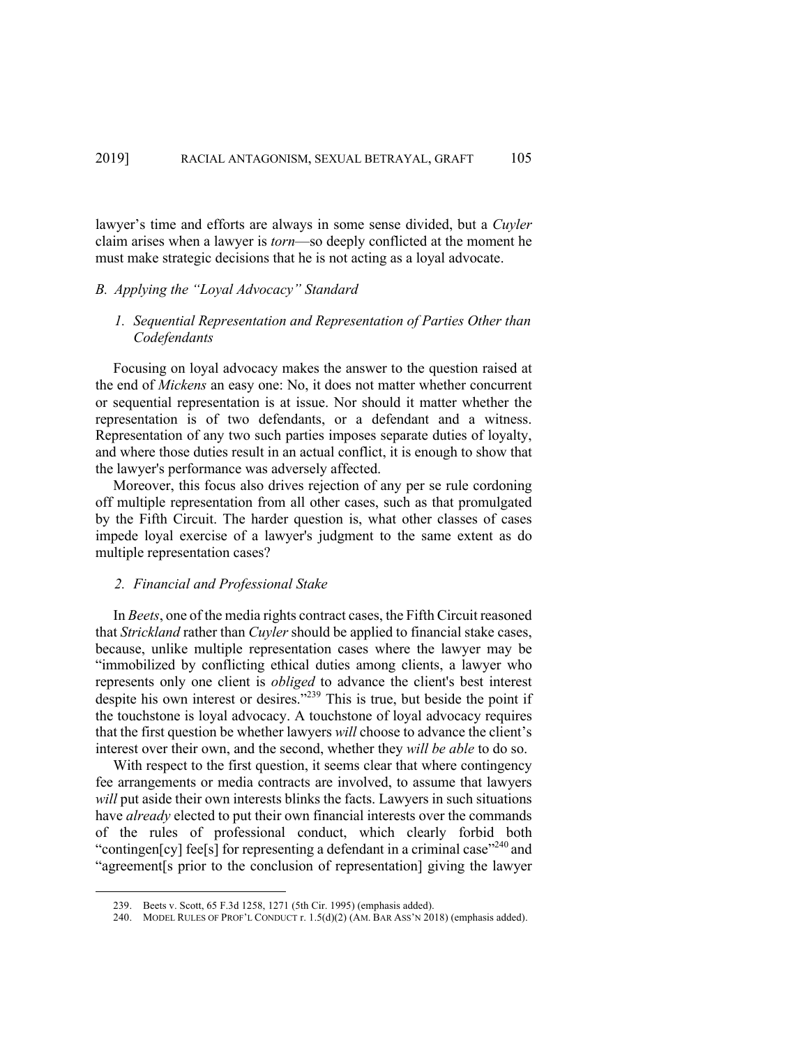lawyer's time and efforts are always in some sense divided, but a *Cuyler* claim arises when a lawyer is *torn*—so deeply conflicted at the moment he must make strategic decisions that he is not acting as a loyal advocate.

### *B. Applying the "Loyal Advocacy" Standard*

#### *1. Sequential Representation and Representation of Parties Other than Codefendants*

Focusing on loyal advocacy makes the answer to the question raised at the end of *Mickens* an easy one: No, it does not matter whether concurrent or sequential representation is at issue. Nor should it matter whether the representation is of two defendants, or a defendant and a witness. Representation of any two such parties imposes separate duties of loyalty, and where those duties result in an actual conflict, it is enough to show that the lawyer's performance was adversely affected.

Moreover, this focus also drives rejection of any per se rule cordoning off multiple representation from all other cases, such as that promulgated by the Fifth Circuit. The harder question is, what other classes of cases impede loyal exercise of a lawyer's judgment to the same extent as do multiple representation cases?

#### *2. Financial and Professional Stake*

In *Beets*, one of the media rights contract cases, the Fifth Circuit reasoned that *Strickland* rather than *Cuyler* should be applied to financial stake cases, because, unlike multiple representation cases where the lawyer may be "immobilized by conflicting ethical duties among clients, a lawyer who represents only one client is *obliged* to advance the client's best interest despite his own interest or desires."[239] This is true, but beside the point if the touchstone is loyal advocacy. A touchstone of loyal advocacy requires that the first question be whether lawyers *will* choose to advance the client's interest over their own, and the second, whether they *will be able* to do so.

With respect to the first question, it seems clear that where contingency fee arrangements or media contracts are involved, to assume that lawyers *will* put aside their own interests blinks the facts. Lawyers in such situations have *already* elected to put their own financial interests over the commands of the rules of professional conduct, which clearly forbid both "contingen[cy] fee[s] for representing a defendant in a criminal case"[240] and "agreement[s prior to the conclusion of representation] giving the lawyer

---

239. Beets v. Scott, 65 F.3d 1258, 1271 (5th Cir. 1995) (emphasis added).

240. MODEL RULES OF PROF'L CONDUCT r. 1.5(d)(2) (AM. BAR ASS'N 2018) (emphasis added).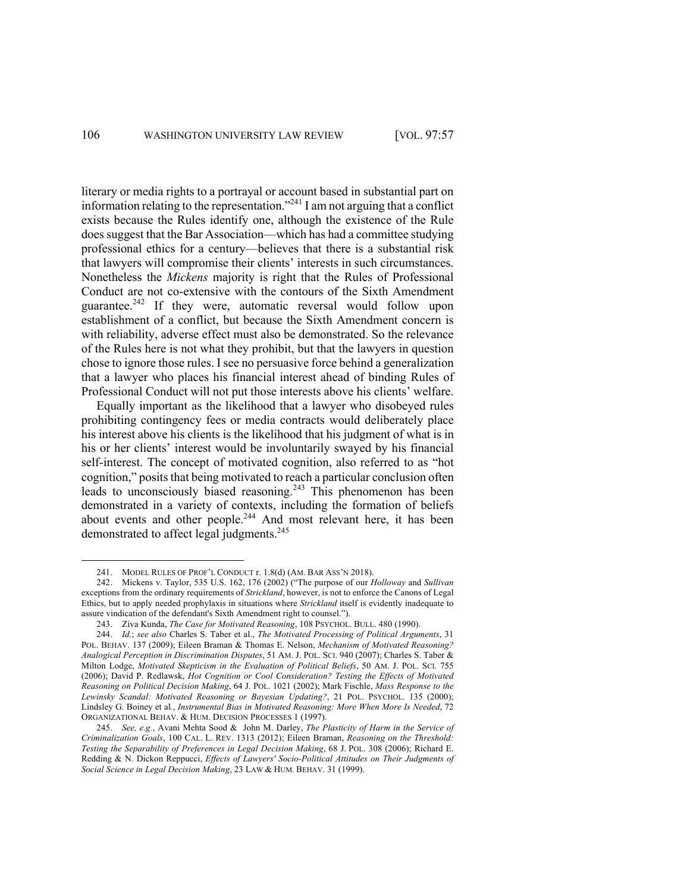literary or media rights to a portrayal or account based in substantial part on information relating to the representation."[241] I am not arguing that a conflict exists because the Rules identify one, although the existence of the Rule does suggest that the Bar Association—which has had a committee studying professional ethics for a century—believes that there is a substantial risk that lawyers will compromise their clients' interests in such circumstances. Nonetheless the *Mickens* majority is right that the Rules of Professional Conduct are not co-extensive with the contours of the Sixth Amendment guarantee.[242] If they were, automatic reversal would follow upon establishment of a conflict, but because the Sixth Amendment concern is with reliability, adverse effect must also be demonstrated. So the relevance of the Rules here is not what they prohibit, but that the lawyers in question chose to ignore those rules. I see no persuasive force behind a generalization that a lawyer who places his financial interest ahead of binding Rules of Professional Conduct will not put those interests above his clients' welfare.

Equally important as the likelihood that a lawyer who disobeyed rules prohibiting contingency fees or media contracts would deliberately place his interest above his clients is the likelihood that his judgment of what is in his or her clients' interest would be involuntarily swayed by his financial self-interest. The concept of motivated cognition, also referred to as "hot cognition," posits that being motivated to reach a particular conclusion often leads to unconsciously biased reasoning.[243] This phenomenon has been demonstrated in a variety of contexts, including the formation of beliefs about events and other people.[244] And most relevant here, it has been demonstrated to affect legal judgments.[245]

---

241. MODEL RULES OF PROF'L CONDUCT r. 1.8(d) (AM. BAR ASS'N 2018).

242. Mickens v. Taylor, 535 U.S. 162, 176 (2002) ("The purpose of our *Holloway* and *Sullivan* exceptions from the ordinary requirements of *Strickland*, however, is not to enforce the Canons of Legal Ethics, but to apply needed prophylaxis in situations where *Strickland* itself is evidently inadequate to assure vindication of the defendant's Sixth Amendment right to counsel.").

243. Ziva Kunda, *The Case for Motivated Reasoning*, 108 PSYCHOL. BULL. 480 (1990).

244. *Id.*; *see also* Charles S. Taber et al., *The Motivated Processing of Political Arguments*, 31 POL. BEHAV. 137 (2009); Eileen Braman & Thomas E. Nelson, *Mechanism of Motivated Reasoning? Analogical Perception in Discrimination Disputes*, 51 AM. J. POL. SCI. 940 (2007); Charles S. Taber & Milton Lodge, *Motivated Skepticism in the Evaluation of Political Beliefs*, 50 AM. J. POL. SCI. 755 (2006); David P. Redlawsk, *Hot Cognition or Cool Consideration? Testing the Effects of Motivated Reasoning on Political Decision Making*, 64 J. POL. 1021 (2002); Mark Fischle, *Mass Response to the Lewinsky Scandal: Motivated Reasoning or Bayesian Updating?*, 21 POL. PSYCHOL. 135 (2000); Lindsley G. Boiney et al., *Instrumental Bias in Motivated Reasoning: More When More Is Needed*, 72 ORGANIZATIONAL BEHAV. & HUM. DECISION PROCESSES 1 (1997).

245. *See, e.g.*, Avani Mehta Sood & John M. Darley, *The Plasticity of Harm in the Service of Criminalization Goals*, 100 CAL. L. REV. 1313 (2012); Eileen Braman, *Reasoning on the Threshold: Testing the Separability of Preferences in Legal Decision Making*, 68 J. POL. 308 (2006); Richard E. Redding & N. Dickon Reppucci, *Effects of Lawyers' Socio-Political Attitudes on Their Judgments of Social Science in Legal Decision Making*, 23 LAW & HUM. BEHAV. 31 (1999).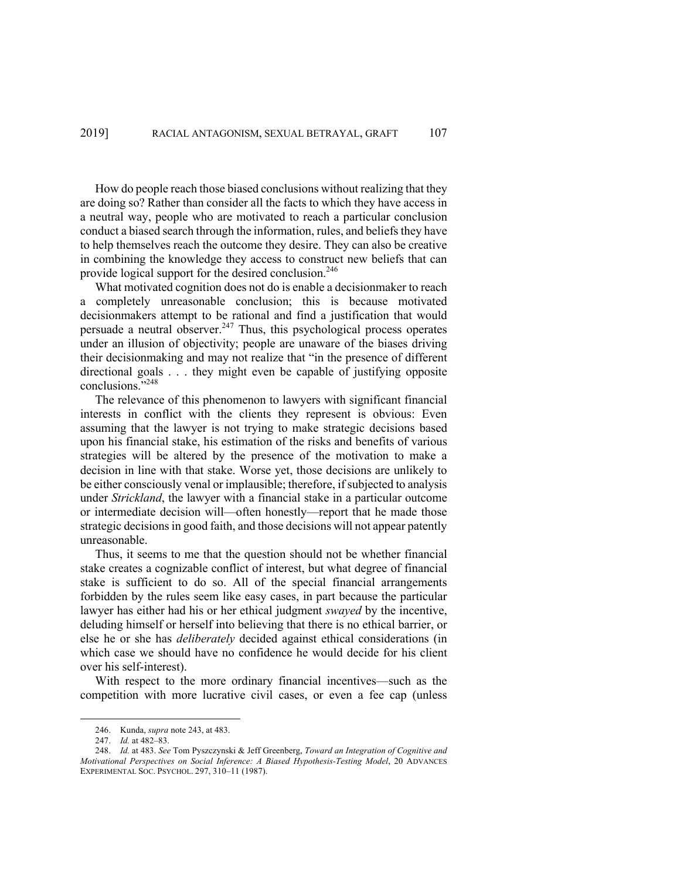How do people reach those biased conclusions without realizing that they are doing so? Rather than consider all the facts to which they have access in a neutral way, people who are motivated to reach a particular conclusion conduct a biased search through the information, rules, and beliefs they have to help themselves reach the outcome they desire. They can also be creative in combining the knowledge they access to construct new beliefs that can provide logical support for the desired conclusion.[246]

What motivated cognition does not do is enable a decisionmaker to reach a completely unreasonable conclusion; this is because motivated decisionmakers attempt to be rational and find a justification that would persuade a neutral observer.[247] Thus, this psychological process operates under an illusion of objectivity; people are unaware of the biases driving their decisionmaking and may not realize that "in the presence of different directional goals . . . they might even be capable of justifying opposite conclusions."[248]

The relevance of this phenomenon to lawyers with significant financial interests in conflict with the clients they represent is obvious: Even assuming that the lawyer is not trying to make strategic decisions based upon his financial stake, his estimation of the risks and benefits of various strategies will be altered by the presence of the motivation to make a decision in line with that stake. Worse yet, those decisions are unlikely to be either consciously venal or implausible; therefore, if subjected to analysis under *Strickland*, the lawyer with a financial stake in a particular outcome or intermediate decision will—often honestly—report that he made those strategic decisions in good faith, and those decisions will not appear patently unreasonable.

Thus, it seems to me that the question should not be whether financial stake creates a cognizable conflict of interest, but what degree of financial stake is sufficient to do so. All of the special financial arrangements forbidden by the rules seem like easy cases, in part because the particular lawyer has either had his or her ethical judgment *swayed* by the incentive, deluding himself or herself into believing that there is no ethical barrier, or else he or she has *deliberately* decided against ethical considerations (in which case we should have no confidence he would decide for his client over his self-interest).

With respect to the more ordinary financial incentives—such as the competition with more lucrative civil cases, or even a fee cap (unless

---

246. Kunda, *supra* note 243, at 483.

247. *Id.* at 482–83.

248. *Id.* at 483. *See* Tom Pyszczynski & Jeff Greenberg, *Toward an Integration of Cognitive and Motivational Perspectives on Social Inference: A Biased Hypothesis-Testing Model*, 20 ADVANCES EXPERIMENTAL SOC. PSYCHOL. 297, 310–11 (1987).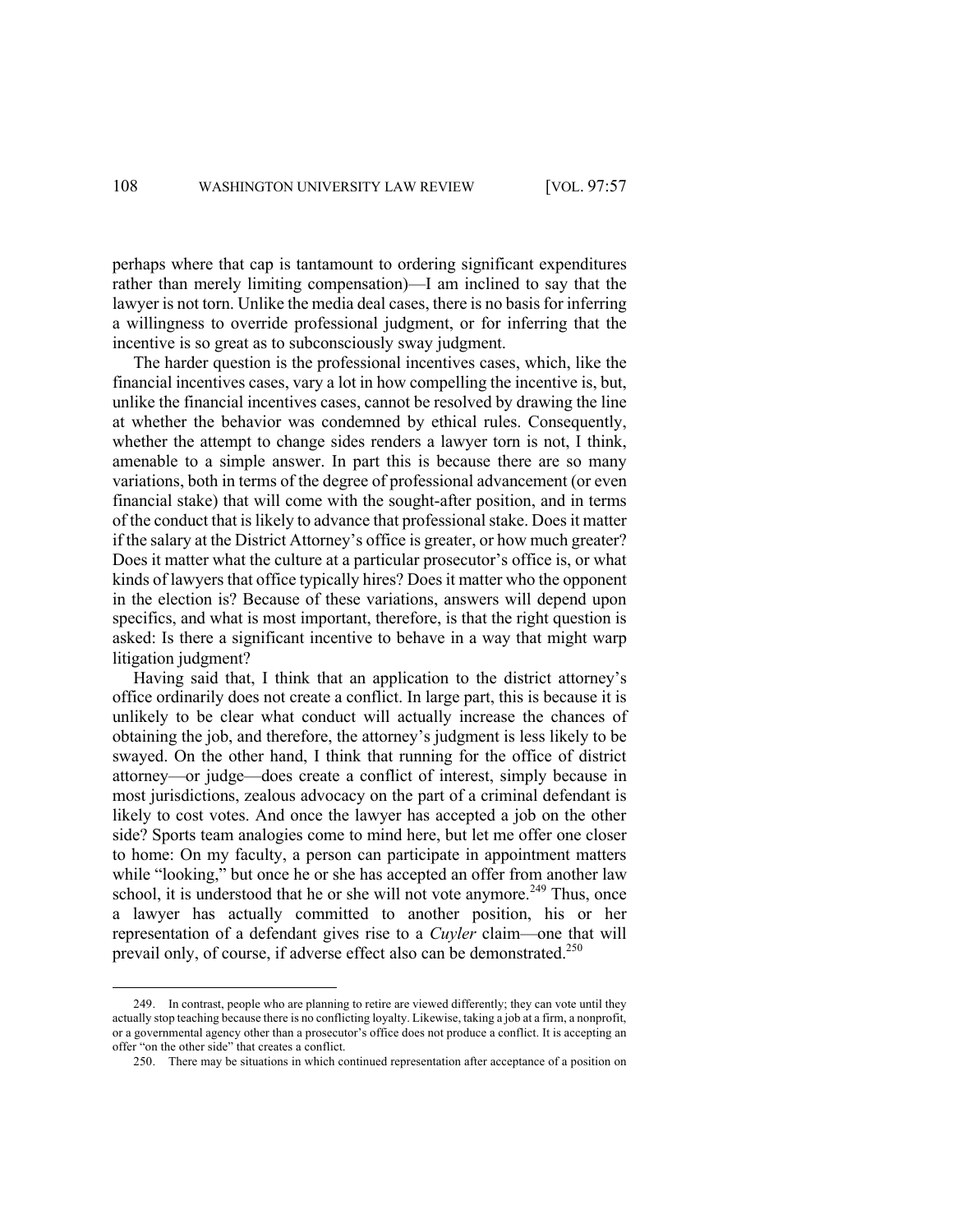perhaps where that cap is tantamount to ordering significant expenditures rather than merely limiting compensation)—I am inclined to say that the lawyer is not torn. Unlike the media deal cases, there is no basis for inferring a willingness to override professional judgment, or for inferring that the incentive is so great as to subconsciously sway judgment.

The harder question is the professional incentives cases, which, like the financial incentives cases, vary a lot in how compelling the incentive is, but, unlike the financial incentives cases, cannot be resolved by drawing the line at whether the behavior was condemned by ethical rules. Consequently, whether the attempt to change sides renders a lawyer torn is not, I think, amenable to a simple answer. In part this is because there are so many variations, both in terms of the degree of professional advancement (or even financial stake) that will come with the sought-after position, and in terms of the conduct that is likely to advance that professional stake. Does it matter if the salary at the District Attorney's office is greater, or how much greater? Does it matter what the culture at a particular prosecutor's office is, or what kinds of lawyers that office typically hires? Does it matter who the opponent in the election is? Because of these variations, answers will depend upon specifics, and what is most important, therefore, is that the right question is asked: Is there a significant incentive to behave in a way that might warp litigation judgment?

Having said that, I think that an application to the district attorney's office ordinarily does not create a conflict. In large part, this is because it is unlikely to be clear what conduct will actually increase the chances of obtaining the job, and therefore, the attorney's judgment is less likely to be swayed. On the other hand, I think that running for the office of district attorney—or judge—does create a conflict of interest, simply because in most jurisdictions, zealous advocacy on the part of a criminal defendant is likely to cost votes. And once the lawyer has accepted a job on the other side? Sports team analogies come to mind here, but let me offer one closer to home: On my faculty, a person can participate in appointment matters while "looking," but once he or she has accepted an offer from another law school, it is understood that he or she will not vote anymore.[249] Thus, once a lawyer has actually committed to another position, his or her representation of a defendant gives rise to a *Cuyler* claim—one that will prevail only, of course, if adverse effect also can be demonstrated.[250]

---

249. In contrast, people who are planning to retire are viewed differently; they can vote until they actually stop teaching because there is no conflicting loyalty. Likewise, taking a job at a firm, a nonprofit, or a governmental agency other than a prosecutor's office does not produce a conflict. It is accepting an offer "on the other side" that creates a conflict.

250. There may be situations in which continued representation after acceptance of a position on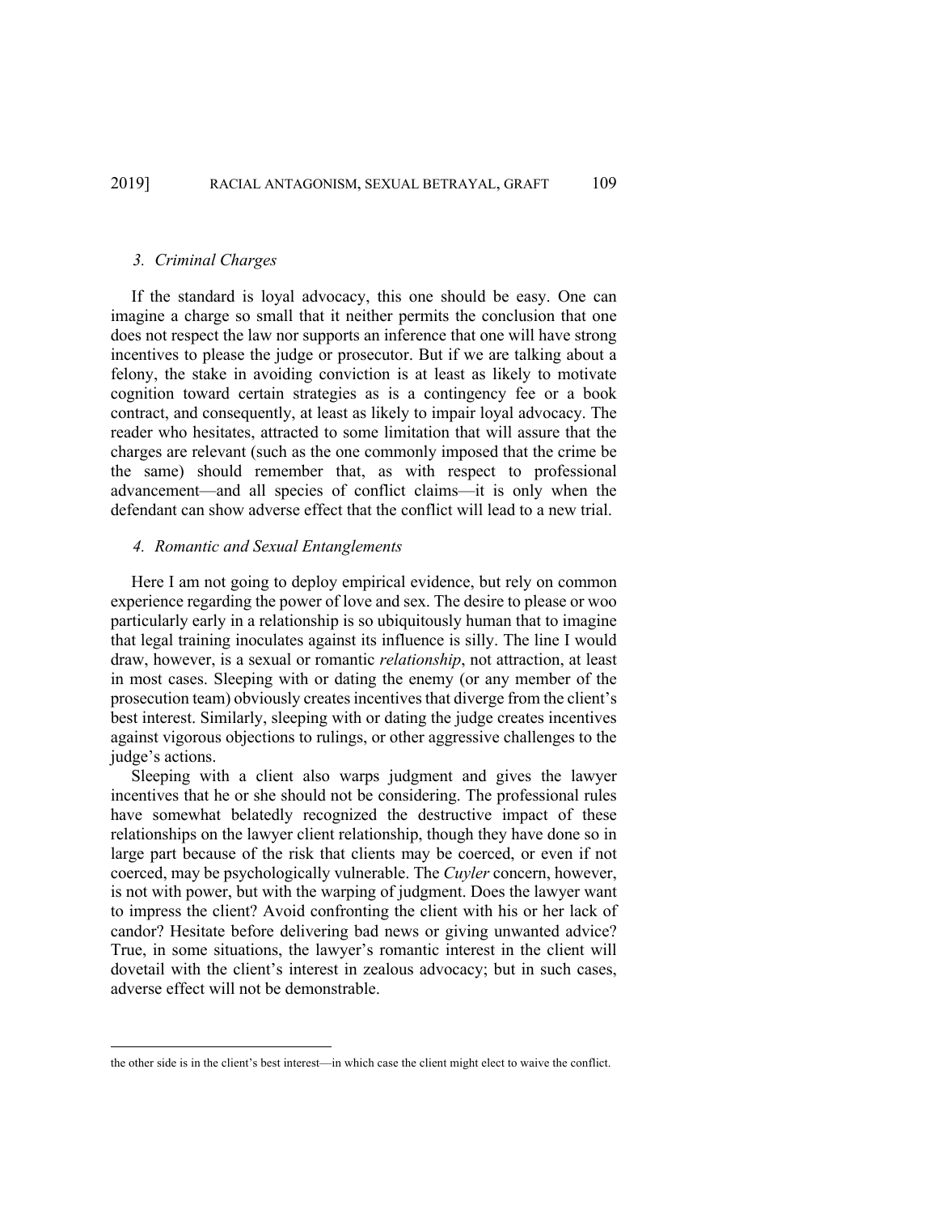### 3. Criminal Charges

If the standard is loyal advocacy, this one should be easy. One can imagine a charge so small that it neither permits the conclusion that one does not respect the law nor supports an inference that one will have strong incentives to please the judge or prosecutor. But if we are talking about a felony, the stake in avoiding conviction is at least as likely to motivate cognition toward certain strategies as is a contingency fee or a book contract, and consequently, at least as likely to impair loyal advocacy. The reader who hesitates, attracted to some limitation that will assure that the charges are relevant (such as the one commonly imposed that the crime be the same) should remember that, as with respect to professional advancement—and all species of conflict claims—it is only when the defendant can show adverse effect that the conflict will lead to a new trial.

### 4. Romantic and Sexual Entanglements

Here I am not going to deploy empirical evidence, but rely on common experience regarding the power of love and sex. The desire to please or woo particularly early in a relationship is so ubiquitously human that to imagine that legal training inoculates against its influence is silly. The line I would draw, however, is a sexual or romantic *relationship*, not attraction, at least in most cases. Sleeping with or dating the enemy (or any member of the prosecution team) obviously creates incentives that diverge from the client's best interest. Similarly, sleeping with or dating the judge creates incentives against vigorous objections to rulings, or other aggressive challenges to the judge's actions.

Sleeping with a client also warps judgment and gives the lawyer incentives that he or she should not be considering. The professional rules have somewhat belatedly recognized the destructive impact of these relationships on the lawyer client relationship, though they have done so in large part because of the risk that clients may be coerced, or even if not coerced, may be psychologically vulnerable. The *Cuyler* concern, however, is not with power, but with the warping of judgment. Does the lawyer want to impress the client? Avoid confronting the client with his or her lack of candor? Hesitate before delivering bad news or giving unwanted advice? True, in some situations, the lawyer's romantic interest in the client will dovetail with the client's interest in zealous advocacy; but in such cases, adverse effect will not be demonstrable.

---

the other side is in the client's best interest—in which case the client might elect to waive the conflict.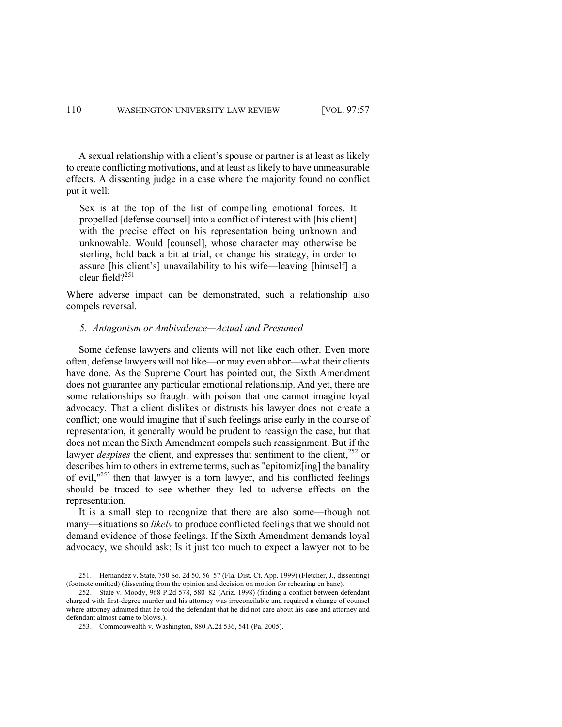A sexual relationship with a client's spouse or partner is at least as likely to create conflicting motivations, and at least as likely to have unmeasurable effects. A dissenting judge in a case where the majority found no conflict put it well:

> Sex is at the top of the list of compelling emotional forces. It propelled [defense counsel] into a conflict of interest with [his client] with the precise effect on his representation being unknown and unknowable. Would [counsel], whose character may otherwise be sterling, hold back a bit at trial, or change his strategy, in order to assure [his client's] unavailability to his wife—leaving [himself] a clear field?[251]

Where adverse impact can be demonstrated, such a relationship also compels reversal.

### *5. Antagonism or Ambivalence—Actual and Presumed*

Some defense lawyers and clients will not like each other. Even more often, defense lawyers will not like—or may even abhor—what their clients have done. As the Supreme Court has pointed out, the Sixth Amendment does not guarantee any particular emotional relationship. And yet, there are some relationships so fraught with poison that one cannot imagine loyal advocacy. That a client dislikes or distrusts his lawyer does not create a conflict; one would imagine that if such feelings arise early in the course of representation, it generally would be prudent to reassign the case, but that does not mean the Sixth Amendment compels such reassignment. But if the lawyer *despises* the client, and expresses that sentiment to the client,[252] or describes him to others in extreme terms, such as "epitomiz[ing] the banality of evil,"[253] then that lawyer is a torn lawyer, and his conflicted feelings should be traced to see whether they led to adverse effects on the representation.

It is a small step to recognize that there are also some—though not many—situations so *likely* to produce conflicted feelings that we should not demand evidence of those feelings. If the Sixth Amendment demands loyal advocacy, we should ask: Is it just too much to expect a lawyer not to be

---

251. Hernandez v. State, 750 So. 2d 50, 56–57 (Fla. Dist. Ct. App. 1999) (Fletcher, J., dissenting) (footnote omitted) (dissenting from the opinion and decision on motion for rehearing en banc).

252. State v. Moody, 968 P.2d 578, 580–82 (Ariz. 1998) (finding a conflict between defendant charged with first-degree murder and his attorney was irreconcilable and required a change of counsel where attorney admitted that he told the defendant that he did not care about his case and attorney and defendant almost came to blows.).

253. Commonwealth v. Washington, 880 A.2d 536, 541 (Pa. 2005).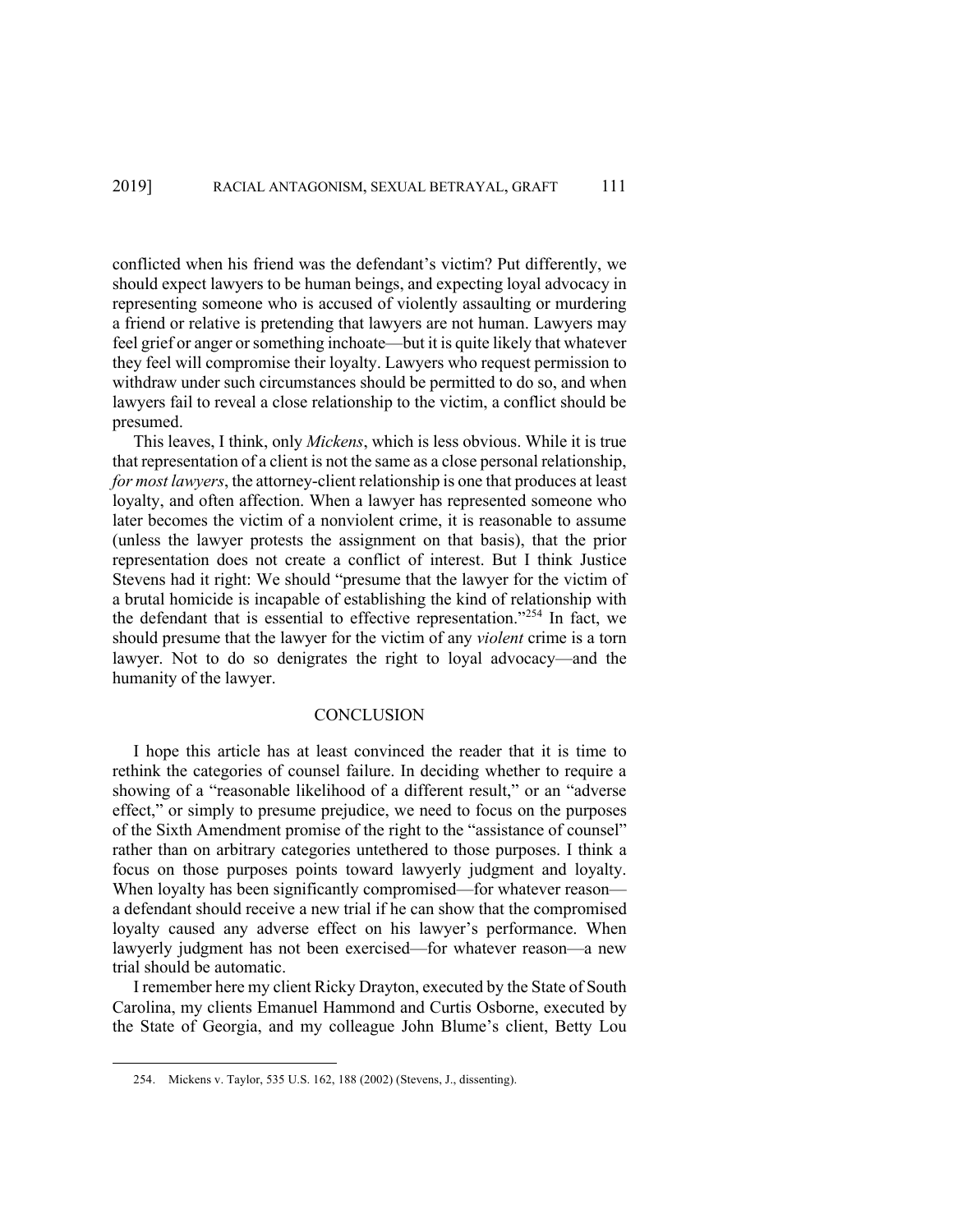conflicted when his friend was the defendant's victim? Put differently, we should expect lawyers to be human beings, and expecting loyal advocacy in representing someone who is accused of violently assaulting or murdering a friend or relative is pretending that lawyers are not human. Lawyers may feel grief or anger or something inchoate—but it is quite likely that whatever they feel will compromise their loyalty. Lawyers who request permission to withdraw under such circumstances should be permitted to do so, and when lawyers fail to reveal a close relationship to the victim, a conflict should be presumed.

This leaves, I think, only *Mickens*, which is less obvious. While it is true that representation of a client is not the same as a close personal relationship, *for most lawyers*, the attorney-client relationship is one that produces at least loyalty, and often affection. When a lawyer has represented someone who later becomes the victim of a nonviolent crime, it is reasonable to assume (unless the lawyer protests the assignment on that basis), that the prior representation does not create a conflict of interest. But I think Justice Stevens had it right: We should "presume that the lawyer for the victim of a brutal homicide is incapable of establishing the kind of relationship with the defendant that is essential to effective representation."[254] In fact, we should presume that the lawyer for the victim of any *violent* crime is a torn lawyer. Not to do so denigrates the right to loyal advocacy—and the humanity of the lawyer.

## CONCLUSION

I hope this article has at least convinced the reader that it is time to rethink the categories of counsel failure. In deciding whether to require a showing of a "reasonable likelihood of a different result," or an "adverse effect," or simply to presume prejudice, we need to focus on the purposes of the Sixth Amendment promise of the right to the "assistance of counsel" rather than on arbitrary categories untethered to those purposes. I think a focus on those purposes points toward lawyerly judgment and loyalty. When loyalty has been significantly compromised—for whatever reason—a defendant should receive a new trial if he can show that the compromised loyalty caused any adverse effect on his lawyer's performance. When lawyerly judgment has not been exercised—for whatever reason—a new trial should be automatic.

I remember here my client Ricky Drayton, executed by the State of South Carolina, my clients Emanuel Hammond and Curtis Osborne, executed by the State of Georgia, and my colleague John Blume's client, Betty Lou

254. Mickens v. Taylor, 535 U.S. 162, 188 (2002) (Stevens, J., dissenting).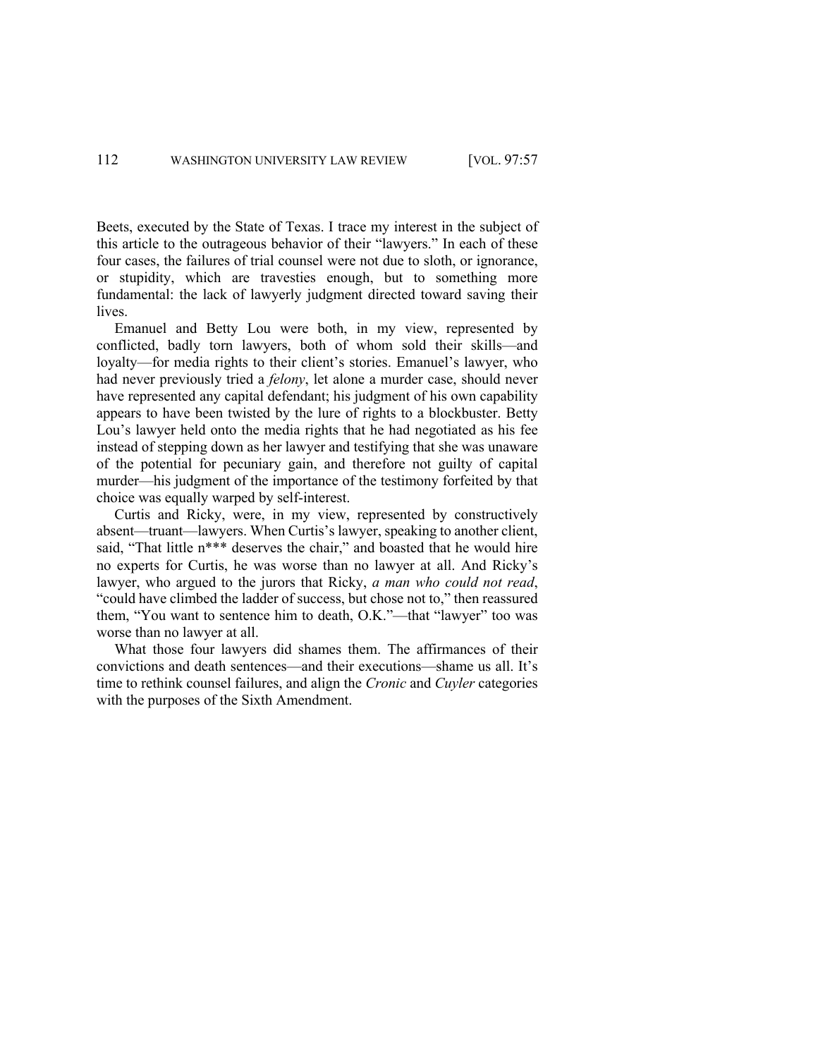Beets, executed by the State of Texas. I trace my interest in the subject of this article to the outrageous behavior of their "lawyers." In each of these four cases, the failures of trial counsel were not due to sloth, or ignorance, or stupidity, which are travesties enough, but to something more fundamental: the lack of lawyerly judgment directed toward saving their lives.

Emanuel and Betty Lou were both, in my view, represented by conflicted, badly torn lawyers, both of whom sold their skills—and loyalty—for media rights to their client's stories. Emanuel's lawyer, who had never previously tried a *felony*, let alone a murder case, should never have represented any capital defendant; his judgment of his own capability appears to have been twisted by the lure of rights to a blockbuster. Betty Lou's lawyer held onto the media rights that he had negotiated as his fee instead of stepping down as her lawyer and testifying that she was unaware of the potential for pecuniary gain, and therefore not guilty of capital murder—his judgment of the importance of the testimony forfeited by that choice was equally warped by self-interest.

Curtis and Ricky, were, in my view, represented by constructively absent—truant—lawyers. When Curtis's lawyer, speaking to another client, said, "That little n*** deserves the chair," and boasted that he would hire no experts for Curtis, he was worse than no lawyer at all. And Ricky's lawyer, who argued to the jurors that Ricky, *a man who could not read*, "could have climbed the ladder of success, but chose not to," then reassured them, "You want to sentence him to death, O.K."—that "lawyer" too was worse than no lawyer at all.

What those four lawyers did shames them. The affirmances of their convictions and death sentences—and their executions—shame us all. It's time to rethink counsel failures, and align the *Cronic* and *Cuyler* categories with the purposes of the Sixth Amendment.